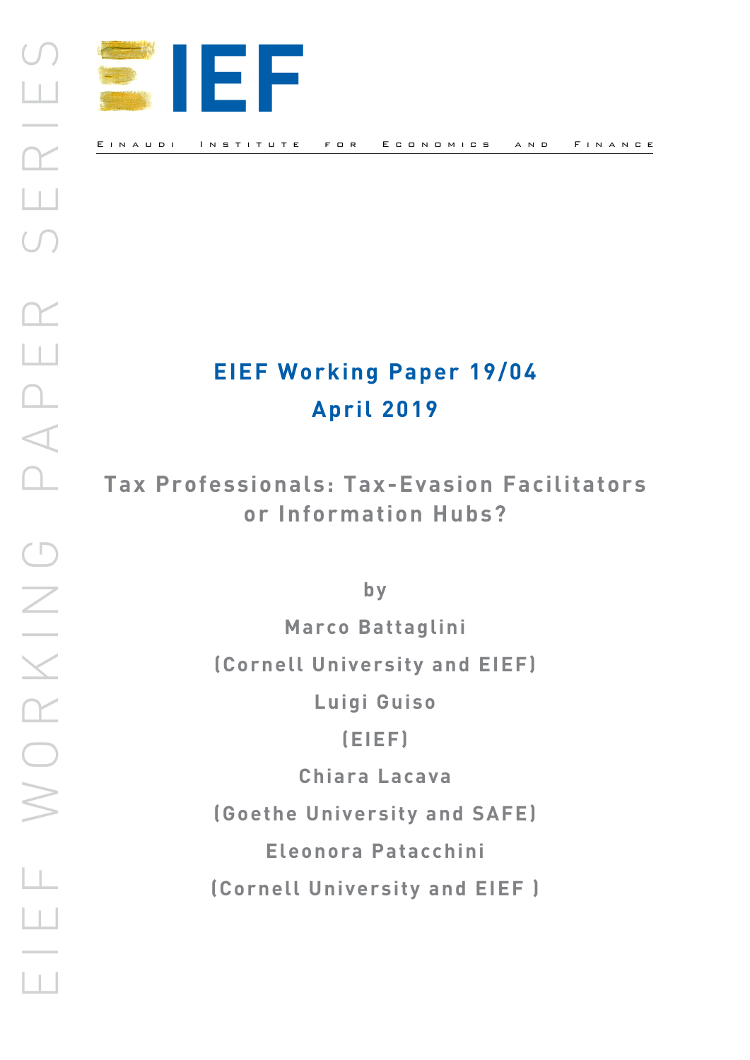EIEF

EINAUDI INSTITUTE FOR ECONOMICS AND FINANCE

**EIEF Working Paper 19/04**

**April 2019**

# Tax Professionals: Tax-Evasion Facilitators or Information Hubs?

by

Marco Battaglini

(Cornell University and EIEF)

Luigi Guiso

(EIEF)

Chiara Lacava

(Goethe University and SAFE)

Eleonora Patacchini

(Cornell University and EIEF )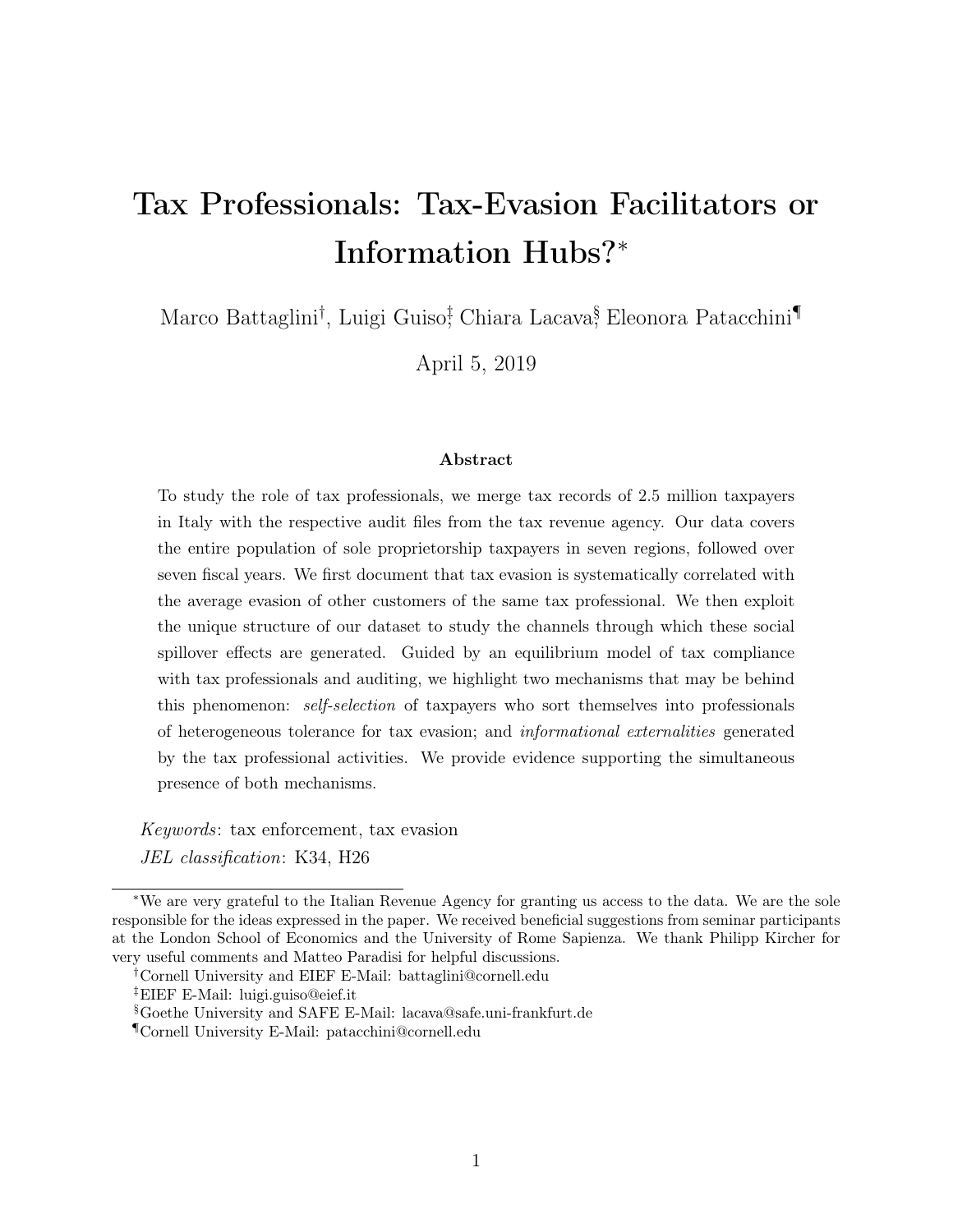# Tax Professionals: Tax-Evasion Facilitators or Information Hubs?*

Marco Battaglini[†], Luigi Guiso[‡], Chiara Lacava[§], Eleonora Patacchini[¶]

April 5, 2019

### Abstract

To study the role of tax professionals, we merge tax records of 2.5 million taxpayers in Italy with the respective audit files from the tax revenue agency. Our data covers the entire population of sole proprietorship taxpayers in seven regions, followed over seven fiscal years. We first document that tax evasion is systematically correlated with the average evasion of other customers of the same tax professional. We then exploit the unique structure of our dataset to study the channels through which these social spillover effects are generated. Guided by an equilibrium model of tax compliance with tax professionals and auditing, we highlight two mechanisms that may be behind this phenomenon: *self-selection* of taxpayers who sort themselves into professionals of heterogeneous tolerance for tax evasion; and *informational externalities* generated by the tax professional activities. We provide evidence supporting the simultaneous presence of both mechanisms.

*Keywords*: tax enforcement, tax evasion

*JEL classification*: K34, H26

---

*We are very grateful to the Italian Revenue Agency for granting us access to the data. We are the sole responsible for the ideas expressed in the paper. We received beneficial suggestions from seminar participants at the London School of Economics and the University of Rome Sapienza. We thank Philipp Kircher for very useful comments and Matteo Paradisi for helpful discussions.

[†]Cornell University and EIEF E-Mail: battaglini@cornell.edu

[‡]EIEF E-Mail: luigi.guiso@eief.it

[§]Goethe University and SAFE E-Mail: lacava@safe.uni-frankfurt.de

[¶]Cornell University E-Mail: patacchini@cornell.edu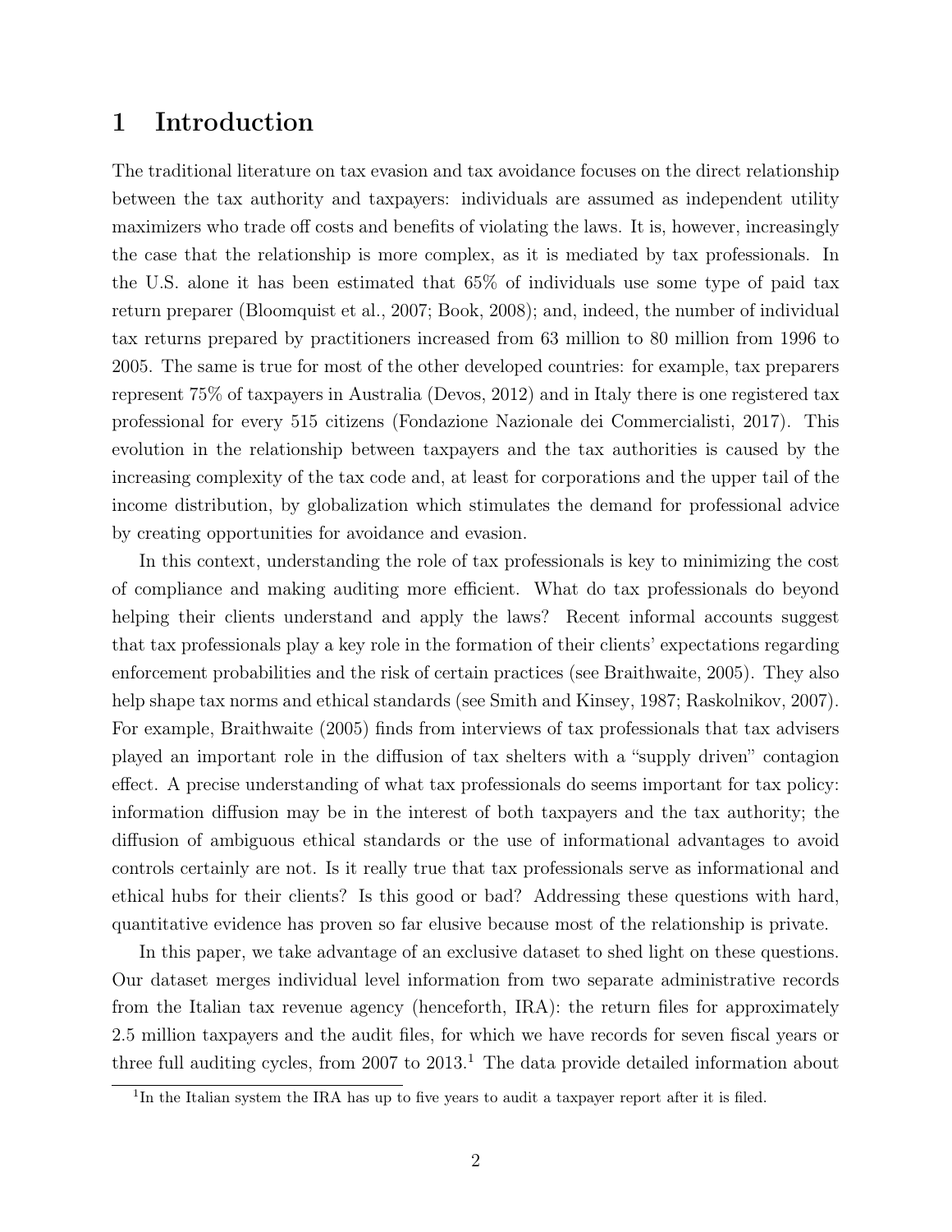# 1 Introduction

The traditional literature on tax evasion and tax avoidance focuses on the direct relationship between the tax authority and taxpayers: individuals are assumed as independent utility maximizers who trade off costs and benefits of violating the laws. It is, however, increasingly the case that the relationship is more complex, as it is mediated by tax professionals. In the U.S. alone it has been estimated that 65% of individuals use some type of paid tax return preparer (Bloomquist et al., 2007; Book, 2008); and, indeed, the number of individual tax returns prepared by practitioners increased from 63 million to 80 million from 1996 to 2005. The same is true for most of the other developed countries: for example, tax preparers represent 75% of taxpayers in Australia (Devos, 2012) and in Italy there is one registered tax professional for every 515 citizens (Fondazione Nazionale dei Commercialisti, 2017). This evolution in the relationship between taxpayers and the tax authorities is caused by the increasing complexity of the tax code and, at least for corporations and the upper tail of the income distribution, by globalization which stimulates the demand for professional advice by creating opportunities for avoidance and evasion.

In this context, understanding the role of tax professionals is key to minimizing the cost of compliance and making auditing more efficient. What do tax professionals do beyond helping their clients understand and apply the laws? Recent informal accounts suggest that tax professionals play a key role in the formation of their clients' expectations regarding enforcement probabilities and the risk of certain practices (see Braithwaite, 2005). They also help shape tax norms and ethical standards (see Smith and Kinsey, 1987; Raskolnikov, 2007). For example, Braithwaite (2005) finds from interviews of tax professionals that tax advisers played an important role in the diffusion of tax shelters with a "supply driven" contagion effect. A precise understanding of what tax professionals do seems important for tax policy: information diffusion may be in the interest of both taxpayers and the tax authority; the diffusion of ambiguous ethical standards or the use of informational advantages to avoid controls certainly are not. Is it really true that tax professionals serve as informational and ethical hubs for their clients? Is this good or bad? Addressing these questions with hard, quantitative evidence has proven so far elusive because most of the relationship is private.

In this paper, we take advantage of an exclusive dataset to shed light on these questions. Our dataset merges individual level information from two separate administrative records from the Italian tax revenue agency (henceforth, IRA): the return files for approximately 2.5 million taxpayers and the audit files, for which we have records for seven fiscal years or three full auditing cycles, from 2007 to 2013.[1] The data provide detailed information about

[1] In the Italian system the IRA has up to five years to audit a taxpayer report after it is filed.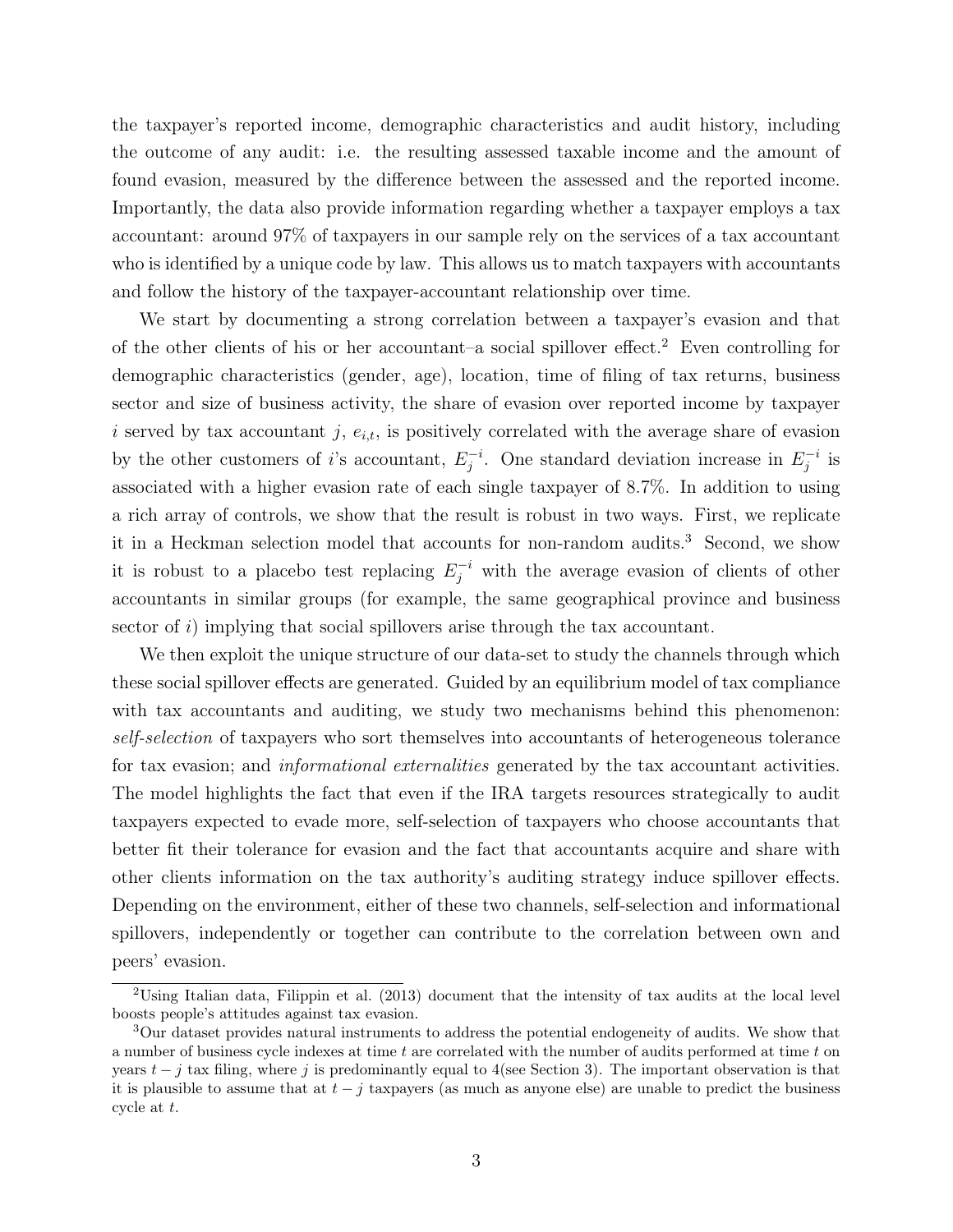the taxpayer's reported income, demographic characteristics and audit history, including the outcome of any audit: i.e. the resulting assessed taxable income and the amount of found evasion, measured by the difference between the assessed and the reported income. Importantly, the data also provide information regarding whether a taxpayer employs a tax accountant: around 97% of taxpayers in our sample rely on the services of a tax accountant who is identified by a unique code by law. This allows us to match taxpayers with accountants and follow the history of the taxpayer-accountant relationship over time.

We start by documenting a strong correlation between a taxpayer's evasion and that of the other clients of his or her accountant–a social spillover effect.[2] Even controlling for demographic characteristics (gender, age), location, time of filing of tax returns, business sector and size of business activity, the share of evasion over reported income by taxpayer $i$ served by tax accountant $j$, $e_{i,t}$, is positively correlated with the average share of evasion by the other customers of $i$'s accountant, $E_j^{-i}$. One standard deviation increase in $E_j^{-i}$ is associated with a higher evasion rate of each single taxpayer of 8.7%. In addition to using a rich array of controls, we show that the result is robust in two ways. First, we replicate it in a Heckman selection model that accounts for non-random audits.[3] Second, we show it is robust to a placebo test replacing $E_j^{-i}$ with the average evasion of clients of other accountants in similar groups (for example, the same geographical province and business sector of $i$) implying that social spillovers arise through the tax accountant.

We then exploit the unique structure of our data-set to study the channels through which these social spillover effects are generated. Guided by an equilibrium model of tax compliance with tax accountants and auditing, we study two mechanisms behind this phenomenon: *self-selection* of taxpayers who sort themselves into accountants of heterogeneous tolerance for tax evasion; and *informational externalities* generated by the tax accountant activities. The model highlights the fact that even if the IRA targets resources strategically to audit taxpayers expected to evade more, self-selection of taxpayers who choose accountants that better fit their tolerance for evasion and the fact that accountants acquire and share with other clients information on the tax authority's auditing strategy induce spillover effects. Depending on the environment, either of these two channels, self-selection and informational spillovers, independently or together can contribute to the correlation between own and peers' evasion.

[2] Using Italian data, Filippin et al. (2013) document that the intensity of tax audits at the local level boosts people's attitudes against tax evasion.

[3] Our dataset provides natural instruments to address the potential endogeneity of audits. We show that a number of business cycle indexes at time $t$ are correlated with the number of audits performed at time $t$ on years $t-j$ tax filing, where $j$ is predominantly equal to 4(see Section 3). The important observation is that it is plausible to assume that at $t-j$ taxpayers (as much as anyone else) are unable to predict the business cycle at $t$.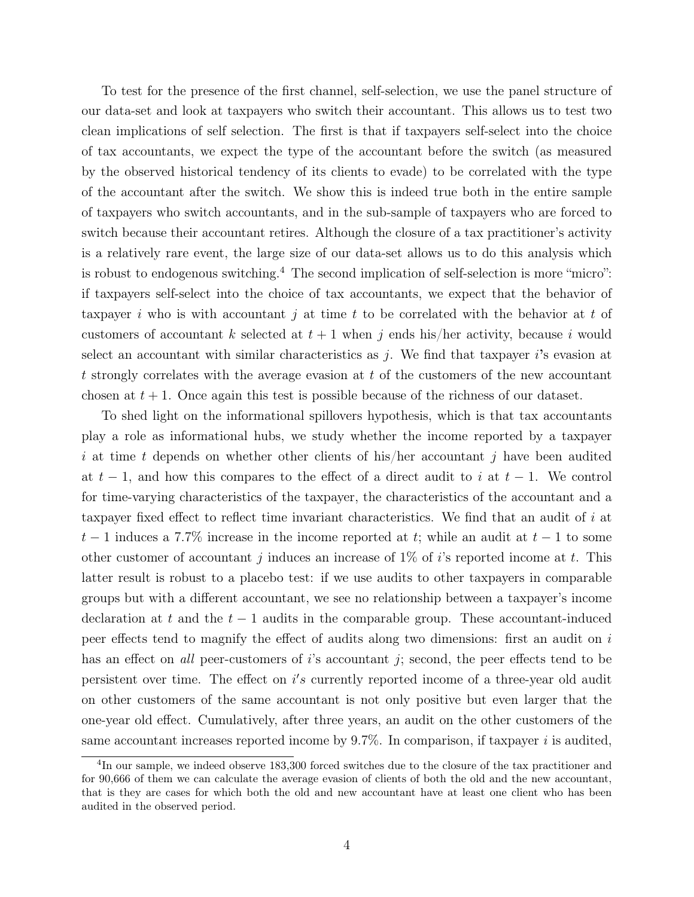To test for the presence of the first channel, self-selection, we use the panel structure of our data-set and look at taxpayers who switch their accountant. This allows us to test two clean implications of self selection. The first is that if taxpayers self-select into the choice of tax accountants, we expect the type of the accountant before the switch (as measured by the observed historical tendency of its clients to evade) to be correlated with the type of the accountant after the switch. We show this is indeed true both in the entire sample of taxpayers who switch accountants, and in the sub-sample of taxpayers who are forced to switch because their accountant retires. Although the closure of a tax practitioner's activity is a relatively rare event, the large size of our data-set allows us to do this analysis which is robust to endogenous switching.[4] The second implication of self-selection is more "micro": if taxpayers self-select into the choice of tax accountants, we expect that the behavior of taxpayer $i$ who is with accountant $j$ at time $t$ to be correlated with the behavior at $t$ of customers of accountant $k$ selected at $t+1$ when $j$ ends his/her activity, because $i$ would select an accountant with similar characteristics as $j$. We find that taxpayer $i$'s evasion at $t$ strongly correlates with the average evasion at $t$ of the customers of the new accountant chosen at $t+1$. Once again this test is possible because of the richness of our dataset.

To shed light on the informational spillovers hypothesis, which is that tax accountants play a role as informational hubs, we study whether the income reported by a taxpayer $i$ at time $t$ depends on whether other clients of his/her accountant $j$ have been audited at $t-1$, and how this compares to the effect of a direct audit to $i$ at $t-1$. We control for time-varying characteristics of the taxpayer, the characteristics of the accountant and a taxpayer fixed effect to reflect time invariant characteristics. We find that an audit of $i$ at $t-1$ induces a 7.7% increase in the income reported at $t$; while an audit at $t-1$ to some other customer of accountant $j$ induces an increase of 1% of $i$'s reported income at $t$. This latter result is robust to a placebo test: if we use audits to other taxpayers in comparable groups but with a different accountant, we see no relationship between a taxpayer's income declaration at $t$ and the $t-1$ audits in the comparable group. These accountant-induced peer effects tend to magnify the effect of audits along two dimensions: first an audit on $i$ has an effect on *all* peer-customers of $i$'s accountant $j$; second, the peer effects tend to be persistent over time. The effect on $i's$ currently reported income of a three-year old audit on other customers of the same accountant is not only positive but even larger that the one-year old effect. Cumulatively, after three years, an audit on the other customers of the same accountant increases reported income by 9.7%. In comparison, if taxpayer $i$ is audited,

[4] In our sample, we indeed observe 183,300 forced switches due to the closure of the tax practitioner and for 90,666 of them we can calculate the average evasion of clients of both the old and the new accountant, that is they are cases for which both the old and new accountant have at least one client who has been audited in the observed period.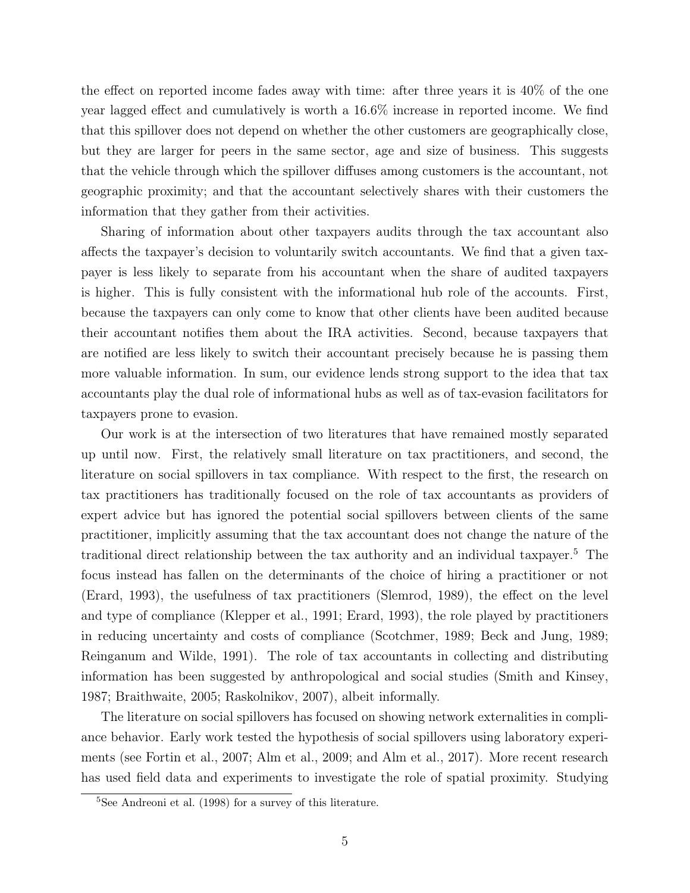the effect on reported income fades away with time: after three years it is 40% of the one year lagged effect and cumulatively is worth a 16.6% increase in reported income. We find that this spillover does not depend on whether the other customers are geographically close, but they are larger for peers in the same sector, age and size of business. This suggests that the vehicle through which the spillover diffuses among customers is the accountant, not geographic proximity; and that the accountant selectively shares with their customers the information that they gather from their activities.

Sharing of information about other taxpayers audits through the tax accountant also affects the taxpayer's decision to voluntarily switch accountants. We find that a given taxpayer is less likely to separate from his accountant when the share of audited taxpayers is higher. This is fully consistent with the informational hub role of the accounts. First, because the taxpayers can only come to know that other clients have been audited because their accountant notifies them about the IRA activities. Second, because taxpayers that are notified are less likely to switch their accountant precisely because he is passing them more valuable information. In sum, our evidence lends strong support to the idea that tax accountants play the dual role of informational hubs as well as of tax-evasion facilitators for taxpayers prone to evasion.

Our work is at the intersection of two literatures that have remained mostly separated up until now. First, the relatively small literature on tax practitioners, and second, the literature on social spillovers in tax compliance. With respect to the first, the research on tax practitioners has traditionally focused on the role of tax accountants as providers of expert advice but has ignored the potential social spillovers between clients of the same practitioner, implicitly assuming that the tax accountant does not change the nature of the traditional direct relationship between the tax authority and an individual taxpayer.[5] The focus instead has fallen on the determinants of the choice of hiring a practitioner or not (Erard, 1993), the usefulness of tax practitioners (Slemrod, 1989), the effect on the level and type of compliance (Klepper et al., 1991; Erard, 1993), the role played by practitioners in reducing uncertainty and costs of compliance (Scotchmer, 1989; Beck and Jung, 1989; Reinganum and Wilde, 1991). The role of tax accountants in collecting and distributing information has been suggested by anthropological and social studies (Smith and Kinsey, 1987; Braithwaite, 2005; Raskolnikov, 2007), albeit informally.

The literature on social spillovers has focused on showing network externalities in compliance behavior. Early work tested the hypothesis of social spillovers using laboratory experiments (see Fortin et al., 2007; Alm et al., 2009; and Alm et al., 2017). More recent research has used field data and experiments to investigate the role of spatial proximity. Studying

[5]See Andreoni et al. (1998) for a survey of this literature.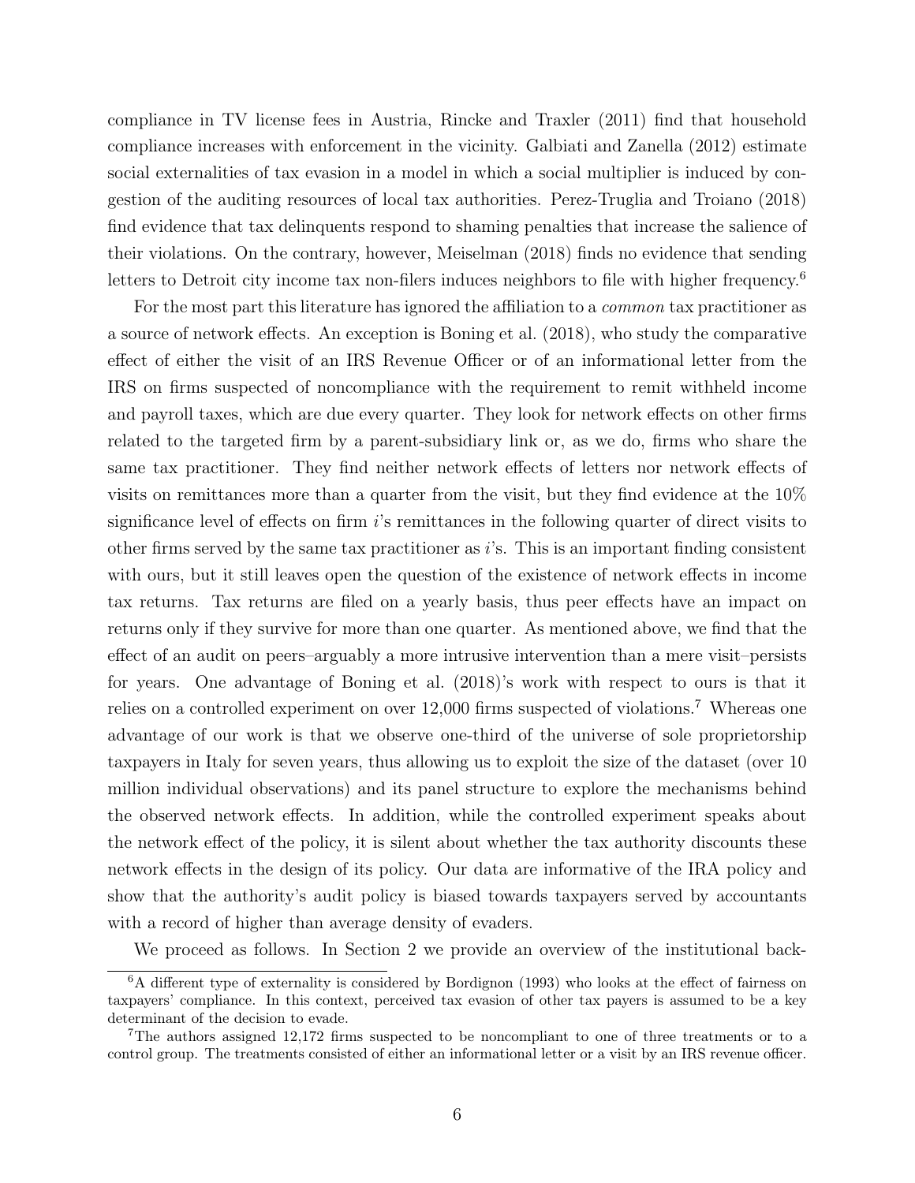compliance in TV license fees in Austria, Rincke and Traxler (2011) find that household compliance increases with enforcement in the vicinity. Galbiati and Zanella (2012) estimate social externalities of tax evasion in a model in which a social multiplier is induced by congestion of the auditing resources of local tax authorities. Perez-Truglia and Troiano (2018) find evidence that tax delinquents respond to shaming penalties that increase the salience of their violations. On the contrary, however, Meiselman (2018) finds no evidence that sending letters to Detroit city income tax non-filers induces neighbors to file with higher frequency.[6]

For the most part this literature has ignored the affiliation to a *common* tax practitioner as a source of network effects. An exception is Boning et al. (2018), who study the comparative effect of either the visit of an IRS Revenue Officer or of an informational letter from the IRS on firms suspected of noncompliance with the requirement to remit withheld income and payroll taxes, which are due every quarter. They look for network effects on other firms related to the targeted firm by a parent-subsidiary link or, as we do, firms who share the same tax practitioner. They find neither network effects of letters nor network effects of visits on remittances more than a quarter from the visit, but they find evidence at the 10% significance level of effects on firm $i$'s remittances in the following quarter of direct visits to other firms served by the same tax practitioner as $i$'s. This is an important finding consistent with ours, but it still leaves open the question of the existence of network effects in income tax returns. Tax returns are filed on a yearly basis, thus peer effects have an impact on returns only if they survive for more than one quarter. As mentioned above, we find that the effect of an audit on peers–arguably a more intrusive intervention than a mere visit–persists for years. One advantage of Boning et al. (2018)'s work with respect to ours is that it relies on a controlled experiment on over 12,000 firms suspected of violations.[7] Whereas one advantage of our work is that we observe one-third of the universe of sole proprietorship taxpayers in Italy for seven years, thus allowing us to exploit the size of the dataset (over 10 million individual observations) and its panel structure to explore the mechanisms behind the observed network effects. In addition, while the controlled experiment speaks about the network effect of the policy, it is silent about whether the tax authority discounts these network effects in the design of its policy. Our data are informative of the IRA policy and show that the authority's audit policy is biased towards taxpayers served by accountants with a record of higher than average density of evaders.

We proceed as follows. In Section 2 we provide an overview of the institutional back-

[6]A different type of externality is considered by Bordignon (1993) who looks at the effect of fairness on taxpayers' compliance. In this context, perceived tax evasion of other tax payers is assumed to be a key determinant of the decision to evade.

[7]The authors assigned 12,172 firms suspected to be noncompliant to one of three treatments or to a control group. The treatments consisted of either an informational letter or a visit by an IRS revenue officer.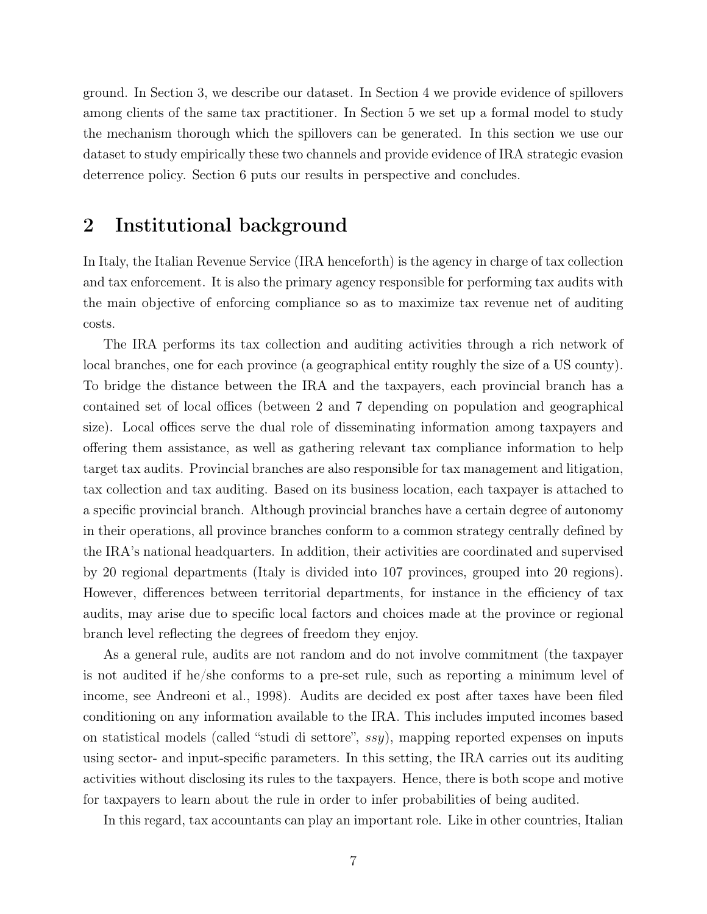ground. In Section 3, we describe our dataset. In Section 4 we provide evidence of spillovers among clients of the same tax practitioner. In Section 5 we set up a formal model to study the mechanism thorough which the spillovers can be generated. In this section we use our dataset to study empirically these two channels and provide evidence of IRA strategic evasion deterrence policy. Section 6 puts our results in perspective and concludes.

## 2 Institutional background

In Italy, the Italian Revenue Service (IRA henceforth) is the agency in charge of tax collection and tax enforcement. It is also the primary agency responsible for performing tax audits with the main objective of enforcing compliance so as to maximize tax revenue net of auditing costs.

The IRA performs its tax collection and auditing activities through a rich network of local branches, one for each province (a geographical entity roughly the size of a US county). To bridge the distance between the IRA and the taxpayers, each provincial branch has a contained set of local offices (between 2 and 7 depending on population and geographical size). Local offices serve the dual role of disseminating information among taxpayers and offering them assistance, as well as gathering relevant tax compliance information to help target tax audits. Provincial branches are also responsible for tax management and litigation, tax collection and tax auditing. Based on its business location, each taxpayer is attached to a specific provincial branch. Although provincial branches have a certain degree of autonomy in their operations, all province branches conform to a common strategy centrally defined by the IRA's national headquarters. In addition, their activities are coordinated and supervised by 20 regional departments (Italy is divided into 107 provinces, grouped into 20 regions). However, differences between territorial departments, for instance in the efficiency of tax audits, may arise due to specific local factors and choices made at the province or regional branch level reflecting the degrees of freedom they enjoy.

As a general rule, audits are not random and do not involve commitment (the taxpayer is not audited if he/she conforms to a pre-set rule, such as reporting a minimum level of income, see Andreoni et al., 1998). Audits are decided ex post after taxes have been filed conditioning on any information available to the IRA. This includes imputed incomes based on statistical models (called "studi di settore", *ssy*), mapping reported expenses on inputs using sector- and input-specific parameters. In this setting, the IRA carries out its auditing activities without disclosing its rules to the taxpayers. Hence, there is both scope and motive for taxpayers to learn about the rule in order to infer probabilities of being audited.

In this regard, tax accountants can play an important role. Like in other countries, Italian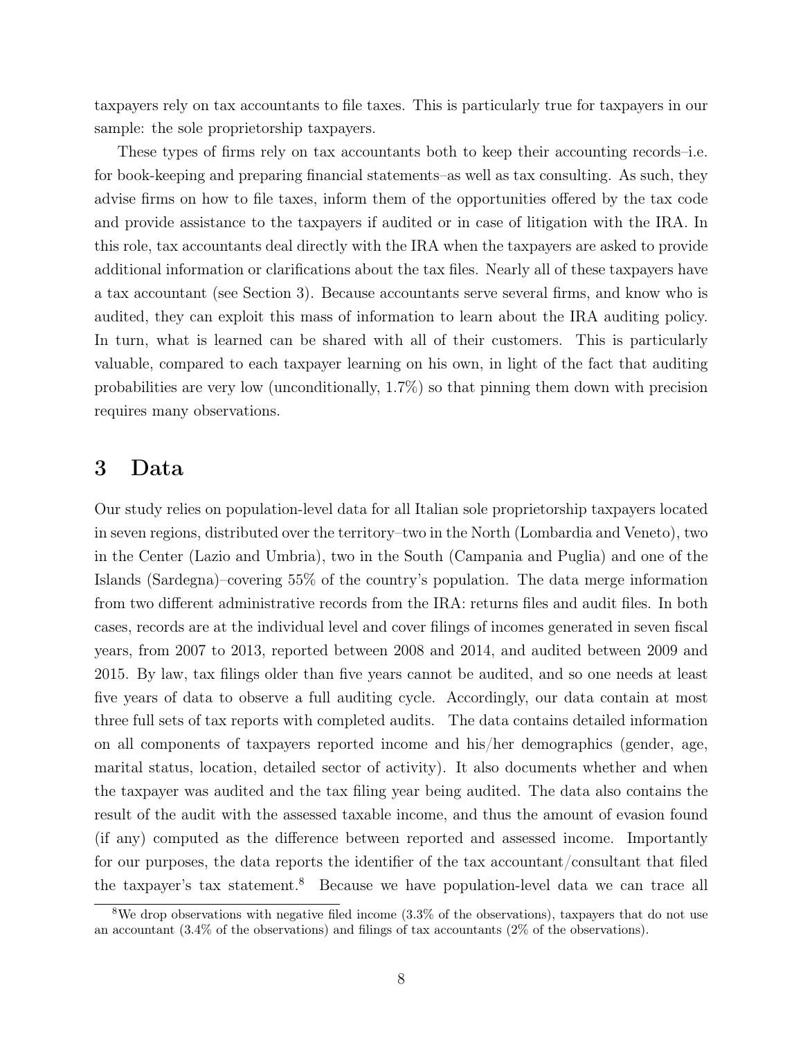taxpayers rely on tax accountants to file taxes. This is particularly true for taxpayers in our sample: the sole proprietorship taxpayers.

These types of firms rely on tax accountants both to keep their accounting records–i.e. for book-keeping and preparing financial statements–as well as tax consulting. As such, they advise firms on how to file taxes, inform them of the opportunities offered by the tax code and provide assistance to the taxpayers if audited or in case of litigation with the IRA. In this role, tax accountants deal directly with the IRA when the taxpayers are asked to provide additional information or clarifications about the tax files. Nearly all of these taxpayers have a tax accountant (see Section 3). Because accountants serve several firms, and know who is audited, they can exploit this mass of information to learn about the IRA auditing policy. In turn, what is learned can be shared with all of their customers. This is particularly valuable, compared to each taxpayer learning on his own, in light of the fact that auditing probabilities are very low (unconditionally, 1.7%) so that pinning them down with precision requires many observations.

# 3 Data

Our study relies on population-level data for all Italian sole proprietorship taxpayers located in seven regions, distributed over the territory–two in the North (Lombardia and Veneto), two in the Center (Lazio and Umbria), two in the South (Campania and Puglia) and one of the Islands (Sardegna)–covering 55% of the country's population. The data merge information from two different administrative records from the IRA: returns files and audit files. In both cases, records are at the individual level and cover filings of incomes generated in seven fiscal years, from 2007 to 2013, reported between 2008 and 2014, and audited between 2009 and 2015. By law, tax filings older than five years cannot be audited, and so one needs at least five years of data to observe a full auditing cycle. Accordingly, our data contain at most three full sets of tax reports with completed audits. The data contains detailed information on all components of taxpayers reported income and his/her demographics (gender, age, marital status, location, detailed sector of activity). It also documents whether and when the taxpayer was audited and the tax filing year being audited. The data also contains the result of the audit with the assessed taxable income, and thus the amount of evasion found (if any) computed as the difference between reported and assessed income. Importantly for our purposes, the data reports the identifier of the tax accountant/consultant that filed the taxpayer's tax statement.[8] Because we have population-level data we can trace all

[8] We drop observations with negative filed income (3.3% of the observations), taxpayers that do not use an accountant (3.4% of the observations) and filings of tax accountants (2% of the observations).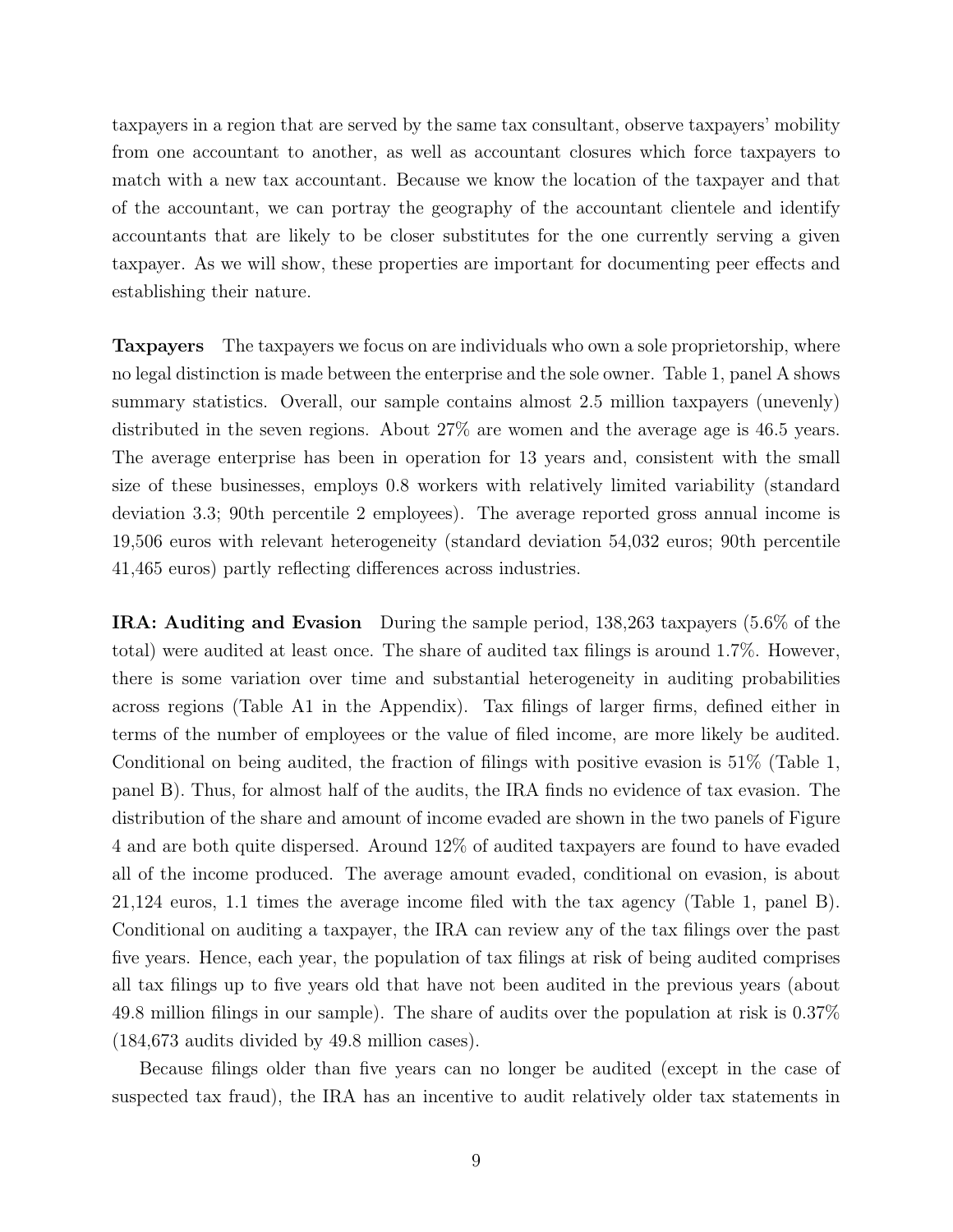taxpayers in a region that are served by the same tax consultant, observe taxpayers' mobility from one accountant to another, as well as accountant closures which force taxpayers to match with a new tax accountant. Because we know the location of the taxpayer and that of the accountant, we can portray the geography of the accountant clientele and identify accountants that are likely to be closer substitutes for the one currently serving a given taxpayer. As we will show, these properties are important for documenting peer effects and establishing their nature.

**Taxpayers** The taxpayers we focus on are individuals who own a sole proprietorship, where no legal distinction is made between the enterprise and the sole owner. Table 1, panel A shows summary statistics. Overall, our sample contains almost 2.5 million taxpayers (unevenly) distributed in the seven regions. About 27% are women and the average age is 46.5 years. The average enterprise has been in operation for 13 years and, consistent with the small size of these businesses, employs 0.8 workers with relatively limited variability (standard deviation 3.3; 90th percentile 2 employees). The average reported gross annual income is 19,506 euros with relevant heterogeneity (standard deviation 54,032 euros; 90th percentile 41,465 euros) partly reflecting differences across industries.

**IRA: Auditing and Evasion** During the sample period, 138,263 taxpayers (5.6% of the total) were audited at least once. The share of audited tax filings is around 1.7%. However, there is some variation over time and substantial heterogeneity in auditing probabilities across regions (Table A1 in the Appendix). Tax filings of larger firms, defined either in terms of the number of employees or the value of filed income, are more likely be audited. Conditional on being audited, the fraction of filings with positive evasion is 51% (Table 1, panel B). Thus, for almost half of the audits, the IRA finds no evidence of tax evasion. The distribution of the share and amount of income evaded are shown in the two panels of Figure 4 and are both quite dispersed. Around 12% of audited taxpayers are found to have evaded all of the income produced. The average amount evaded, conditional on evasion, is about 21,124 euros, 1.1 times the average income filed with the tax agency (Table 1, panel B). Conditional on auditing a taxpayer, the IRA can review any of the tax filings over the past five years. Hence, each year, the population of tax filings at risk of being audited comprises all tax filings up to five years old that have not been audited in the previous years (about 49.8 million filings in our sample). The share of audits over the population at risk is 0.37% (184,673 audits divided by 49.8 million cases).

Because filings older than five years can no longer be audited (except in the case of suspected tax fraud), the IRA has an incentive to audit relatively older tax statements in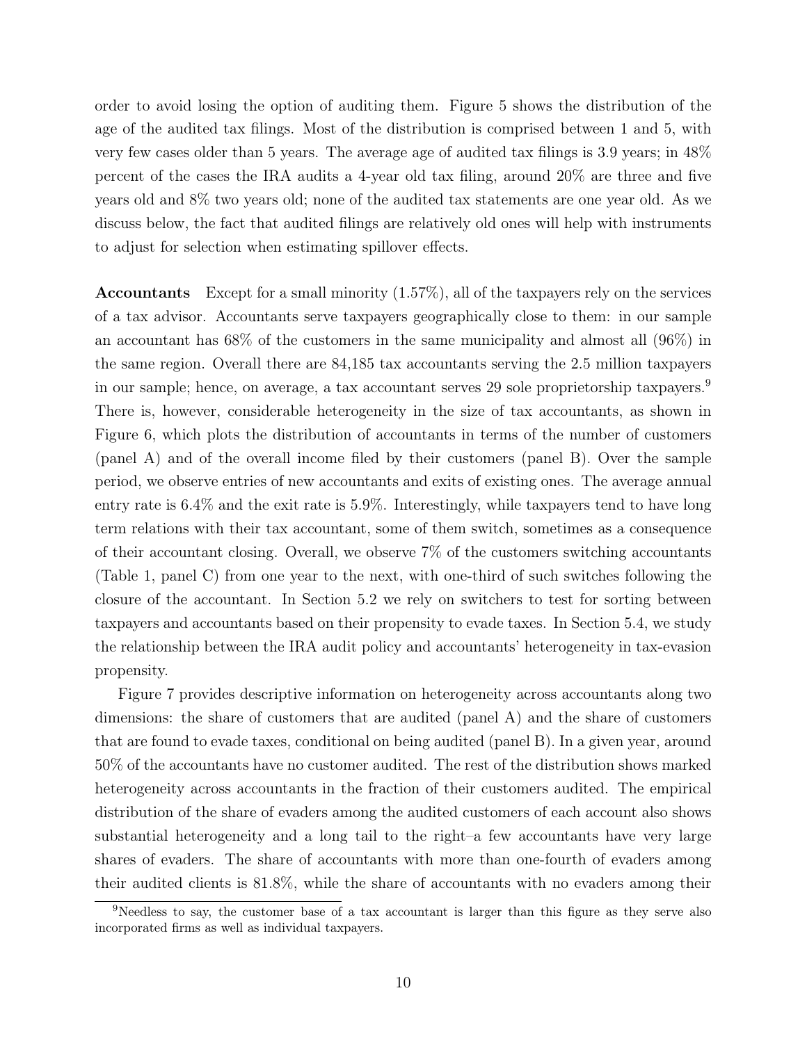order to avoid losing the option of auditing them. Figure 5 shows the distribution of the age of the audited tax filings. Most of the distribution is comprised between 1 and 5, with very few cases older than 5 years. The average age of audited tax filings is 3.9 years; in 48% percent of the cases the IRA audits a 4-year old tax filing, around 20% are three and five years old and 8% two years old; none of the audited tax statements are one year old. As we discuss below, the fact that audited filings are relatively old ones will help with instruments to adjust for selection when estimating spillover effects.

**Accountants** Except for a small minority (1.57%), all of the taxpayers rely on the services of a tax advisor. Accountants serve taxpayers geographically close to them: in our sample an accountant has 68% of the customers in the same municipality and almost all (96%) in the same region. Overall there are 84,185 tax accountants serving the 2.5 million taxpayers in our sample; hence, on average, a tax accountant serves 29 sole proprietorship taxpayers.[9] There is, however, considerable heterogeneity in the size of tax accountants, as shown in Figure 6, which plots the distribution of accountants in terms of the number of customers (panel A) and of the overall income filed by their customers (panel B). Over the sample period, we observe entries of new accountants and exits of existing ones. The average annual entry rate is 6.4% and the exit rate is 5.9%. Interestingly, while taxpayers tend to have long term relations with their tax accountant, some of them switch, sometimes as a consequence of their accountant closing. Overall, we observe 7% of the customers switching accountants (Table 1, panel C) from one year to the next, with one-third of such switches following the closure of the accountant. In Section 5.2 we rely on switchers to test for sorting between taxpayers and accountants based on their propensity to evade taxes. In Section 5.4, we study the relationship between the IRA audit policy and accountants' heterogeneity in tax-evasion propensity.

Figure 7 provides descriptive information on heterogeneity across accountants along two dimensions: the share of customers that are audited (panel A) and the share of customers that are found to evade taxes, conditional on being audited (panel B). In a given year, around 50% of the accountants have no customer audited. The rest of the distribution shows marked heterogeneity across accountants in the fraction of their customers audited. The empirical distribution of the share of evaders among the audited customers of each account also shows substantial heterogeneity and a long tail to the right–a few accountants have very large shares of evaders. The share of accountants with more than one-fourth of evaders among their audited clients is 81.8%, while the share of accountants with no evaders among their

[9] Needless to say, the customer base of a tax accountant is larger than this figure as they serve also incorporated firms as well as individual taxpayers.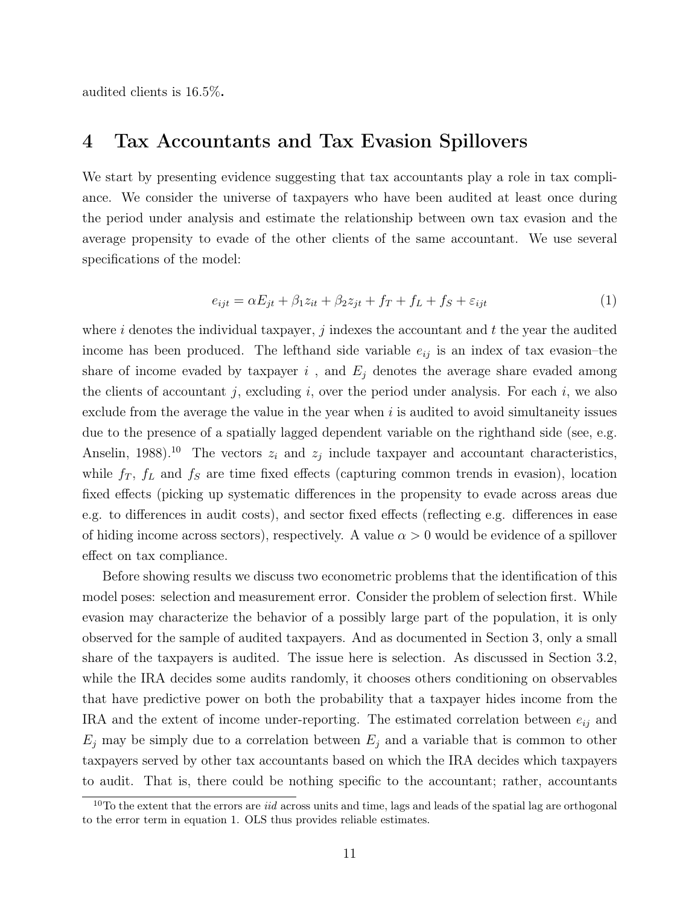audited clients is 16.5%**.**

# 4 Tax Accountants and Tax Evasion Spillovers

We start by presenting evidence suggesting that tax accountants play a role in tax compliance. We consider the universe of taxpayers who have been audited at least once during the period under analysis and estimate the relationship between own tax evasion and the average propensity to evade of the other clients of the same accountant. We use several specifications of the model:

$$e_{ijt} = \alpha E_{jt} + \beta_1 z_{it} + \beta_2 z_{jt} + f_T + f_L + f_S + \varepsilon_{ijt} \tag{1}$$

where $i$ denotes the individual taxpayer, $j$ indexes the accountant and $t$ the year the audited income has been produced. The lefthand side variable $e_{ij}$ is an index of tax evasion–the share of income evaded by taxpayer $i$ , and $E_j$ denotes the average share evaded among the clients of accountant $j$, excluding $i$, over the period under analysis. For each $i$, we also exclude from the average the value in the year when $i$ is audited to avoid simultaneity issues due to the presence of a spatially lagged dependent variable on the righthand side (see, e.g. Anselin, 1988).[10] The vectors $z_i$ and $z_j$ include taxpayer and accountant characteristics, while $f_T$, $f_L$ and $f_S$ are time fixed effects (capturing common trends in evasion), location fixed effects (picking up systematic differences in the propensity to evade across areas due e.g. to differences in audit costs), and sector fixed effects (reflecting e.g. differences in ease of hiding income across sectors), respectively. A value $\alpha > 0$ would be evidence of a spillover effect on tax compliance.

Before showing results we discuss two econometric problems that the identification of this model poses: selection and measurement error. Consider the problem of selection first. While evasion may characterize the behavior of a possibly large part of the population, it is only observed for the sample of audited taxpayers. And as documented in Section 3, only a small share of the taxpayers is audited. The issue here is selection. As discussed in Section 3.2, while the IRA decides some audits randomly, it chooses others conditioning on observables that have predictive power on both the probability that a taxpayer hides income from the IRA and the extent of income under-reporting. The estimated correlation between $e_{ij}$ and $E_j$ may be simply due to a correlation between $E_j$ and a variable that is common to other taxpayers served by other tax accountants based on which the IRA decides which taxpayers to audit. That is, there could be nothing specific to the accountant; rather, accountants

[10] To the extent that the errors are *iid* across units and time, lags and leads of the spatial lag are orthogonal to the error term in equation 1. OLS thus provides reliable estimates.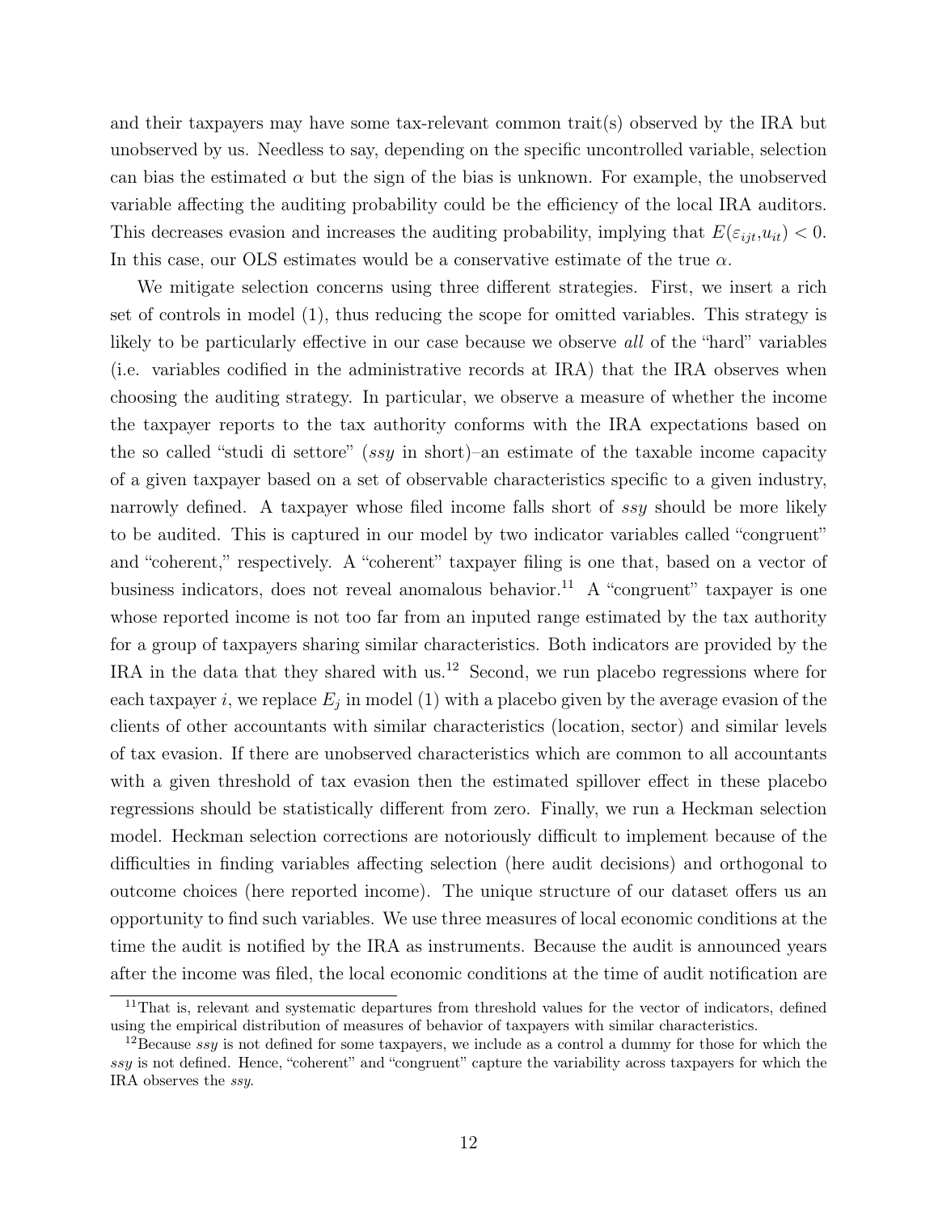and their taxpayers may have some tax-relevant common trait(s) observed by the IRA but unobserved by us. Needless to say, depending on the specific uncontrolled variable, selection can bias the estimated $\alpha$ but the sign of the bias is unknown. For example, the unobserved variable affecting the auditing probability could be the efficiency of the local IRA auditors. This decreases evasion and increases the auditing probability, implying that $E(\varepsilon_{ijt}, u_{it}) < 0$. In this case, our OLS estimates would be a conservative estimate of the true $\alpha$.

We mitigate selection concerns using three different strategies. First, we insert a rich set of controls in model (1), thus reducing the scope for omitted variables. This strategy is likely to be particularly effective in our case because we observe *all* of the "hard" variables (i.e. variables codified in the administrative records at IRA) that the IRA observes when choosing the auditing strategy. In particular, we observe a measure of whether the income the taxpayer reports to the tax authority conforms with the IRA expectations based on the so called "studi di settore" (*ssy* in short)–an estimate of the taxable income capacity of a given taxpayer based on a set of observable characteristics specific to a given industry, narrowly defined. A taxpayer whose filed income falls short of *ssy* should be more likely to be audited. This is captured in our model by two indicator variables called "congruent" and "coherent," respectively. A "coherent" taxpayer filing is one that, based on a vector of business indicators, does not reveal anomalous behavior.[11] A "congruent" taxpayer is one whose reported income is not too far from an inputed range estimated by the tax authority for a group of taxpayers sharing similar characteristics. Both indicators are provided by the IRA in the data that they shared with us.[12] Second, we run placebo regressions where for each taxpayer $i$, we replace $E_j$ in model (1) with a placebo given by the average evasion of the clients of other accountants with similar characteristics (location, sector) and similar levels of tax evasion. If there are unobserved characteristics which are common to all accountants with a given threshold of tax evasion then the estimated spillover effect in these placebo regressions should be statistically different from zero. Finally, we run a Heckman selection model. Heckman selection corrections are notoriously difficult to implement because of the difficulties in finding variables affecting selection (here audit decisions) and orthogonal to outcome choices (here reported income). The unique structure of our dataset offers us an opportunity to find such variables. We use three measures of local economic conditions at the time the audit is notified by the IRA as instruments. Because the audit is announced years after the income was filed, the local economic conditions at the time of audit notification are

[11] That is, relevant and systematic departures from threshold values for the vector of indicators, defined using the empirical distribution of measures of behavior of taxpayers with similar characteristics.

[12] Because *ssy* is not defined for some taxpayers, we include as a control a dummy for those for which the *ssy* is not defined. Hence, "coherent" and "congruent" capture the variability across taxpayers for which the IRA observes the *ssy*.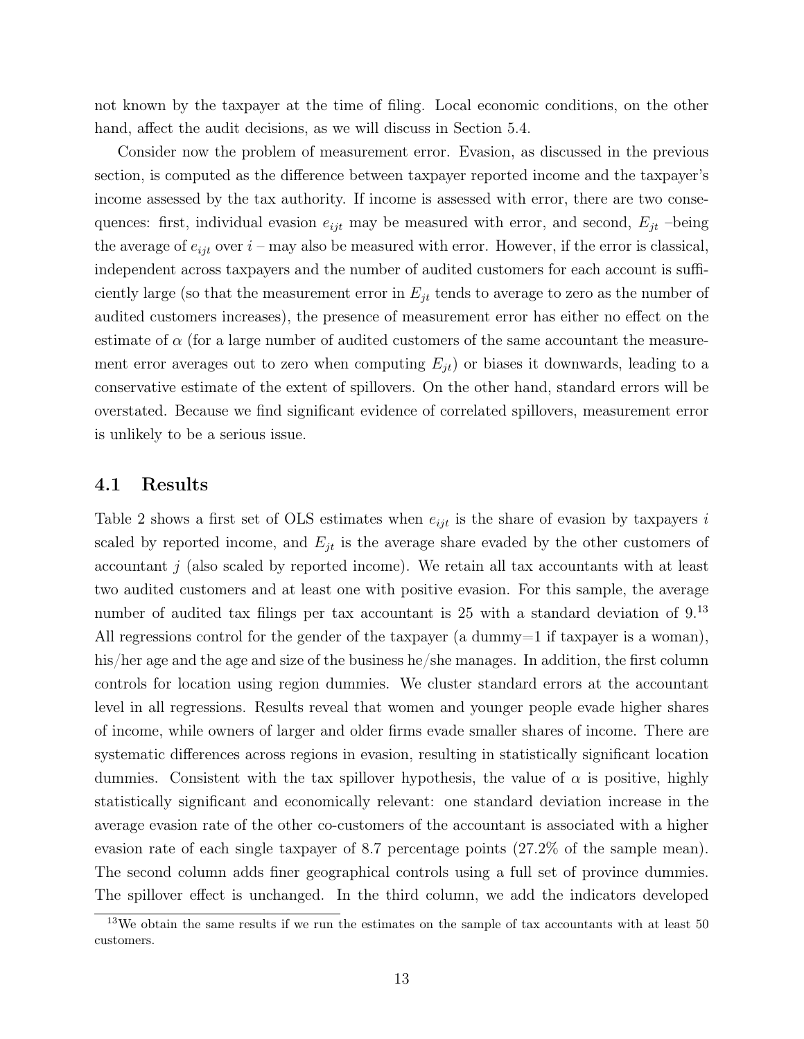not known by the taxpayer at the time of filing. Local economic conditions, on the other hand, affect the audit decisions, as we will discuss in Section 5.4.

Consider now the problem of measurement error. Evasion, as discussed in the previous section, is computed as the difference between taxpayer reported income and the taxpayer's income assessed by the tax authority. If income is assessed with error, there are two consequences: first, individual evasion $e_{ijt}$ may be measured with error, and second, $E_{jt}$ –being the average of $e_{ijt}$ over $i$ – may also be measured with error. However, if the error is classical, independent across taxpayers and the number of audited customers for each account is sufficiently large (so that the measurement error in $E_{jt}$ tends to average to zero as the number of audited customers increases), the presence of measurement error has either no effect on the estimate of $\alpha$ (for a large number of audited customers of the same accountant the measurement error averages out to zero when computing $E_{jt}$) or biases it downwards, leading to a conservative estimate of the extent of spillovers. On the other hand, standard errors will be overstated. Because we find significant evidence of correlated spillovers, measurement error is unlikely to be a serious issue.

## 4.1 Results

Table 2 shows a first set of OLS estimates when $e_{ijt}$ is the share of evasion by taxpayers $i$ scaled by reported income, and $E_{jt}$ is the average share evaded by the other customers of accountant $j$ (also scaled by reported income). We retain all tax accountants with at least two audited customers and at least one with positive evasion. For this sample, the average number of audited tax filings per tax accountant is 25 with a standard deviation of 9.[13] All regressions control for the gender of the taxpayer (a dummy=1 if taxpayer is a woman), his/her age and the age and size of the business he/she manages. In addition, the first column controls for location using region dummies. We cluster standard errors at the accountant level in all regressions. Results reveal that women and younger people evade higher shares of income, while owners of larger and older firms evade smaller shares of income. There are systematic differences across regions in evasion, resulting in statistically significant location dummies. Consistent with the tax spillover hypothesis, the value of $\alpha$ is positive, highly statistically significant and economically relevant: one standard deviation increase in the average evasion rate of the other co-customers of the accountant is associated with a higher evasion rate of each single taxpayer of 8.7 percentage points (27.2% of the sample mean). The second column adds finer geographical controls using a full set of province dummies. The spillover effect is unchanged. In the third column, we add the indicators developed

[13]We obtain the same results if we run the estimates on the sample of tax accountants with at least 50 customers.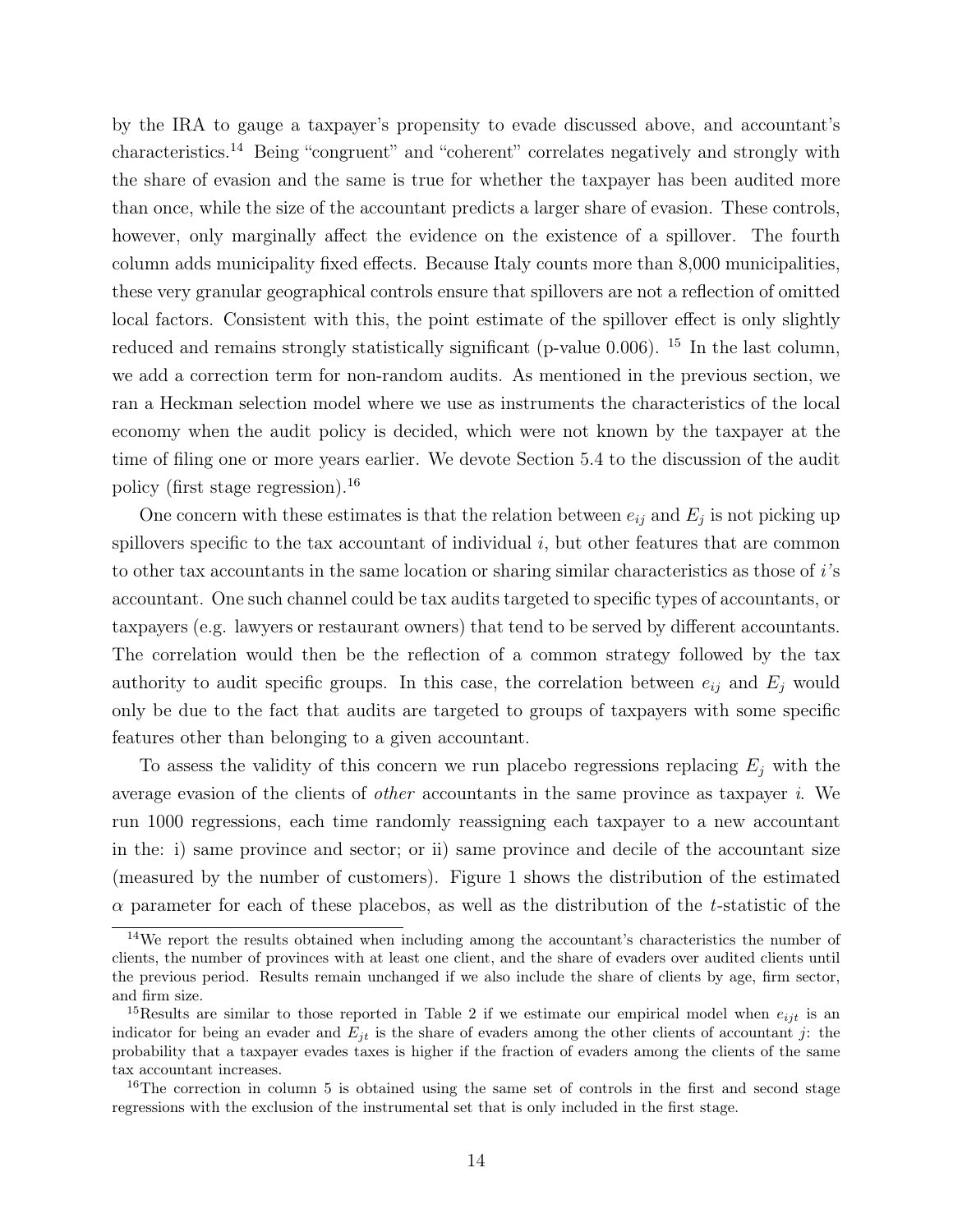by the IRA to gauge a taxpayer's propensity to evade discussed above, and accountant's characteristics.[14] Being "congruent" and "coherent" correlates negatively and strongly with the share of evasion and the same is true for whether the taxpayer has been audited more than once, while the size of the accountant predicts a larger share of evasion. These controls, however, only marginally affect the evidence on the existence of a spillover. The fourth column adds municipality fixed effects. Because Italy counts more than 8,000 municipalities, these very granular geographical controls ensure that spillovers are not a reflection of omitted local factors. Consistent with this, the point estimate of the spillover effect is only slightly reduced and remains strongly statistically significant (p-value 0.006). [15] In the last column, we add a correction term for non-random audits. As mentioned in the previous section, we ran a Heckman selection model where we use as instruments the characteristics of the local economy when the audit policy is decided, which were not known by the taxpayer at the time of filing one or more years earlier. We devote Section 5.4 to the discussion of the audit policy (first stage regression).[16]

One concern with these estimates is that the relation between $e_{ij}$ and $E_j$ is not picking up spillovers specific to the tax accountant of individual $i$, but other features that are common to other tax accountants in the same location or sharing similar characteristics as those of $i$'s accountant. One such channel could be tax audits targeted to specific types of accountants, or taxpayers (e.g. lawyers or restaurant owners) that tend to be served by different accountants. The correlation would then be the reflection of a common strategy followed by the tax authority to audit specific groups. In this case, the correlation between $e_{ij}$ and $E_j$ would only be due to the fact that audits are targeted to groups of taxpayers with some specific features other than belonging to a given accountant.

To assess the validity of this concern we run placebo regressions replacing $E_j$ with the average evasion of the clients of *other* accountants in the same province as taxpayer $i$. We run 1000 regressions, each time randomly reassigning each taxpayer to a new accountant in the: i) same province and sector; or ii) same province and decile of the accountant size (measured by the number of customers). Figure 1 shows the distribution of the estimated $\alpha$ parameter for each of these placebos, as well as the distribution of the $t$-statistic of the

[14] We report the results obtained when including among the accountant's characteristics the number of clients, the number of provinces with at least one client, and the share of evaders over audited clients until the previous period. Results remain unchanged if we also include the share of clients by age, firm sector, and firm size.

[15] Results are similar to those reported in Table 2 if we estimate our empirical model when $e_{ijt}$ is an indicator for being an evader and $E_{jt}$ is the share of evaders among the other clients of accountant $j$: the probability that a taxpayer evades taxes is higher if the fraction of evaders among the clients of the same tax accountant increases.

[16] The correction in column 5 is obtained using the same set of controls in the first and second stage regressions with the exclusion of the instrumental set that is only included in the first stage.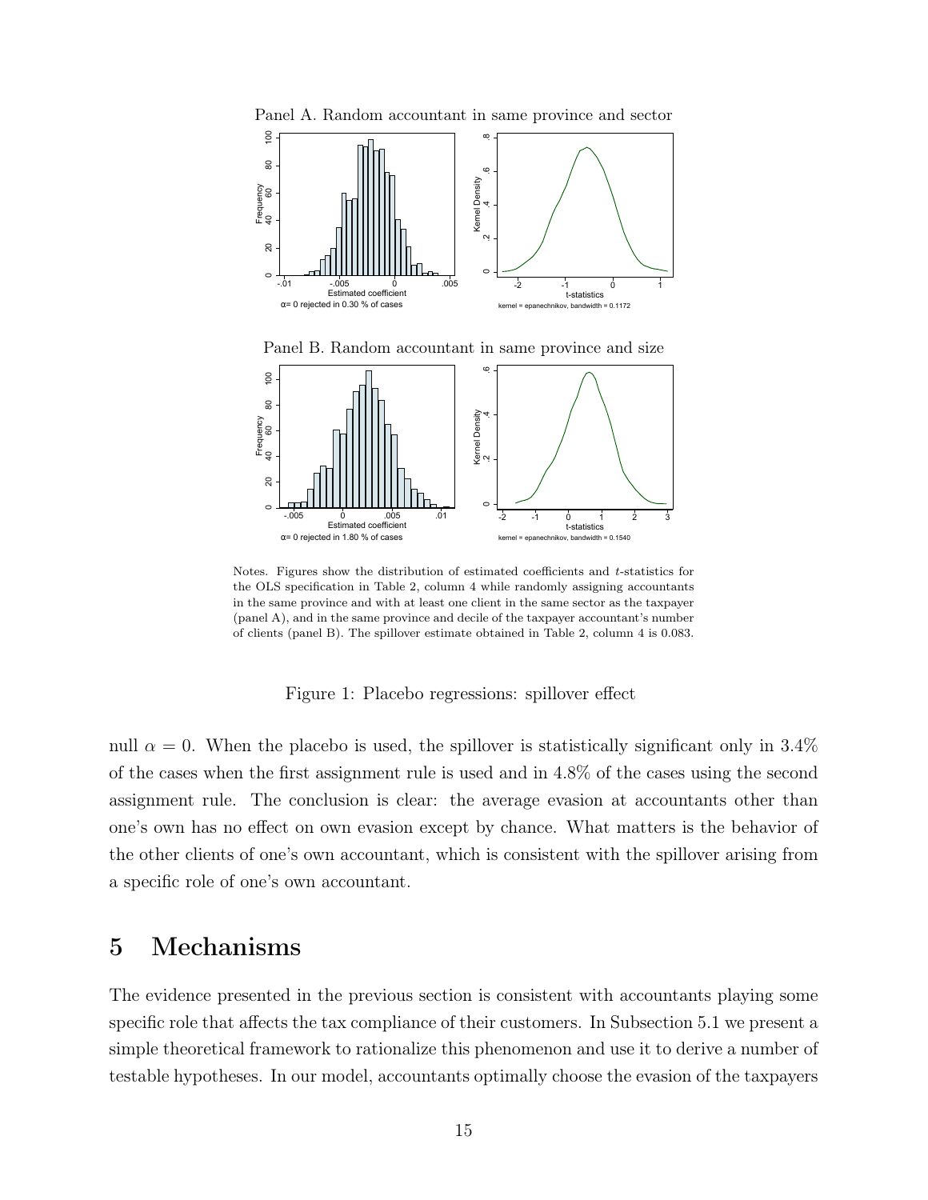Panel A. Random accountant in same province and sector

α= 0 rejected in 0.30 % of cases

kernel = epanechnikov, bandwidth = 0.1172

Panel B. Random accountant in same province and size

α= 0 rejected in 1.80 % of cases

kernel = epanechnikov, bandwidth = 0.1540

Notes. Figures show the distribution of estimated coefficients and $t$-statistics for the OLS specification in Table 2, column 4 while randomly assigning accountants in the same province and with at least one client in the same sector as the taxpayer (panel A), and in the same province and decile of the taxpayer accountant's number of clients (panel B). The spillover estimate obtained in Table 2, column 4 is 0.083.

Figure 1: Placebo regressions: spillover effect

null $\alpha = 0$. When the placebo is used, the spillover is statistically significant only in 3.4% of the cases when the first assignment rule is used and in 4.8% of the cases using the second assignment rule. The conclusion is clear: the average evasion at accountants other than one's own has no effect on own evasion except by chance. What matters is the behavior of the other clients of one's own accountant, which is consistent with the spillover arising from a specific role of one's own accountant.

# 5 Mechanisms

The evidence presented in the previous section is consistent with accountants playing some specific role that affects the tax compliance of their customers. In Subsection 5.1 we present a simple theoretical framework to rationalize this phenomenon and use it to derive a number of testable hypotheses. In our model, accountants optimally choose the evasion of the taxpayers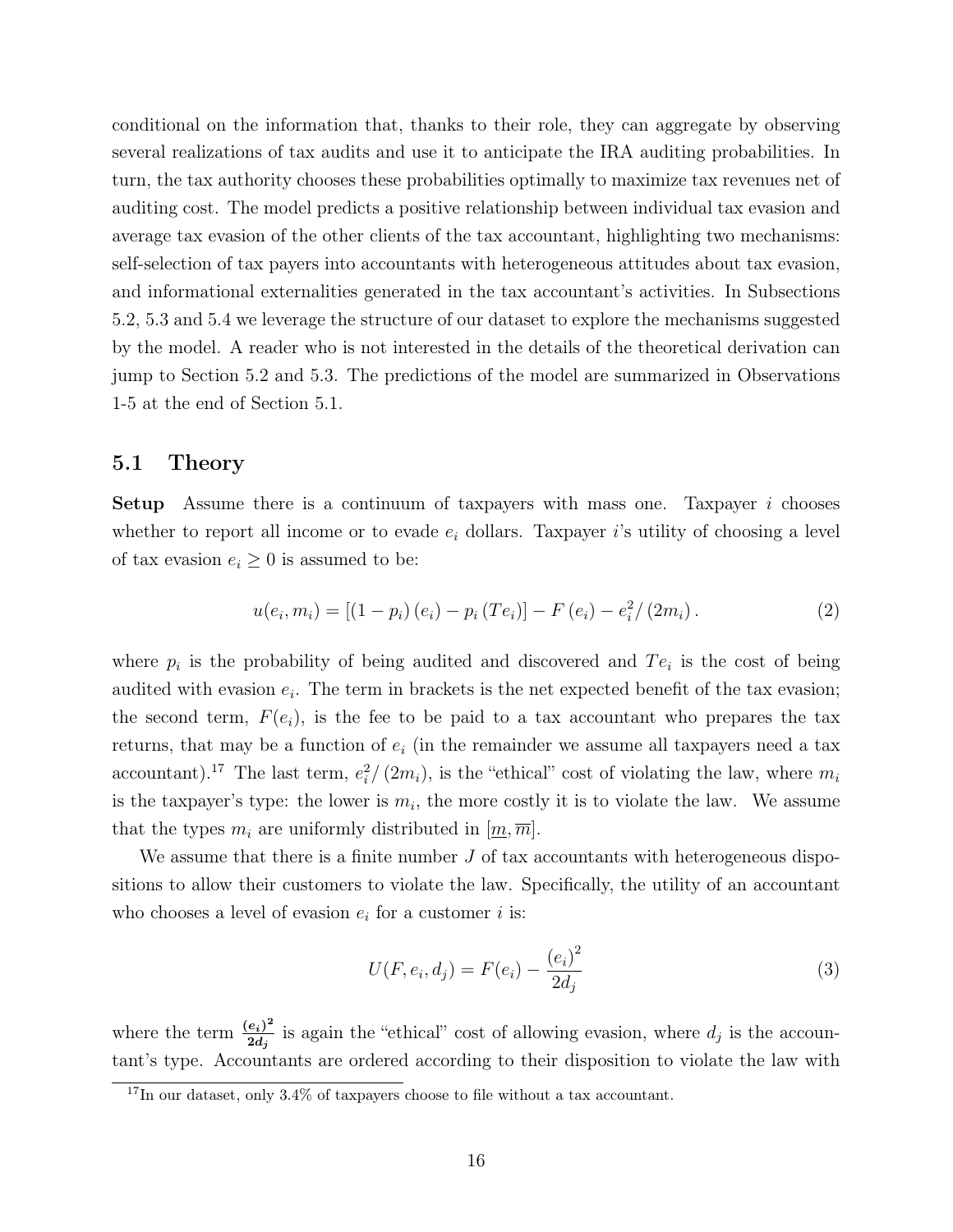conditional on the information that, thanks to their role, they can aggregate by observing several realizations of tax audits and use it to anticipate the IRA auditing probabilities. In turn, the tax authority chooses these probabilities optimally to maximize tax revenues net of auditing cost. The model predicts a positive relationship between individual tax evasion and average tax evasion of the other clients of the tax accountant, highlighting two mechanisms: self-selection of tax payers into accountants with heterogeneous attitudes about tax evasion, and informational externalities generated in the tax accountant's activities. In Subsections 5.2, 5.3 and 5.4 we leverage the structure of our dataset to explore the mechanisms suggested by the model. A reader who is not interested in the details of the theoretical derivation can jump to Section 5.2 and 5.3. The predictions of the model are summarized in Observations 1-5 at the end of Section 5.1.

## 5.1 Theory

**Setup** Assume there is a continuum of taxpayers with mass one. Taxpayer $i$ chooses whether to report all income or to evade $e_i$ dollars. Taxpayer $i$'s utility of choosing a level of tax evasion $e_i \geq 0$ is assumed to be:

$$u(e_i, m_i) = [(1 - p_i)(e_i) - p_i (Te_i)] - F(e_i) - e_i^2/(2m_i). \tag{2}$$

where $p_i$ is the probability of being audited and discovered and $Te_i$ is the cost of being audited with evasion $e_i$. The term in brackets is the net expected benefit of the tax evasion; the second term, $F(e_i)$, is the fee to be paid to a tax accountant who prepares the tax returns, that may be a function of $e_i$ (in the remainder we assume all taxpayers need a tax accountant).[17] The last term, $e_i^2/(2m_i)$, is the "ethical" cost of violating the law, where $m_i$ is the taxpayer's type: the lower is $m_i$, the more costly it is to violate the law. We assume that the types $m_i$ are uniformly distributed in $[\underline{m}, \overline{m}]$.

We assume that there is a finite number $J$ of tax accountants with heterogeneous dispositions to allow their customers to violate the law. Specifically, the utility of an accountant who chooses a level of evasion $e_i$ for a customer $i$ is:

$$U(F, e_i, d_j) = F(e_i) - \frac{(e_i)^2}{2d_j} \tag{3}$$

where the term $\frac{(e_i)^2}{2d_j}$ is again the "ethical" cost of allowing evasion, where $d_j$ is the accountant's type. Accountants are ordered according to their disposition to violate the law with

[17] In our dataset, only 3.4% of taxpayers choose to file without a tax accountant.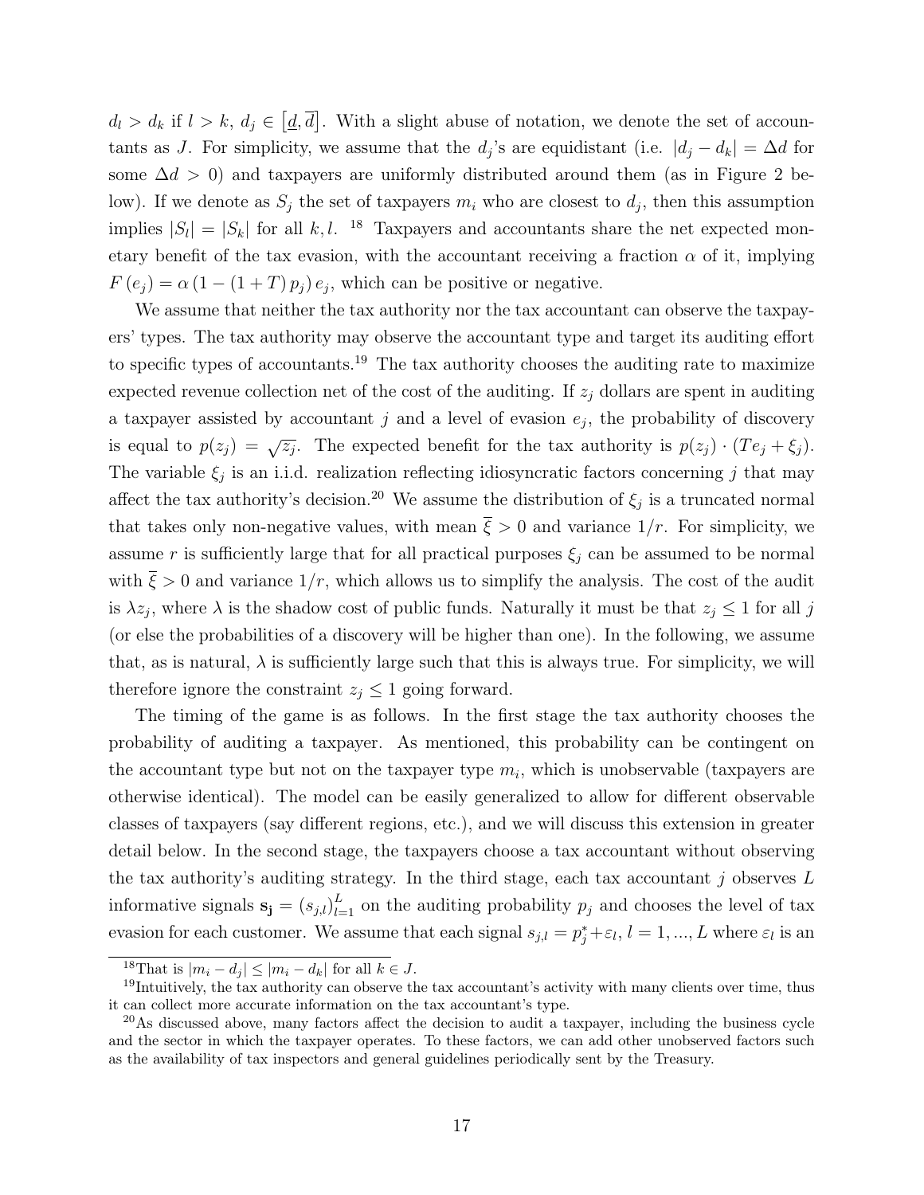$d_l > d_k$ if $l > k$, $d_j \in [\underline{d}, \overline{d}]$. With a slight abuse of notation, we denote the set of accountants as $J$. For simplicity, we assume that the $d_j$'s are equidistant (i.e. $|d_j - d_k| = \Delta d$ for some $\Delta d > 0$) and taxpayers are uniformly distributed around them (as in Figure 2 below). If we denote as $S_j$ the set of taxpayers $m_i$ who are closest to $d_j$, then this assumption implies $|S_l| = |S_k|$ for all $k, l$. [18] Taxpayers and accountants share the net expected monetary benefit of the tax evasion, with the accountant receiving a fraction $\alpha$ of it, implying $F(e_j) = \alpha (1 - (1 + T) p_j) e_j$, which can be positive or negative.

We assume that neither the tax authority nor the tax accountant can observe the taxpayers' types. The tax authority may observe the accountant type and target its auditing effort to specific types of accountants.[19] The tax authority chooses the auditing rate to maximize expected revenue collection net of the cost of the auditing. If $z_j$ dollars are spent in auditing a taxpayer assisted by accountant $j$ and a level of evasion $e_j$, the probability of discovery is equal to $p(z_j) = \sqrt{z_j}$. The expected benefit for the tax authority is $p(z_j) \cdot (Te_j + \xi_j)$. The variable $\xi_j$ is an i.i.d. realization reflecting idiosyncratic factors concerning $j$ that may affect the tax authority's decision.[20] We assume the distribution of $\xi_j$ is a truncated normal that takes only non-negative values, with mean $\overline{\xi} > 0$ and variance $1/r$. For simplicity, we assume $r$ is sufficiently large that for all practical purposes $\xi_j$ can be assumed to be normal with $\overline{\xi} > 0$ and variance $1/r$, which allows us to simplify the analysis. The cost of the audit is $\lambda z_j$, where $\lambda$ is the shadow cost of public funds. Naturally it must be that $z_j \leq 1$ for all $j$ (or else the probabilities of a discovery will be higher than one). In the following, we assume that, as is natural, $\lambda$ is sufficiently large such that this is always true. For simplicity, we will therefore ignore the constraint $z_j \leq 1$ going forward.

The timing of the game is as follows. In the first stage the tax authority chooses the probability of auditing a taxpayer. As mentioned, this probability can be contingent on the accountant type but not on the taxpayer type $m_i$, which is unobservable (taxpayers are otherwise identical). The model can be easily generalized to allow for different observable classes of taxpayers (say different regions, etc.), and we will discuss this extension in greater detail below. In the second stage, the taxpayers choose a tax accountant without observing the tax authority's auditing strategy. In the third stage, each tax accountant $j$ observes $L$ informative signals $\mathbf{s_j} = (s_{j,l})_{l=1}^{L}$ on the auditing probability $p_j$ and chooses the level of tax evasion for each customer. We assume that each signal $s_{j,l} = p_j^* + \varepsilon_l$, $l = 1, ..., L$ where $\varepsilon_l$ is an

[18] That is $|m_i - d_j| \leq |m_i - d_k|$ for all $k \in J$.

[19] Intuitively, the tax authority can observe the tax accountant's activity with many clients over time, thus it can collect more accurate information on the tax accountant's type.

[20] As discussed above, many factors affect the decision to audit a taxpayer, including the business cycle and the sector in which the taxpayer operates. To these factors, we can add other unobserved factors such as the availability of tax inspectors and general guidelines periodically sent by the Treasury.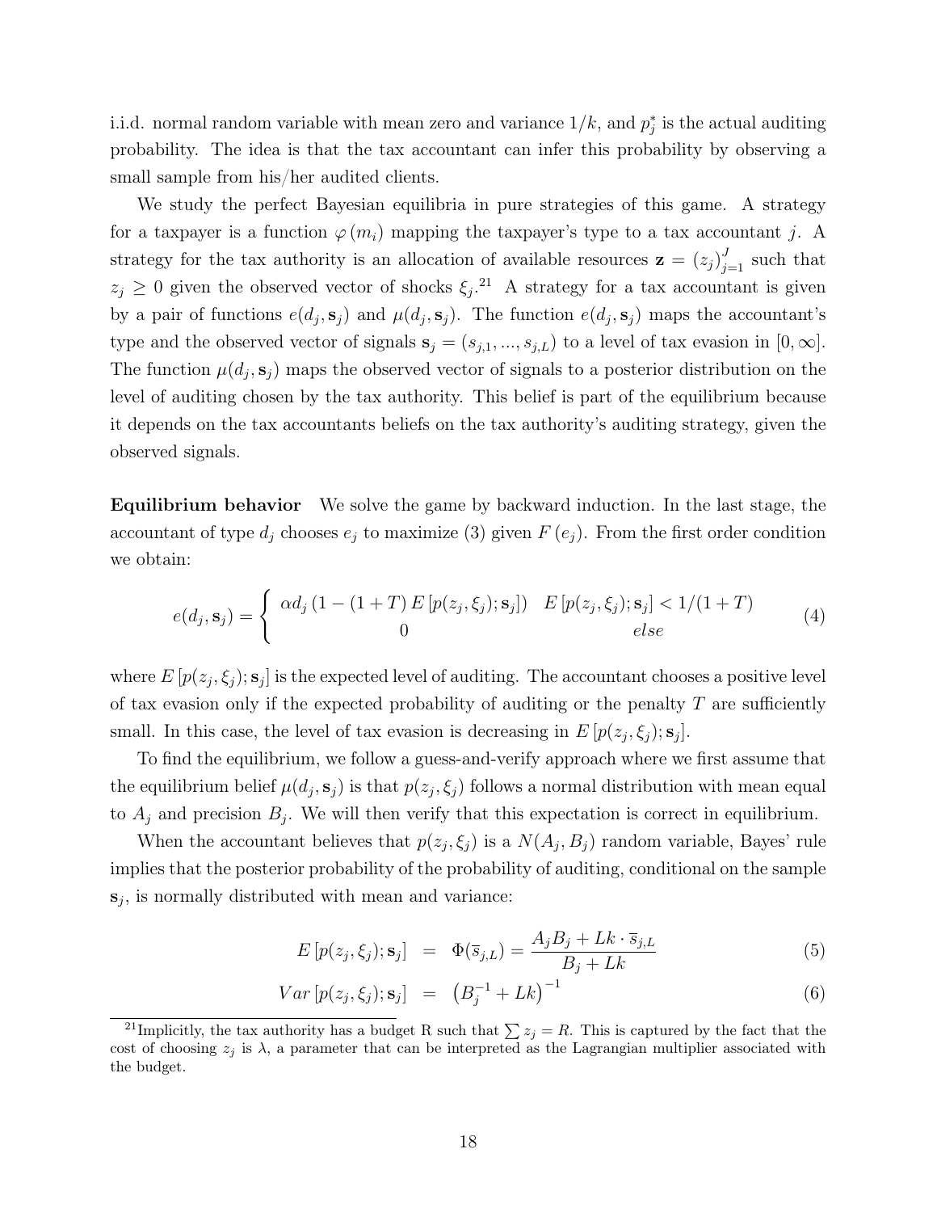i.i.d. normal random variable with mean zero and variance $1/k$, and $p_j^*$ is the actual auditing probability. The idea is that the tax accountant can infer this probability by observing a small sample from his/her audited clients.

We study the perfect Bayesian equilibria in pure strategies of this game. A strategy for a taxpayer is a function $\varphi(m_i)$ mapping the taxpayer's type to a tax accountant $j$. A strategy for the tax authority is an allocation of available resources $\mathbf{z} = (z_j)_{j=1}^J$ such that $z_j \geq 0$ given the observed vector of shocks $\xi_j$.[21] A strategy for a tax accountant is given by a pair of functions $e(d_j, \mathbf{s}_j)$ and $\mu(d_j, \mathbf{s}_j)$. The function $e(d_j, \mathbf{s}_j)$ maps the accountant's type and the observed vector of signals $\mathbf{s}_j = (s_{j,1}, ..., s_{j,L})$ to a level of tax evasion in $[0, \infty]$. The function $\mu(d_j, \mathbf{s}_j)$ maps the observed vector of signals to a posterior distribution on the level of auditing chosen by the tax authority. This belief is part of the equilibrium because it depends on the tax accountants beliefs on the tax authority's auditing strategy, given the observed signals.

**Equilibrium behavior** We solve the game by backward induction. In the last stage, the accountant of type $d_j$ chooses $e_j$ to maximize (3) given $F(e_j)$. From the first order condition we obtain:

$$e(d_j, \mathbf{s}_j) = \begin{cases} \alpha d_j \left(1 - (1+T)\, E\left[p(z_j, \xi_j); \mathbf{s}_j\right]\right) & E\left[p(z_j, \xi_j); \mathbf{s}_j\right] < 1/(1+T) \\ 0 & else \end{cases} \tag{4}$$

where $E\left[p(z_j, \xi_j); \mathbf{s}_j\right]$ is the expected level of auditing. The accountant chooses a positive level of tax evasion only if the expected probability of auditing or the penalty $T$ are sufficiently small. In this case, the level of tax evasion is decreasing in $E\left[p(z_j, \xi_j); \mathbf{s}_j\right]$.

To find the equilibrium, we follow a guess-and-verify approach where we first assume that the equilibrium belief $\mu(d_j, \mathbf{s}_j)$ is that $p(z_j, \xi_j)$ follows a normal distribution with mean equal to $A_j$ and precision $B_j$. We will then verify that this expectation is correct in equilibrium.

When the accountant believes that $p(z_j, \xi_j)$ is a $N(A_j, B_j)$ random variable, Bayes' rule implies that the posterior probability of the probability of auditing, conditional on the sample $\mathbf{s}_j$, is normally distributed with mean and variance:

$$E\left[p(z_j, \xi_j); \mathbf{s}_j\right] = \Phi(\overline{s}_{j,L}) = \frac{A_j B_j + Lk \cdot \overline{s}_{j,L}}{B_j + Lk} \tag{5}$$

$$Var\left[p(z_j, \xi_j); \mathbf{s}_j\right] = \left(B_j^{-1} + Lk\right)^{-1} \tag{6}$$

[21] Implicitly, the tax authority has a budget R such that $\sum z_j = R$. This is captured by the fact that the cost of choosing $z_j$ is $\lambda$, a parameter that can be interpreted as the Lagrangian multiplier associated with the budget.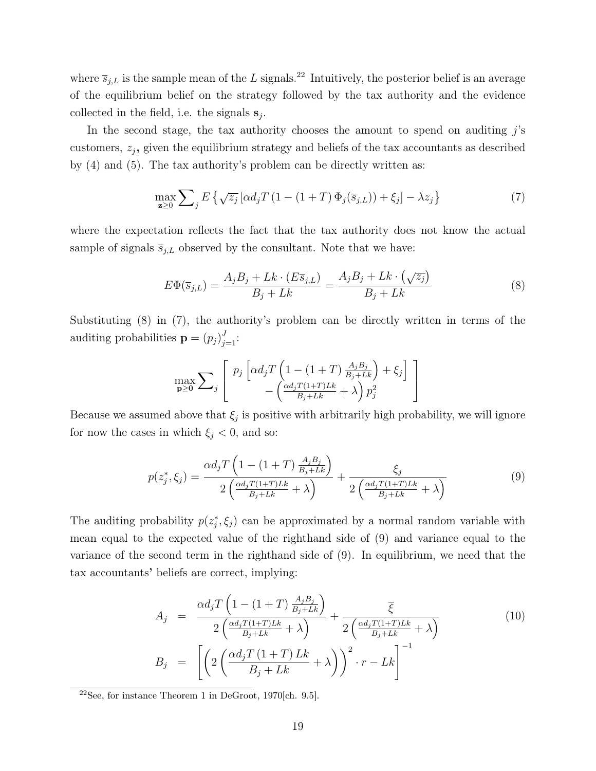where $\overline{s}_{j,L}$ is the sample mean of the $L$ signals.[22] Intuitively, the posterior belief is an average of the equilibrium belief on the strategy followed by the tax authority and the evidence collected in the field, i.e. the signals $\mathbf{s}_j$.

In the second stage, the tax authority chooses the amount to spend on auditing $j$'s customers, $z_j$, given the equilibrium strategy and beliefs of the tax accountants as described by (4) and (5). The tax authority's problem can be directly written as:

$$\max_{\mathbf{z}\geq 0} \sum\nolimits_j E\left\{\sqrt{z_j}\left[\alpha d_j T\left(1-(1+T)\,\Phi_j(\overline{s}_{j,L})\right)+\xi_j\right]-\lambda z_j\right\} \tag{7}$$

where the expectation reflects the fact that the tax authority does not know the actual sample of signals $\overline{s}_{j,L}$ observed by the consultant. Note that we have:

$$E\Phi(\overline{s}_{j,L}) = \frac{A_j B_j + Lk\cdot\left(E\overline{s}_{j,L}\right)}{B_j+Lk} = \frac{A_j B_j + Lk\cdot\left(\sqrt{z_j}\right)}{B_j+Lk} \tag{8}$$

Substituting (8) in (7), the authority's problem can be directly written in terms of the auditing probabilities $\mathbf{p}=(p_j)_{j=1}^J$:

$$\max_{\mathbf{p}\geq \mathbf{0}} \sum\nolimits_j \left[\begin{array}{c} p_j\left[\alpha d_j T\left(1-(1+T)\frac{A_jB_j}{B_j+Lk}\right)+\xi_j\right] \\ -\left(\frac{\alpha d_j T(1+T)Lk}{B_j+Lk}+\lambda\right)p_j^2 \end{array}\right]$$

Because we assumed above that $\xi_j$ is positive with arbitrarily high probability, we will ignore for now the cases in which $\xi_j<0$, and so:

$$p(z_j^*,\xi_j) = \frac{\alpha d_j T\left(1-(1+T)\frac{A_jB_j}{B_j+Lk}\right)}{2\left(\frac{\alpha d_j T(1+T)Lk}{B_j+Lk}+\lambda\right)} + \frac{\xi_j}{2\left(\frac{\alpha d_j T(1+T)Lk}{B_j+Lk}+\lambda\right)} \tag{9}$$

The auditing probability $p(z_j^*,\xi_j)$ can be approximated by a normal random variable with mean equal to the expected value of the righthand side of (9) and variance equal to the variance of the second term in the righthand side of (9). In equilibrium, we need that the tax accountants' beliefs are correct, implying:

$$\begin{aligned} A_j &= \frac{\alpha d_j T\left(1-(1+T)\frac{A_jB_j}{B_j+Lk}\right)}{2\left(\frac{\alpha d_j T(1+T)Lk}{B_j+Lk}+\lambda\right)} + \frac{\overline{\xi}}{2\left(\frac{\alpha d_j T(1+T)Lk}{B_j+Lk}+\lambda\right)} \\ B_j &= \left[\left(2\left(\frac{\alpha d_j T(1+T)Lk}{B_j+Lk}+\lambda\right)\right)^2\cdot r - Lk\right]^{-1} \end{aligned} \tag{10}$$

[22] See, for instance Theorem 1 in DeGroot, 1970[ch. 9.5].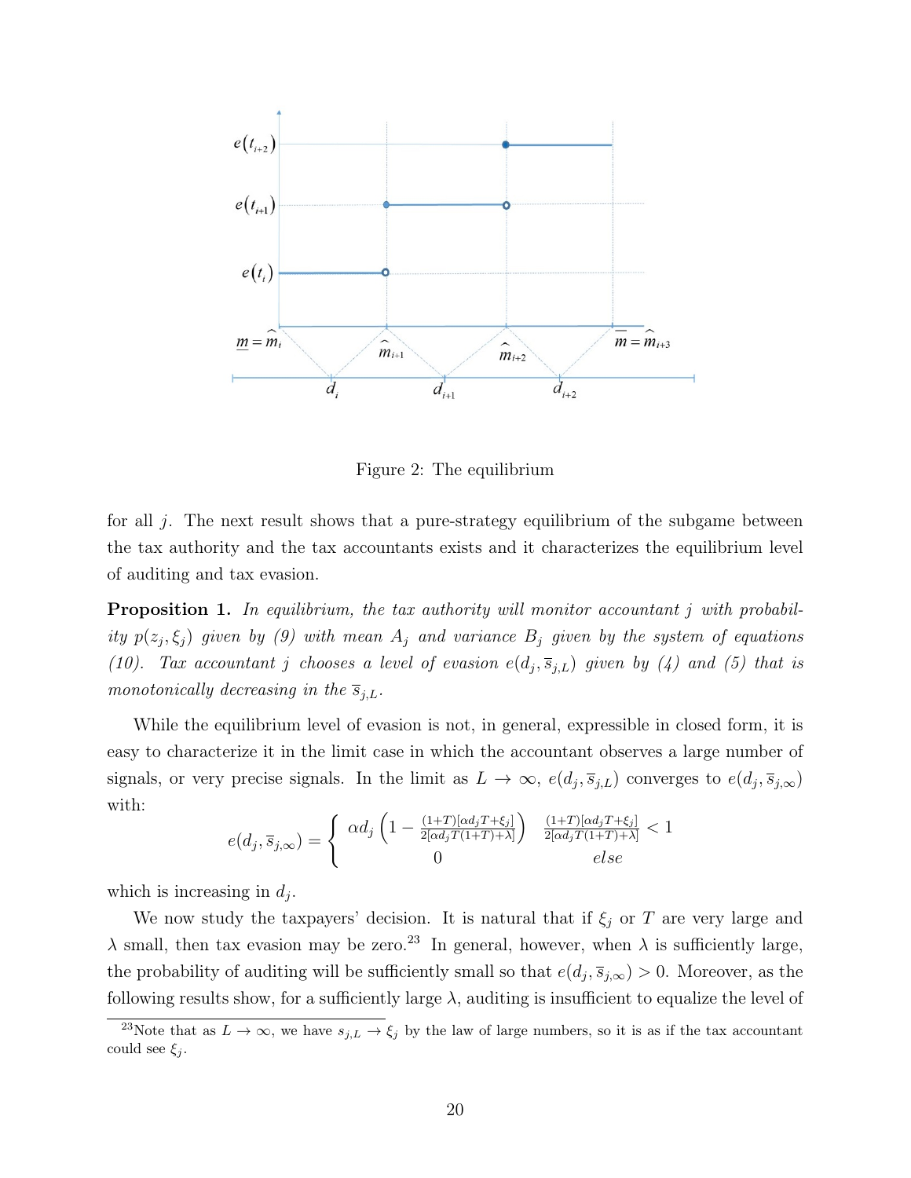Figure 2: The equilibrium

for all $j$. The next result shows that a pure-strategy equilibrium of the subgame between the tax authority and the tax accountants exists and it characterizes the equilibrium level of auditing and tax evasion.

**Proposition 1.** *In equilibrium, the tax authority will monitor accountant $j$ with probability $p(z_j, \xi_j)$ given by (9) with mean $A_j$ and variance $B_j$ given by the system of equations (10). Tax accountant $j$ chooses a level of evasion $e(d_j, \overline{s}_{j,L})$ given by (4) and (5) that is monotonically decreasing in the $\overline{s}_{j,L}$.*

While the equilibrium level of evasion is not, in general, expressible in closed form, it is easy to characterize it in the limit case in which the accountant observes a large number of signals, or very precise signals. In the limit as $L \to \infty$, $e(d_j, \overline{s}_{j,L})$ converges to $e(d_j, \overline{s}_{j,\infty})$ with:

$$e(d_j, \overline{s}_{j,\infty}) = \begin{cases} \alpha d_j \left(1 - \frac{(1+T)[\alpha d_j T + \xi_j]}{2[\alpha d_j T(1+T)+\lambda]}\right) & \frac{(1+T)[\alpha d_j T + \xi_j]}{2[\alpha d_j T(1+T)+\lambda]} < 1 \\ 0 & else \end{cases}$$

which is increasing in $d_j$.

We now study the taxpayers' decision. It is natural that if $\xi_j$ or $T$ are very large and $\lambda$ small, then tax evasion may be zero.[23] In general, however, when $\lambda$ is sufficiently large, the probability of auditing will be sufficiently small so that $e(d_j, \overline{s}_{j,\infty}) > 0$. Moreover, as the following results show, for a sufficiently large $\lambda$, auditing is insufficient to equalize the level of

[23] Note that as $L \to \infty$, we have $s_{j,L} \to \xi_j$ by the law of large numbers, so it is as if the tax accountant could see $\xi_j$.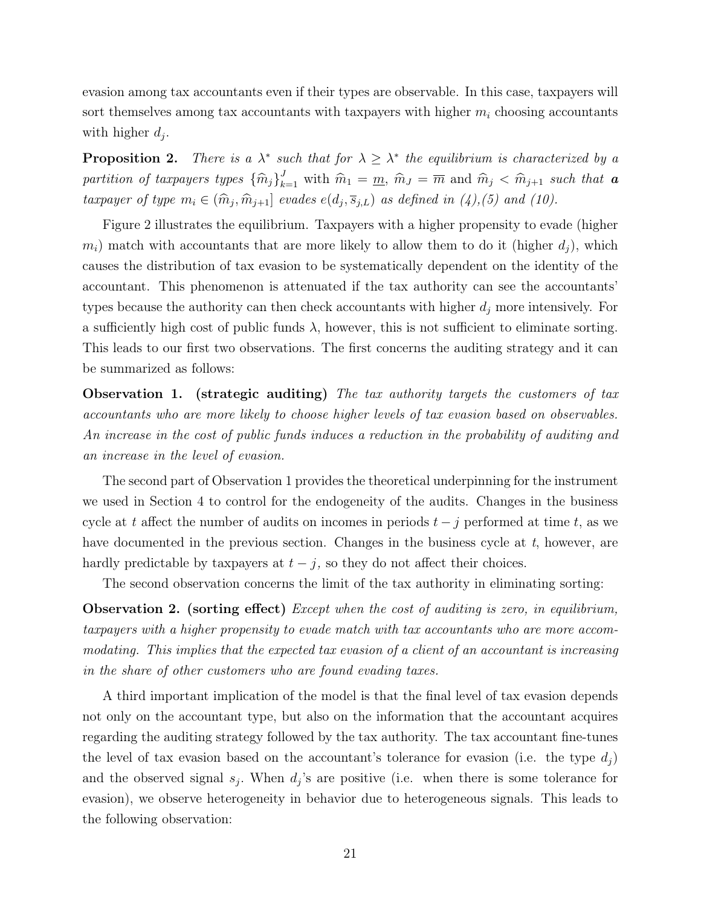evasion among tax accountants even if their types are observable. In this case, taxpayers will sort themselves among tax accountants with taxpayers with higher $m_i$ choosing accountants with higher $d_j$.

**Proposition 2.** *There is a $\lambda^*$ such that for $\lambda \geq \lambda^*$ the equilibrium is characterized by a partition of taxpayers types $\{\widehat{m}_j\}_{k=1}^J$ with $\widehat{m}_1 = \underline{m}$, $\widehat{m}_J = \overline{m}$ and $\widehat{m}_j < \widehat{m}_{j+1}$ such that **a** taxpayer of type $m_i \in (\widehat{m}_j, \widehat{m}_{j+1}]$ evades $e(d_j, \overline{s}_{j,L})$ as defined in (4),(5) and (10).*

Figure 2 illustrates the equilibrium. Taxpayers with a higher propensity to evade (higher $m_i$) match with accountants that are more likely to allow them to do it (higher $d_j$), which causes the distribution of tax evasion to be systematically dependent on the identity of the accountant. This phenomenon is attenuated if the tax authority can see the accountants' types because the authority can then check accountants with higher $d_j$ more intensively. For a sufficiently high cost of public funds $\lambda$, however, this is not sufficient to eliminate sorting. This leads to our first two observations. The first concerns the auditing strategy and it can be summarized as follows:

**Observation 1. (strategic auditing)** *The tax authority targets the customers of tax accountants who are more likely to choose higher levels of tax evasion based on observables. An increase in the cost of public funds induces a reduction in the probability of auditing and an increase in the level of evasion.*

The second part of Observation 1 provides the theoretical underpinning for the instrument we used in Section 4 to control for the endogeneity of the audits. Changes in the business cycle at $t$ affect the number of audits on incomes in periods $t-j$ performed at time $t$, as we have documented in the previous section. Changes in the business cycle at $t$, however, are hardly predictable by taxpayers at $t-j$, so they do not affect their choices.

The second observation concerns the limit of the tax authority in eliminating sorting:

**Observation 2. (sorting effect)** *Except when the cost of auditing is zero, in equilibrium, taxpayers with a higher propensity to evade match with tax accountants who are more accommodating. This implies that the expected tax evasion of a client of an accountant is increasing in the share of other customers who are found evading taxes.*

A third important implication of the model is that the final level of tax evasion depends not only on the accountant type, but also on the information that the accountant acquires regarding the auditing strategy followed by the tax authority. The tax accountant fine-tunes the level of tax evasion based on the accountant's tolerance for evasion (i.e. the type $d_j$) and the observed signal $s_j$. When $d_j$'s are positive (i.e. when there is some tolerance for evasion), we observe heterogeneity in behavior due to heterogeneous signals. This leads to the following observation: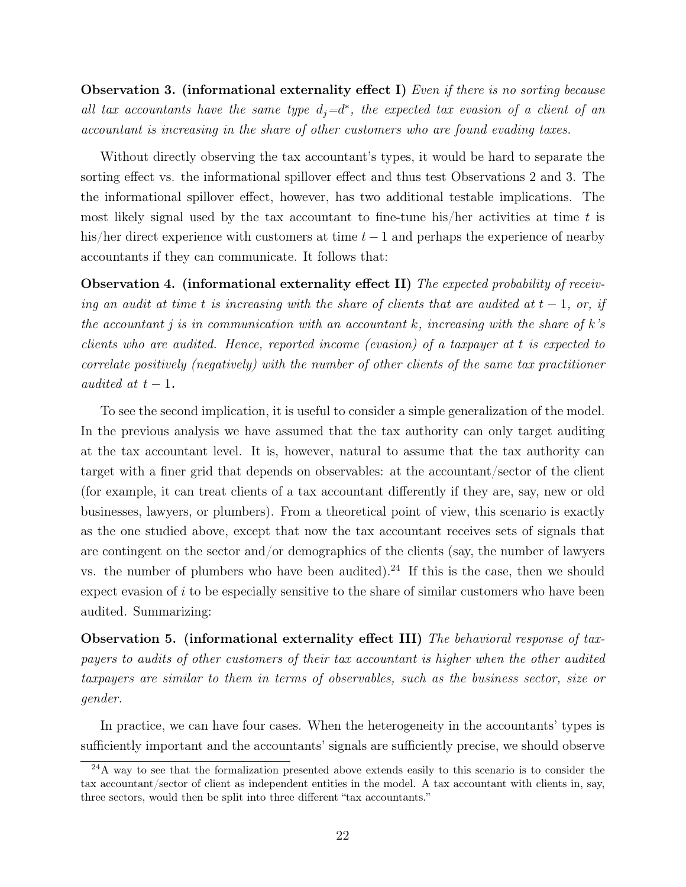**Observation 3. (informational externality effect I)** *Even if there is no sorting because all tax accountants have the same type $d_j = d^*$, the expected tax evasion of a client of an accountant is increasing in the share of other customers who are found evading taxes.*

Without directly observing the tax accountant's types, it would be hard to separate the sorting effect vs. the informational spillover effect and thus test Observations 2 and 3. The the informational spillover effect, however, has two additional testable implications. The most likely signal used by the tax accountant to fine-tune his/her activities at time $t$ is his/her direct experience with customers at time $t-1$ and perhaps the experience of nearby accountants if they can communicate. It follows that:

**Observation 4. (informational externality effect II)** *The expected probability of receiving an audit at time $t$ is increasing with the share of clients that are audited at $t-1$, or, if the accountant $j$ is in communication with an accountant $k$, increasing with the share of $k$'s clients who are audited. Hence, reported income (evasion) of a taxpayer at $t$ is expected to correlate positively (negatively) with the number of other clients of the same tax practitioner audited at $t-1$.*

To see the second implication, it is useful to consider a simple generalization of the model. In the previous analysis we have assumed that the tax authority can only target auditing at the tax accountant level. It is, however, natural to assume that the tax authority can target with a finer grid that depends on observables: at the accountant/sector of the client (for example, it can treat clients of a tax accountant differently if they are, say, new or old businesses, lawyers, or plumbers). From a theoretical point of view, this scenario is exactly as the one studied above, except that now the tax accountant receives sets of signals that are contingent on the sector and/or demographics of the clients (say, the number of lawyers vs. the number of plumbers who have been audited).[24] If this is the case, then we should expect evasion of $i$ to be especially sensitive to the share of similar customers who have been audited. Summarizing:

**Observation 5. (informational externality effect III)** *The behavioral response of taxpayers to audits of other customers of their tax accountant is higher when the other audited taxpayers are similar to them in terms of observables, such as the business sector, size or gender.*

In practice, we can have four cases. When the heterogeneity in the accountants' types is sufficiently important and the accountants' signals are sufficiently precise, we should observe

[24] A way to see that the formalization presented above extends easily to this scenario is to consider the tax accountant/sector of client as independent entities in the model. A tax accountant with clients in, say, three sectors, would then be split into three different "tax accountants."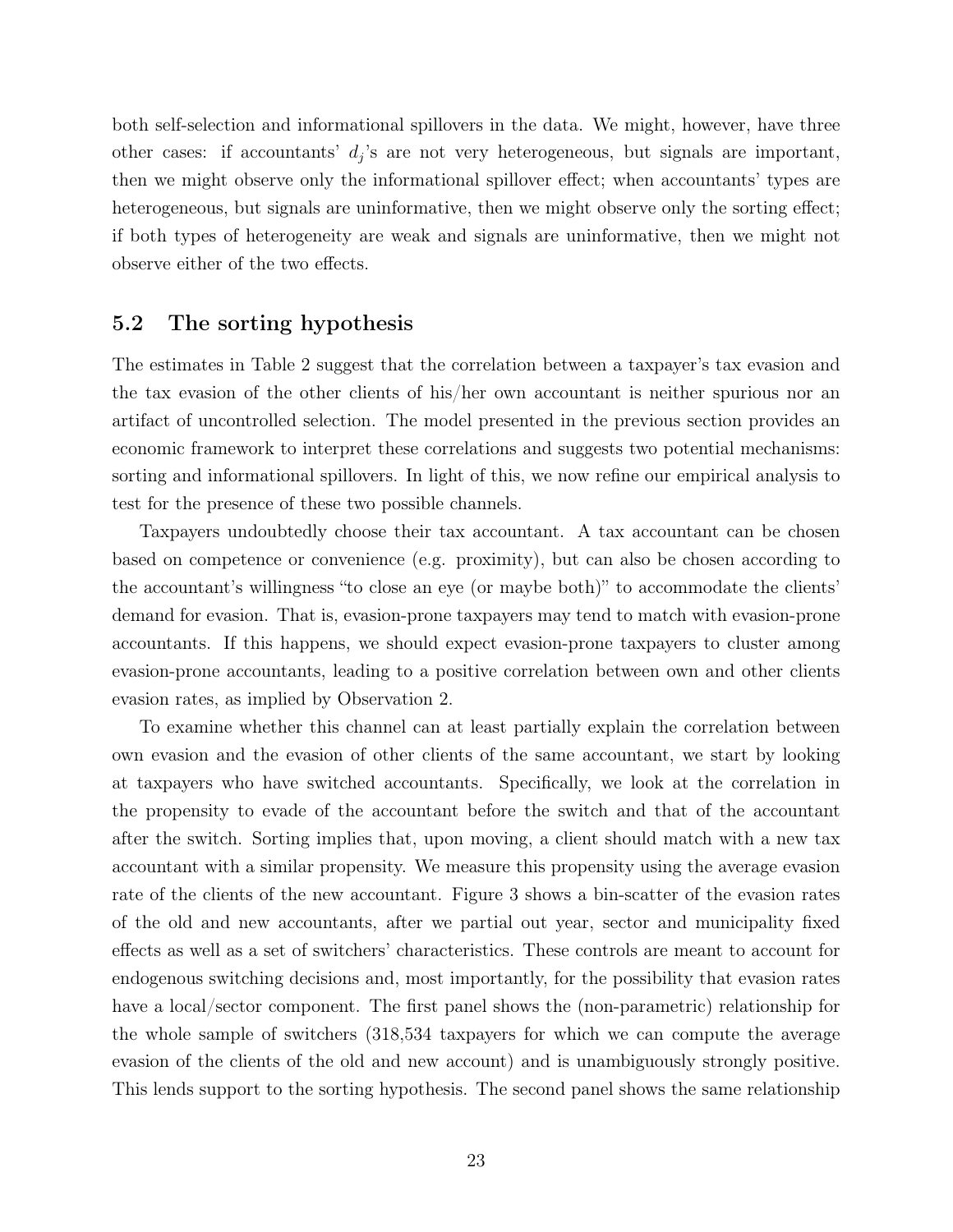both self-selection and informational spillovers in the data. We might, however, have three other cases: if accountants' $d_j$'s are not very heterogeneous, but signals are important, then we might observe only the informational spillover effect; when accountants' types are heterogeneous, but signals are uninformative, then we might observe only the sorting effect; if both types of heterogeneity are weak and signals are uninformative, then we might not observe either of the two effects.

## 5.2 The sorting hypothesis

The estimates in Table 2 suggest that the correlation between a taxpayer's tax evasion and the tax evasion of the other clients of his/her own accountant is neither spurious nor an artifact of uncontrolled selection. The model presented in the previous section provides an economic framework to interpret these correlations and suggests two potential mechanisms: sorting and informational spillovers. In light of this, we now refine our empirical analysis to test for the presence of these two possible channels.

Taxpayers undoubtedly choose their tax accountant. A tax accountant can be chosen based on competence or convenience (e.g. proximity), but can also be chosen according to the accountant's willingness "to close an eye (or maybe both)" to accommodate the clients' demand for evasion. That is, evasion-prone taxpayers may tend to match with evasion-prone accountants. If this happens, we should expect evasion-prone taxpayers to cluster among evasion-prone accountants, leading to a positive correlation between own and other clients evasion rates, as implied by Observation 2.

To examine whether this channel can at least partially explain the correlation between own evasion and the evasion of other clients of the same accountant, we start by looking at taxpayers who have switched accountants. Specifically, we look at the correlation in the propensity to evade of the accountant before the switch and that of the accountant after the switch. Sorting implies that, upon moving, a client should match with a new tax accountant with a similar propensity. We measure this propensity using the average evasion rate of the clients of the new accountant. Figure 3 shows a bin-scatter of the evasion rates of the old and new accountants, after we partial out year, sector and municipality fixed effects as well as a set of switchers' characteristics. These controls are meant to account for endogenous switching decisions and, most importantly, for the possibility that evasion rates have a local/sector component. The first panel shows the (non-parametric) relationship for the whole sample of switchers (318,534 taxpayers for which we can compute the average evasion of the clients of the old and new account) and is unambiguously strongly positive. This lends support to the sorting hypothesis. The second panel shows the same relationship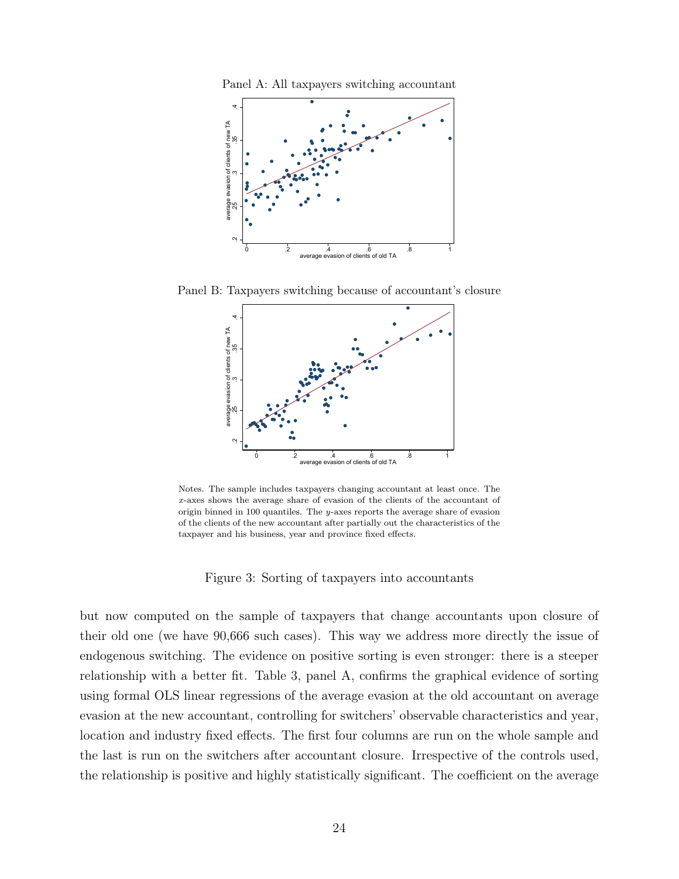Panel A: All taxpayers switching accountant

Panel B: Taxpayers switching because of accountant's closure

Notes. The sample includes taxpayers changing accountant at least once. The $x$-axes shows the average share of evasion of the clients of the accountant of origin binned in 100 quantiles. The $y$-axes reports the average share of evasion of the clients of the new accountant after partially out the characteristics of the taxpayer and his business, year and province fixed effects.

Figure 3: Sorting of taxpayers into accountants

but now computed on the sample of taxpayers that change accountants upon closure of their old one (we have 90,666 such cases). This way we address more directly the issue of endogenous switching. The evidence on positive sorting is even stronger: there is a steeper relationship with a better fit. Table 3, panel A, confirms the graphical evidence of sorting using formal OLS linear regressions of the average evasion at the old accountant on average evasion at the new accountant, controlling for switchers' observable characteristics and year, location and industry fixed effects. The first four columns are run on the whole sample and the last is run on the switchers after accountant closure. Irrespective of the controls used, the relationship is positive and highly statistically significant. The coefficient on the average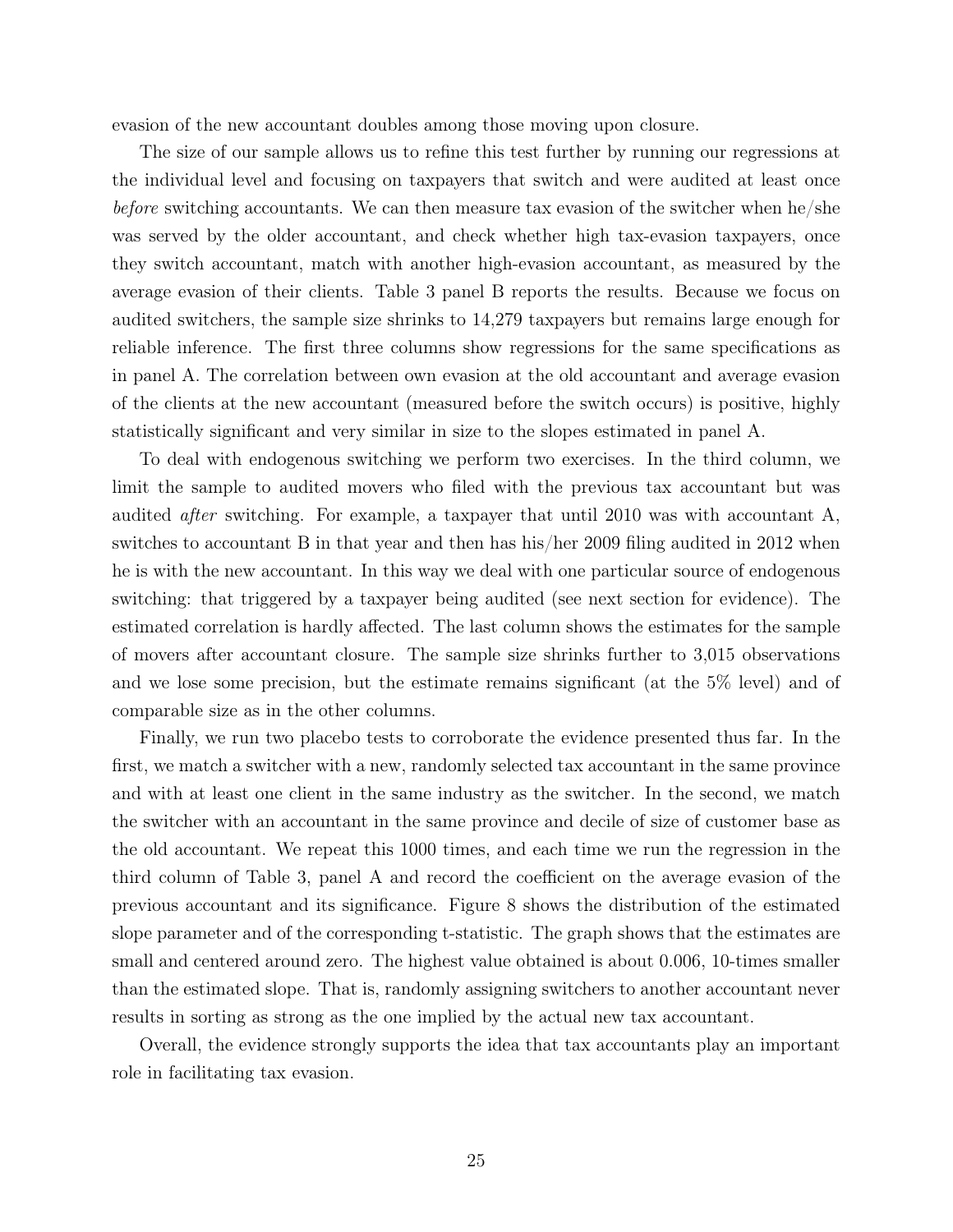evasion of the new accountant doubles among those moving upon closure.

The size of our sample allows us to refine this test further by running our regressions at the individual level and focusing on taxpayers that switch and were audited at least once *before* switching accountants. We can then measure tax evasion of the switcher when he/she was served by the older accountant, and check whether high tax-evasion taxpayers, once they switch accountant, match with another high-evasion accountant, as measured by the average evasion of their clients. Table 3 panel B reports the results. Because we focus on audited switchers, the sample size shrinks to 14,279 taxpayers but remains large enough for reliable inference. The first three columns show regressions for the same specifications as in panel A. The correlation between own evasion at the old accountant and average evasion of the clients at the new accountant (measured before the switch occurs) is positive, highly statistically significant and very similar in size to the slopes estimated in panel A.

To deal with endogenous switching we perform two exercises. In the third column, we limit the sample to audited movers who filed with the previous tax accountant but was audited *after* switching. For example, a taxpayer that until 2010 was with accountant A, switches to accountant B in that year and then has his/her 2009 filing audited in 2012 when he is with the new accountant. In this way we deal with one particular source of endogenous switching: that triggered by a taxpayer being audited (see next section for evidence). The estimated correlation is hardly affected. The last column shows the estimates for the sample of movers after accountant closure. The sample size shrinks further to 3,015 observations and we lose some precision, but the estimate remains significant (at the 5% level) and of comparable size as in the other columns.

Finally, we run two placebo tests to corroborate the evidence presented thus far. In the first, we match a switcher with a new, randomly selected tax accountant in the same province and with at least one client in the same industry as the switcher. In the second, we match the switcher with an accountant in the same province and decile of size of customer base as the old accountant. We repeat this 1000 times, and each time we run the regression in the third column of Table 3, panel A and record the coefficient on the average evasion of the previous accountant and its significance. Figure 8 shows the distribution of the estimated slope parameter and of the corresponding t-statistic. The graph shows that the estimates are small and centered around zero. The highest value obtained is about 0.006, 10-times smaller than the estimated slope. That is, randomly assigning switchers to another accountant never results in sorting as strong as the one implied by the actual new tax accountant.

Overall, the evidence strongly supports the idea that tax accountants play an important role in facilitating tax evasion.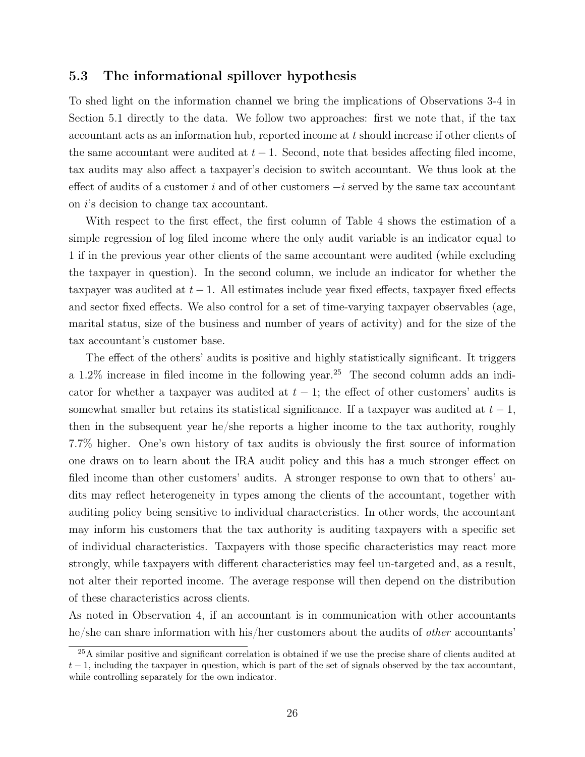### 5.3 The informational spillover hypothesis

To shed light on the information channel we bring the implications of Observations 3-4 in Section 5.1 directly to the data. We follow two approaches: first we note that, if the tax accountant acts as an information hub, reported income at $t$ should increase if other clients of the same accountant were audited at $t-1$. Second, note that besides affecting filed income, tax audits may also affect a taxpayer's decision to switch accountant. We thus look at the effect of audits of a customer $i$ and of other customers $-i$ served by the same tax accountant on $i$'s decision to change tax accountant.

With respect to the first effect, the first column of Table 4 shows the estimation of a simple regression of log filed income where the only audit variable is an indicator equal to 1 if in the previous year other clients of the same accountant were audited (while excluding the taxpayer in question). In the second column, we include an indicator for whether the taxpayer was audited at $t-1$. All estimates include year fixed effects, taxpayer fixed effects and sector fixed effects. We also control for a set of time-varying taxpayer observables (age, marital status, size of the business and number of years of activity) and for the size of the tax accountant's customer base.

The effect of the others' audits is positive and highly statistically significant. It triggers a 1.2% increase in filed income in the following year.[25] The second column adds an indicator for whether a taxpayer was audited at $t-1$; the effect of other customers' audits is somewhat smaller but retains its statistical significance. If a taxpayer was audited at $t-1$, then in the subsequent year he/she reports a higher income to the tax authority, roughly 7.7% higher. One's own history of tax audits is obviously the first source of information one draws on to learn about the IRA audit policy and this has a much stronger effect on filed income than other customers' audits. A stronger response to own that to others' audits may reflect heterogeneity in types among the clients of the accountant, together with auditing policy being sensitive to individual characteristics. In other words, the accountant may inform his customers that the tax authority is auditing taxpayers with a specific set of individual characteristics. Taxpayers with those specific characteristics may react more strongly, while taxpayers with different characteristics may feel un-targeted and, as a result, not alter their reported income. The average response will then depend on the distribution of these characteristics across clients.

As noted in Observation 4, if an accountant is in communication with other accountants he/she can share information with his/her customers about the audits of *other* accountants'

[25] A similar positive and significant correlation is obtained if we use the precise share of clients audited at $t-1$, including the taxpayer in question, which is part of the set of signals observed by the tax accountant, while controlling separately for the own indicator.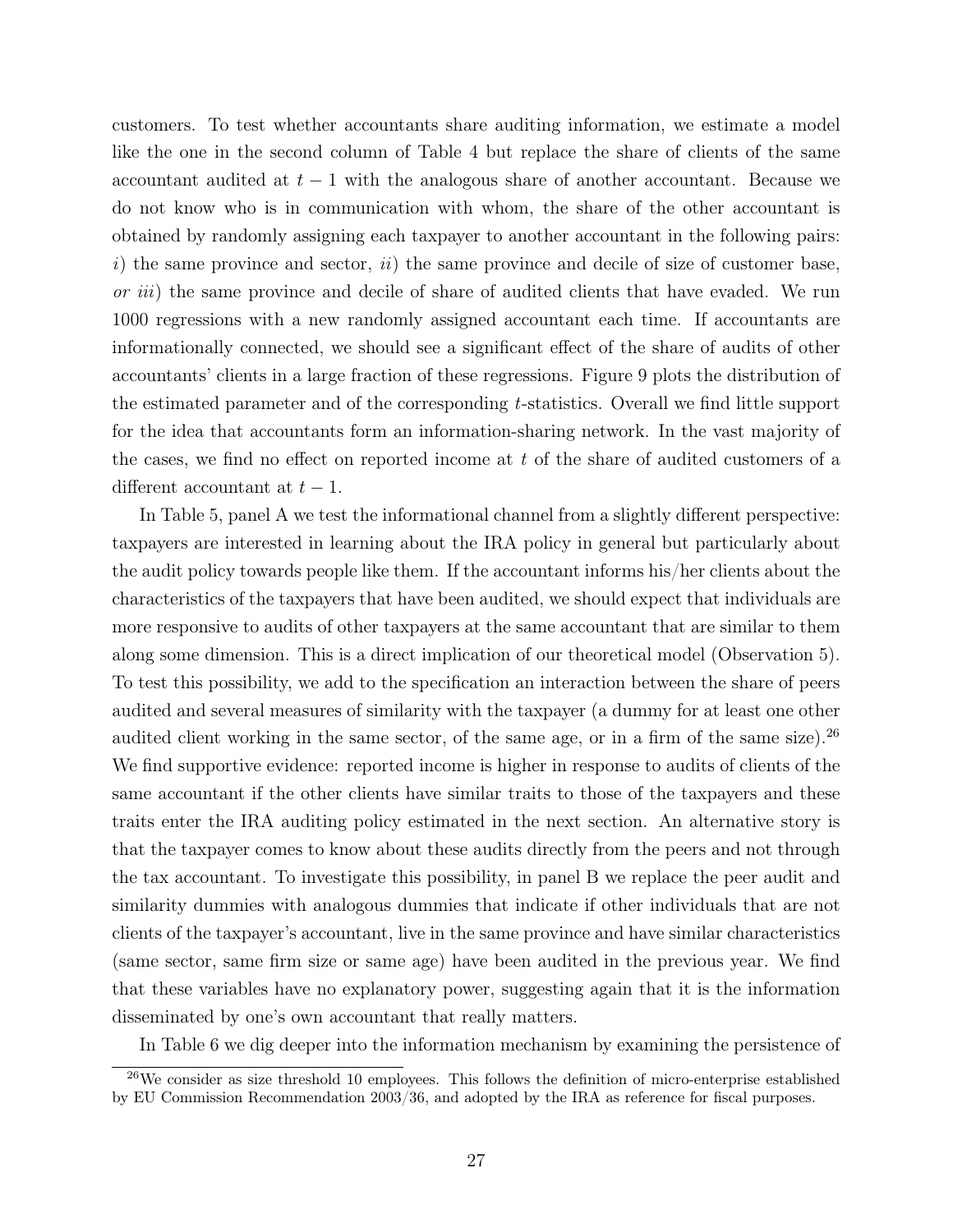customers. To test whether accountants share auditing information, we estimate a model like the one in the second column of Table 4 but replace the share of clients of the same accountant audited at $t-1$ with the analogous share of another accountant. Because we do not know who is in communication with whom, the share of the other accountant is obtained by randomly assigning each taxpayer to another accountant in the following pairs: *i*) the same province and sector, *ii*) the same province and decile of size of customer base, *or iii*) the same province and decile of share of audited clients that have evaded. We run 1000 regressions with a new randomly assigned accountant each time. If accountants are informationally connected, we should see a significant effect of the share of audits of other accountants' clients in a large fraction of these regressions. Figure 9 plots the distribution of the estimated parameter and of the corresponding $t$-statistics. Overall we find little support for the idea that accountants form an information-sharing network. In the vast majority of the cases, we find no effect on reported income at $t$ of the share of audited customers of a different accountant at $t-1$.

In Table 5, panel A we test the informational channel from a slightly different perspective: taxpayers are interested in learning about the IRA policy in general but particularly about the audit policy towards people like them. If the accountant informs his/her clients about the characteristics of the taxpayers that have been audited, we should expect that individuals are more responsive to audits of other taxpayers at the same accountant that are similar to them along some dimension. This is a direct implication of our theoretical model (Observation 5). To test this possibility, we add to the specification an interaction between the share of peers audited and several measures of similarity with the taxpayer (a dummy for at least one other audited client working in the same sector, of the same age, or in a firm of the same size).[26] We find supportive evidence: reported income is higher in response to audits of clients of the same accountant if the other clients have similar traits to those of the taxpayers and these traits enter the IRA auditing policy estimated in the next section. An alternative story is that the taxpayer comes to know about these audits directly from the peers and not through the tax accountant. To investigate this possibility, in panel B we replace the peer audit and similarity dummies with analogous dummies that indicate if other individuals that are not clients of the taxpayer's accountant, live in the same province and have similar characteristics (same sector, same firm size or same age) have been audited in the previous year. We find that these variables have no explanatory power, suggesting again that it is the information disseminated by one's own accountant that really matters.

In Table 6 we dig deeper into the information mechanism by examining the persistence of

[26] We consider as size threshold 10 employees. This follows the definition of micro-enterprise established by EU Commission Recommendation 2003/36, and adopted by the IRA as reference for fiscal purposes.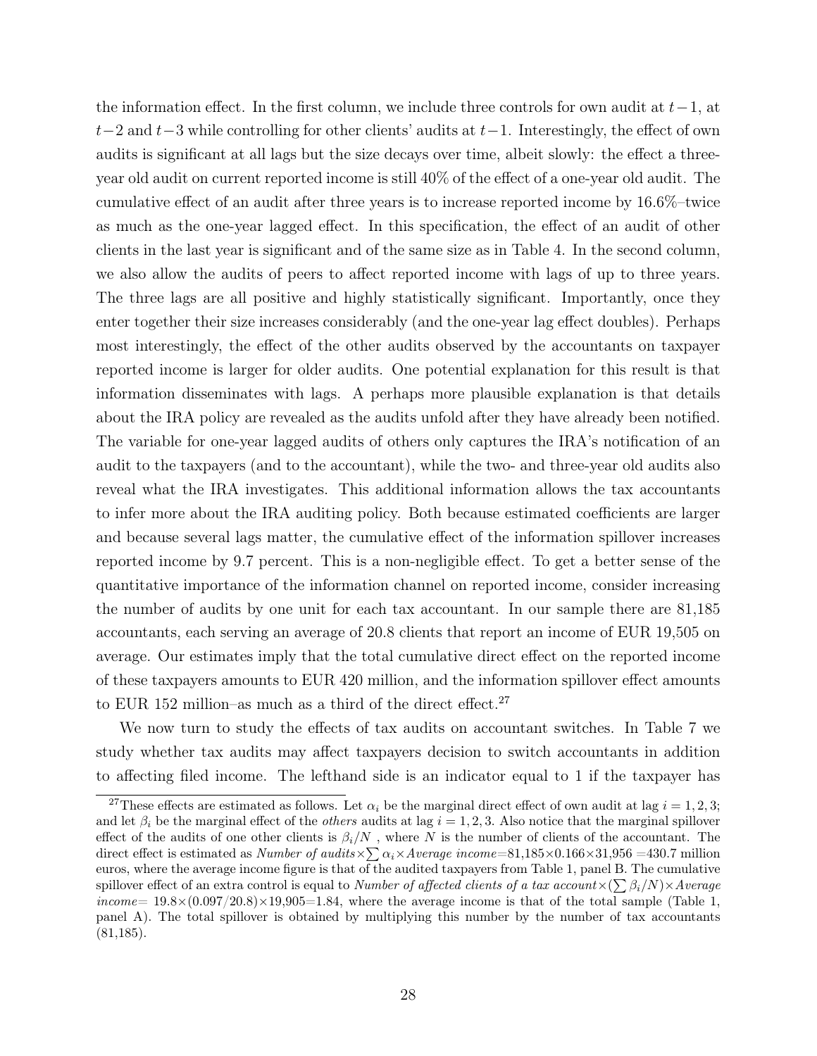the information effect. In the first column, we include three controls for own audit at $t-1$, at $t-2$ and $t-3$ while controlling for other clients' audits at $t-1$. Interestingly, the effect of own audits is significant at all lags but the size decays over time, albeit slowly: the effect a three-year old audit on current reported income is still 40% of the effect of a one-year old audit. The cumulative effect of an audit after three years is to increase reported income by 16.6%–twice as much as the one-year lagged effect. In this specification, the effect of an audit of other clients in the last year is significant and of the same size as in Table 4. In the second column, we also allow the audits of peers to affect reported income with lags of up to three years. The three lags are all positive and highly statistically significant. Importantly, once they enter together their size increases considerably (and the one-year lag effect doubles). Perhaps most interestingly, the effect of the other audits observed by the accountants on taxpayer reported income is larger for older audits. One potential explanation for this result is that information disseminates with lags. A perhaps more plausible explanation is that details about the IRA policy are revealed as the audits unfold after they have already been notified. The variable for one-year lagged audits of others only captures the IRA's notification of an audit to the taxpayers (and to the accountant), while the two- and three-year old audits also reveal what the IRA investigates. This additional information allows the tax accountants to infer more about the IRA auditing policy. Both because estimated coefficients are larger and because several lags matter, the cumulative effect of the information spillover increases reported income by 9.7 percent. This is a non-negligible effect. To get a better sense of the quantitative importance of the information channel on reported income, consider increasing the number of audits by one unit for each tax accountant. In our sample there are 81,185 accountants, each serving an average of 20.8 clients that report an income of EUR 19,505 on average. Our estimates imply that the total cumulative direct effect on the reported income of these taxpayers amounts to EUR 420 million, and the information spillover effect amounts to EUR 152 million–as much as a third of the direct effect.[27]

We now turn to study the effects of tax audits on accountant switches. In Table 7 we study whether tax audits may affect taxpayers decision to switch accountants in addition to affecting filed income. The lefthand side is an indicator equal to 1 if the taxpayer has

[27]These effects are estimated as follows. Let $\alpha_i$ be the marginal direct effect of own audit at lag $i = 1, 2, 3$; and let $\beta_i$ be the marginal effect of the *others* audits at lag $i = 1, 2, 3$. Also notice that the marginal spillover effect of the audits of one other clients is $\beta_i/N$ , where $N$ is the number of clients of the accountant. The direct effect is estimated as *Number of audits*$\times \sum \alpha_i \times$*Average income*=81,185×0.166×31,956 =430.7 million euros, where the average income figure is that of the audited taxpayers from Table 1, panel B. The cumulative spillover effect of an extra control is equal to *Number of affected clients of a tax account*$\times(\sum \beta_i/N)\times$*Average income*= 19.8×(0.097/20.8)×19,905=1.84, where the average income is that of the total sample (Table 1, panel A). The total spillover is obtained by multiplying this number by the number of tax accountants (81,185).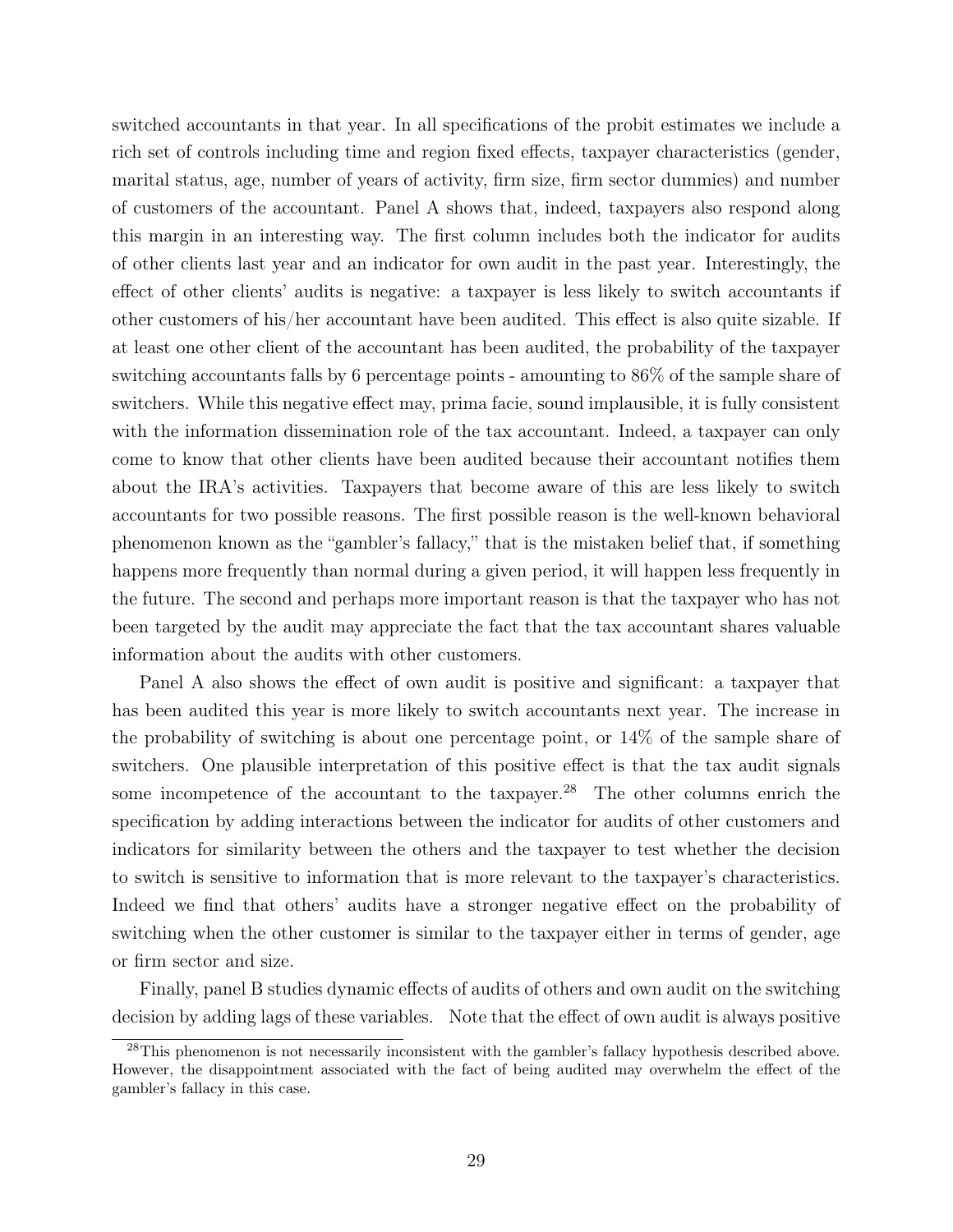switched accountants in that year. In all specifications of the probit estimates we include a rich set of controls including time and region fixed effects, taxpayer characteristics (gender, marital status, age, number of years of activity, firm size, firm sector dummies) and number of customers of the accountant. Panel A shows that, indeed, taxpayers also respond along this margin in an interesting way. The first column includes both the indicator for audits of other clients last year and an indicator for own audit in the past year. Interestingly, the effect of other clients' audits is negative: a taxpayer is less likely to switch accountants if other customers of his/her accountant have been audited. This effect is also quite sizable. If at least one other client of the accountant has been audited, the probability of the taxpayer switching accountants falls by 6 percentage points - amounting to 86% of the sample share of switchers. While this negative effect may, prima facie, sound implausible, it is fully consistent with the information dissemination role of the tax accountant. Indeed, a taxpayer can only come to know that other clients have been audited because their accountant notifies them about the IRA's activities. Taxpayers that become aware of this are less likely to switch accountants for two possible reasons. The first possible reason is the well-known behavioral phenomenon known as the "gambler's fallacy," that is the mistaken belief that, if something happens more frequently than normal during a given period, it will happen less frequently in the future. The second and perhaps more important reason is that the taxpayer who has not been targeted by the audit may appreciate the fact that the tax accountant shares valuable information about the audits with other customers.

Panel A also shows the effect of own audit is positive and significant: a taxpayer that has been audited this year is more likely to switch accountants next year. The increase in the probability of switching is about one percentage point, or 14% of the sample share of switchers. One plausible interpretation of this positive effect is that the tax audit signals some incompetence of the accountant to the taxpayer.[28] The other columns enrich the specification by adding interactions between the indicator for audits of other customers and indicators for similarity between the others and the taxpayer to test whether the decision to switch is sensitive to information that is more relevant to the taxpayer's characteristics. Indeed we find that others' audits have a stronger negative effect on the probability of switching when the other customer is similar to the taxpayer either in terms of gender, age or firm sector and size.

Finally, panel B studies dynamic effects of audits of others and own audit on the switching decision by adding lags of these variables. Note that the effect of own audit is always positive

[28] This phenomenon is not necessarily inconsistent with the gambler's fallacy hypothesis described above. However, the disappointment associated with the fact of being audited may overwhelm the effect of the gambler's fallacy in this case.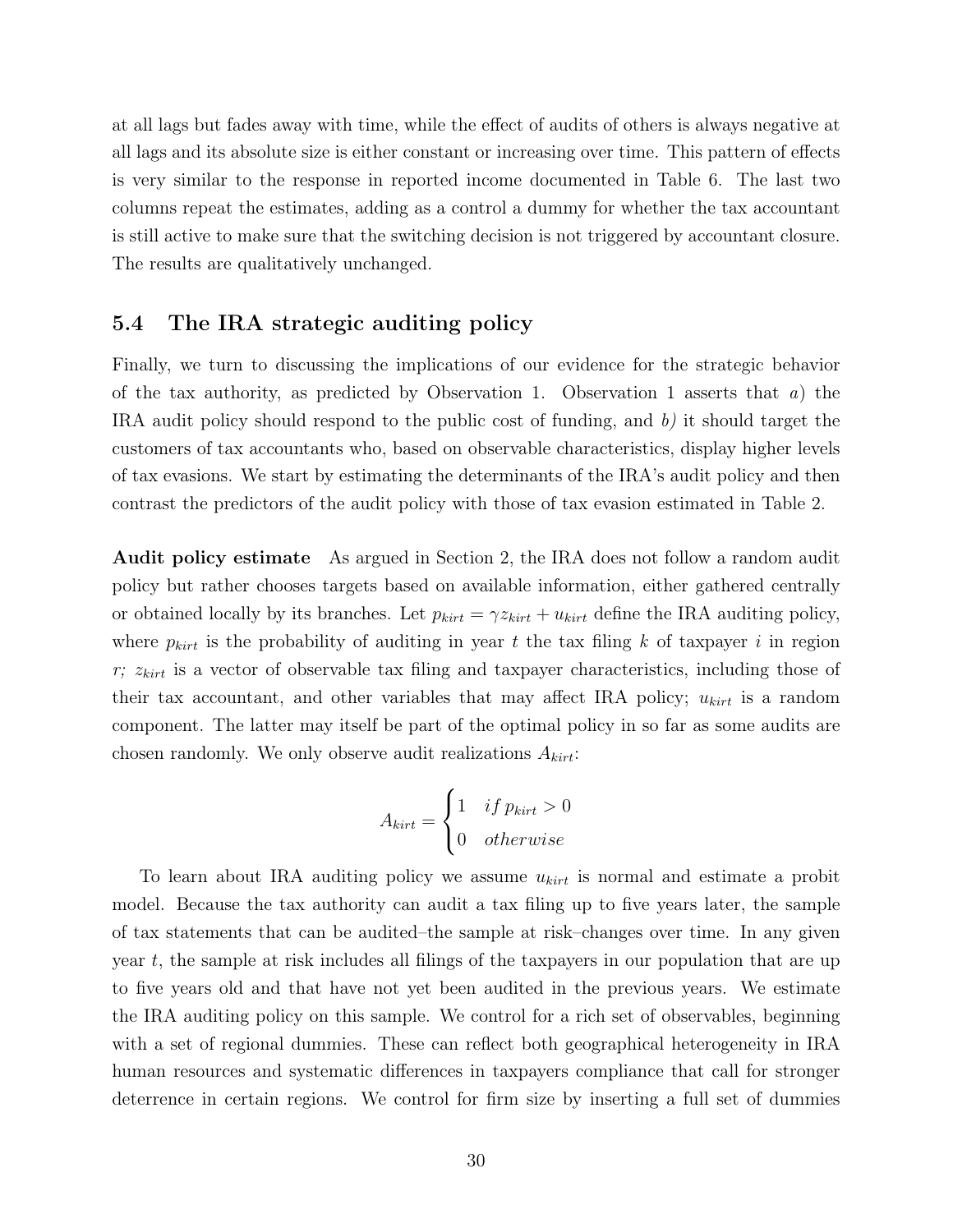at all lags but fades away with time, while the effect of audits of others is always negative at all lags and its absolute size is either constant or increasing over time. This pattern of effects is very similar to the response in reported income documented in Table 6. The last two columns repeat the estimates, adding as a control a dummy for whether the tax accountant is still active to make sure that the switching decision is not triggered by accountant closure. The results are qualitatively unchanged.

### 5.4 The IRA strategic auditing policy

Finally, we turn to discussing the implications of our evidence for the strategic behavior of the tax authority, as predicted by Observation 1. Observation 1 asserts that *a)* the IRA audit policy should respond to the public cost of funding, and *b)* it should target the customers of tax accountants who, based on observable characteristics, display higher levels of tax evasions. We start by estimating the determinants of the IRA's audit policy and then contrast the predictors of the audit policy with those of tax evasion estimated in Table 2.

**Audit policy estimate** As argued in Section 2, the IRA does not follow a random audit policy but rather chooses targets based on available information, either gathered centrally or obtained locally by its branches. Let $p_{kirt} = \gamma z_{kirt} + u_{kirt}$ define the IRA auditing policy, where $p_{kirt}$ is the probability of auditing in year $t$ the tax filing $k$ of taxpayer $i$ in region $r$; $z_{kirt}$ is a vector of observable tax filing and taxpayer characteristics, including those of their tax accountant, and other variables that may affect IRA policy; $u_{kirt}$ is a random component. The latter may itself be part of the optimal policy in so far as some audits are chosen randomly. We only observe audit realizations $A_{kirt}$:

$$A_{kirt} = \begin{cases} 1 & if\, p_{kirt} > 0 \\ 0 & otherwise \end{cases}$$

To learn about IRA auditing policy we assume $u_{kirt}$ is normal and estimate a probit model. Because the tax authority can audit a tax filing up to five years later, the sample of tax statements that can be audited–the sample at risk–changes over time. In any given year $t$, the sample at risk includes all filings of the taxpayers in our population that are up to five years old and that have not yet been audited in the previous years. We estimate the IRA auditing policy on this sample. We control for a rich set of observables, beginning with a set of regional dummies. These can reflect both geographical heterogeneity in IRA human resources and systematic differences in taxpayers compliance that call for stronger deterrence in certain regions. We control for firm size by inserting a full set of dummies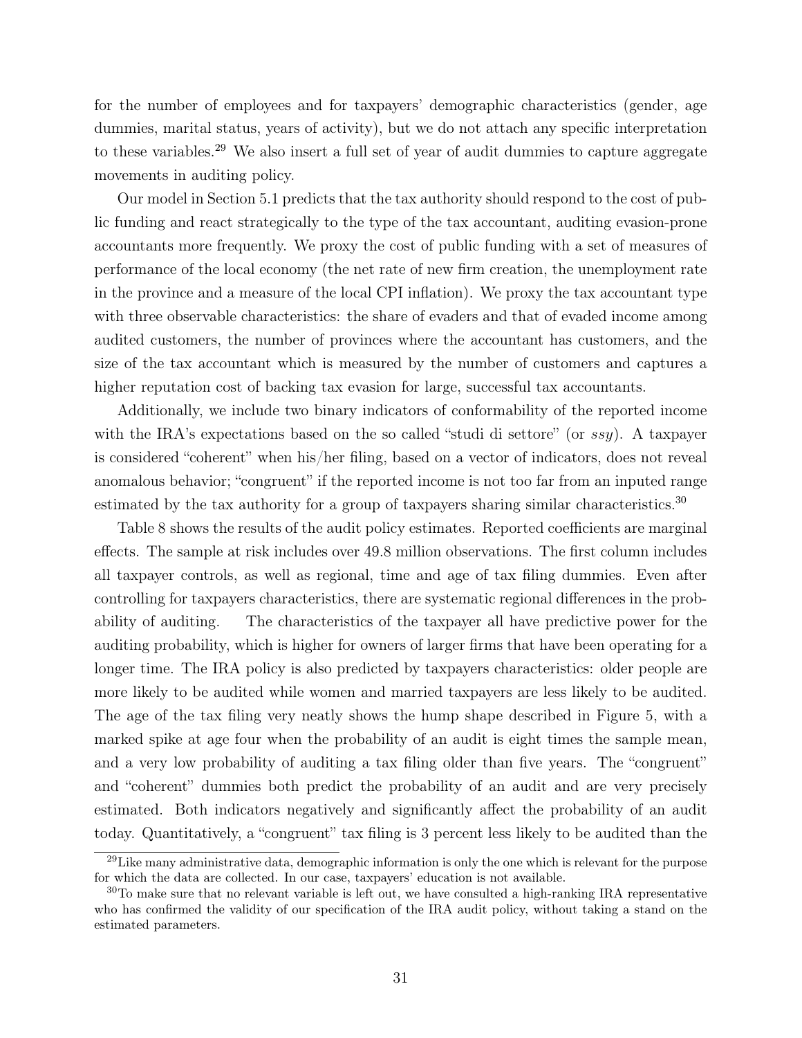for the number of employees and for taxpayers' demographic characteristics (gender, age dummies, marital status, years of activity), but we do not attach any specific interpretation to these variables.[29] We also insert a full set of year of audit dummies to capture aggregate movements in auditing policy.

Our model in Section 5.1 predicts that the tax authority should respond to the cost of public funding and react strategically to the type of the tax accountant, auditing evasion-prone accountants more frequently. We proxy the cost of public funding with a set of measures of performance of the local economy (the net rate of new firm creation, the unemployment rate in the province and a measure of the local CPI inflation). We proxy the tax accountant type with three observable characteristics: the share of evaders and that of evaded income among audited customers, the number of provinces where the accountant has customers, and the size of the tax accountant which is measured by the number of customers and captures a higher reputation cost of backing tax evasion for large, successful tax accountants.

Additionally, we include two binary indicators of conformability of the reported income with the IRA's expectations based on the so called "studi di settore" (or *ssy*). A taxpayer is considered "coherent" when his/her filing, based on a vector of indicators, does not reveal anomalous behavior; "congruent" if the reported income is not too far from an inputed range estimated by the tax authority for a group of taxpayers sharing similar characteristics.[30]

Table 8 shows the results of the audit policy estimates. Reported coefficients are marginal effects. The sample at risk includes over 49.8 million observations. The first column includes all taxpayer controls, as well as regional, time and age of tax filing dummies. Even after controlling for taxpayers characteristics, there are systematic regional differences in the probability of auditing. The characteristics of the taxpayer all have predictive power for the auditing probability, which is higher for owners of larger firms that have been operating for a longer time. The IRA policy is also predicted by taxpayers characteristics: older people are more likely to be audited while women and married taxpayers are less likely to be audited. The age of the tax filing very neatly shows the hump shape described in Figure 5, with a marked spike at age four when the probability of an audit is eight times the sample mean, and a very low probability of auditing a tax filing older than five years. The "congruent" and "coherent" dummies both predict the probability of an audit and are very precisely estimated. Both indicators negatively and significantly affect the probability of an audit today. Quantitatively, a "congruent" tax filing is 3 percent less likely to be audited than the

[29] Like many administrative data, demographic information is only the one which is relevant for the purpose for which the data are collected. In our case, taxpayers' education is not available.

[30] To make sure that no relevant variable is left out, we have consulted a high-ranking IRA representative who has confirmed the validity of our specification of the IRA audit policy, without taking a stand on the estimated parameters.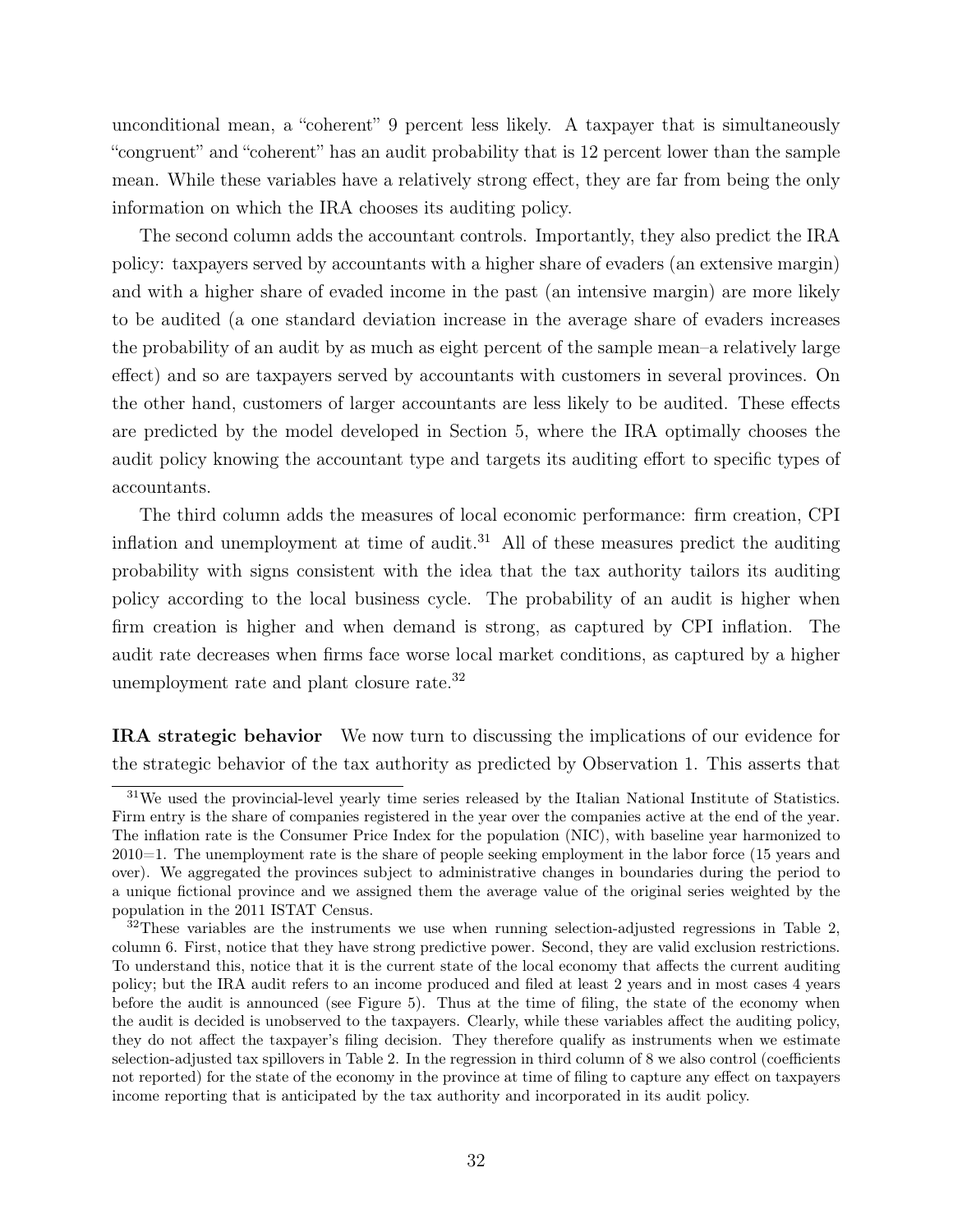unconditional mean, a "coherent" 9 percent less likely. A taxpayer that is simultaneously "congruent" and "coherent" has an audit probability that is 12 percent lower than the sample mean. While these variables have a relatively strong effect, they are far from being the only information on which the IRA chooses its auditing policy.

The second column adds the accountant controls. Importantly, they also predict the IRA policy: taxpayers served by accountants with a higher share of evaders (an extensive margin) and with a higher share of evaded income in the past (an intensive margin) are more likely to be audited (a one standard deviation increase in the average share of evaders increases the probability of an audit by as much as eight percent of the sample mean–a relatively large effect) and so are taxpayers served by accountants with customers in several provinces. On the other hand, customers of larger accountants are less likely to be audited. These effects are predicted by the model developed in Section 5, where the IRA optimally chooses the audit policy knowing the accountant type and targets its auditing effort to specific types of accountants.

The third column adds the measures of local economic performance: firm creation, CPI inflation and unemployment at time of audit.[31] All of these measures predict the auditing probability with signs consistent with the idea that the tax authority tailors its auditing policy according to the local business cycle. The probability of an audit is higher when firm creation is higher and when demand is strong, as captured by CPI inflation. The audit rate decreases when firms face worse local market conditions, as captured by a higher unemployment rate and plant closure rate.[32]

**IRA strategic behavior** We now turn to discussing the implications of our evidence for the strategic behavior of the tax authority as predicted by Observation 1. This asserts that

[31]We used the provincial-level yearly time series released by the Italian National Institute of Statistics. Firm entry is the share of companies registered in the year over the companies active at the end of the year. The inflation rate is the Consumer Price Index for the population (NIC), with baseline year harmonized to 2010=1. The unemployment rate is the share of people seeking employment in the labor force (15 years and over). We aggregated the provinces subject to administrative changes in boundaries during the period to a unique fictional province and we assigned them the average value of the original series weighted by the population in the 2011 ISTAT Census.

[32]These variables are the instruments we use when running selection-adjusted regressions in Table 2, column 6. First, notice that they have strong predictive power. Second, they are valid exclusion restrictions. To understand this, notice that it is the current state of the local economy that affects the current auditing policy; but the IRA audit refers to an income produced and filed at least 2 years and in most cases 4 years before the audit is announced (see Figure 5). Thus at the time of filing, the state of the economy when the audit is decided is unobserved to the taxpayers. Clearly, while these variables affect the auditing policy, they do not affect the taxpayer's filing decision. They therefore qualify as instruments when we estimate selection-adjusted tax spillovers in Table 2. In the regression in third column of 8 we also control (coefficients not reported) for the state of the economy in the province at time of filing to capture any effect on taxpayers income reporting that is anticipated by the tax authority and incorporated in its audit policy.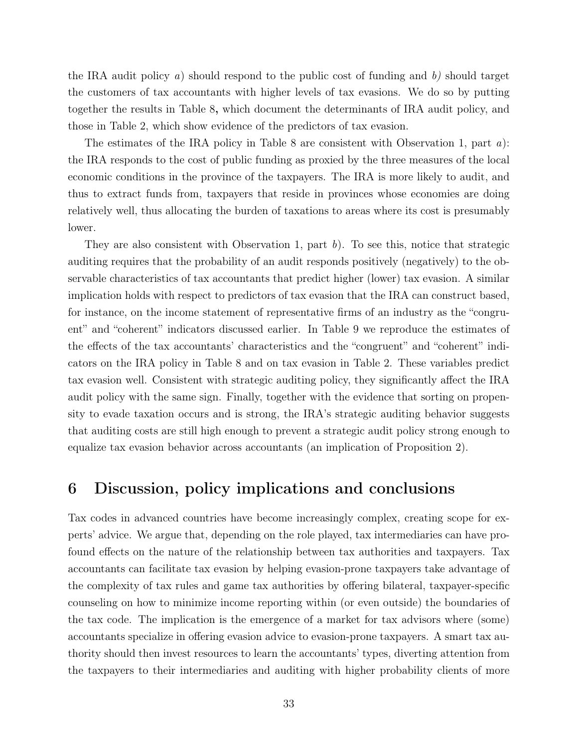the IRA audit policy *a)* should respond to the public cost of funding and *b)* should target the customers of tax accountants with higher levels of tax evasions. We do so by putting together the results in Table 8**,** which document the determinants of IRA audit policy, and those in Table 2, which show evidence of the predictors of tax evasion.

The estimates of the IRA policy in Table 8 are consistent with Observation 1, part *a*): the IRA responds to the cost of public funding as proxied by the three measures of the local economic conditions in the province of the taxpayers. The IRA is more likely to audit, and thus to extract funds from, taxpayers that reside in provinces whose economies are doing relatively well, thus allocating the burden of taxations to areas where its cost is presumably lower.

They are also consistent with Observation 1, part *b*). To see this, notice that strategic auditing requires that the probability of an audit responds positively (negatively) to the observable characteristics of tax accountants that predict higher (lower) tax evasion. A similar implication holds with respect to predictors of tax evasion that the IRA can construct based, for instance, on the income statement of representative firms of an industry as the "congruent" and "coherent" indicators discussed earlier. In Table 9 we reproduce the estimates of the effects of the tax accountants' characteristics and the "congruent" and "coherent" indicators on the IRA policy in Table 8 and on tax evasion in Table 2. These variables predict tax evasion well. Consistent with strategic auditing policy, they significantly affect the IRA audit policy with the same sign. Finally, together with the evidence that sorting on propensity to evade taxation occurs and is strong, the IRA's strategic auditing behavior suggests that auditing costs are still high enough to prevent a strategic audit policy strong enough to equalize tax evasion behavior across accountants (an implication of Proposition 2).

# 6 Discussion, policy implications and conclusions

Tax codes in advanced countries have become increasingly complex, creating scope for experts' advice. We argue that, depending on the role played, tax intermediaries can have profound effects on the nature of the relationship between tax authorities and taxpayers. Tax accountants can facilitate tax evasion by helping evasion-prone taxpayers take advantage of the complexity of tax rules and game tax authorities by offering bilateral, taxpayer-specific counseling on how to minimize income reporting within (or even outside) the boundaries of the tax code. The implication is the emergence of a market for tax advisors where (some) accountants specialize in offering evasion advice to evasion-prone taxpayers. A smart tax authority should then invest resources to learn the accountants' types, diverting attention from the taxpayers to their intermediaries and auditing with higher probability clients of more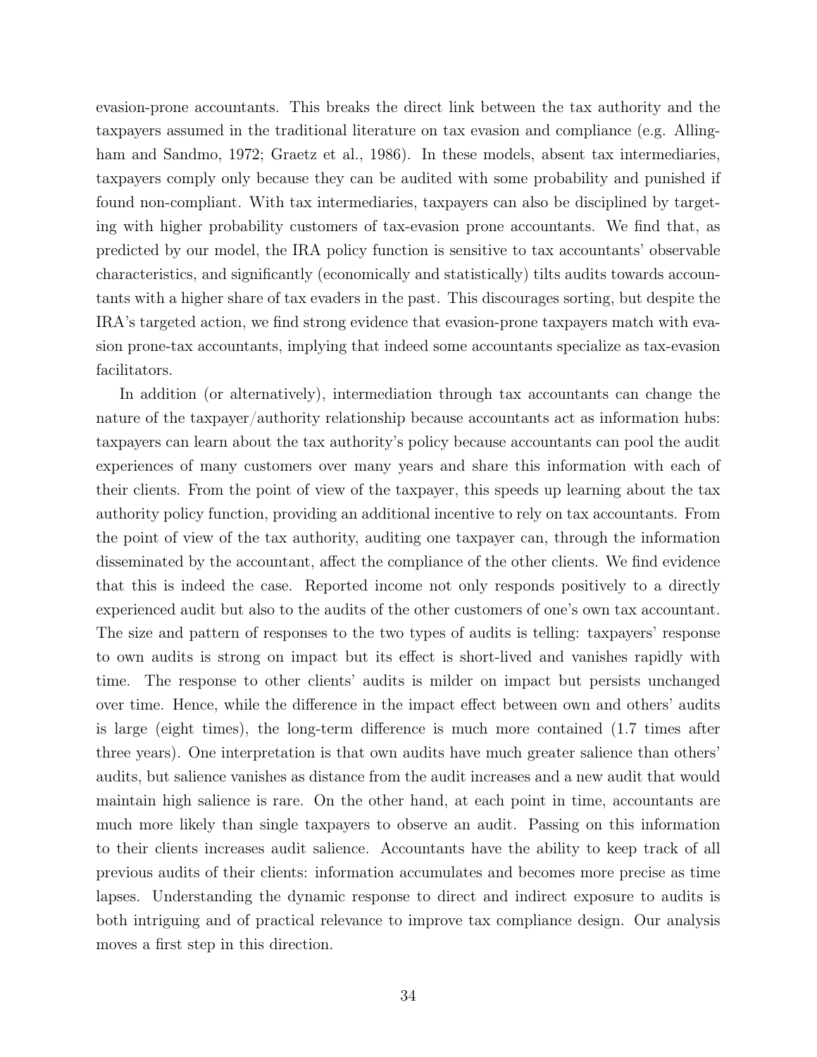evasion-prone accountants. This breaks the direct link between the tax authority and the taxpayers assumed in the traditional literature on tax evasion and compliance (e.g. Allingham and Sandmo, 1972; Graetz et al., 1986). In these models, absent tax intermediaries, taxpayers comply only because they can be audited with some probability and punished if found non-compliant. With tax intermediaries, taxpayers can also be disciplined by targeting with higher probability customers of tax-evasion prone accountants. We find that, as predicted by our model, the IRA policy function is sensitive to tax accountants' observable characteristics, and significantly (economically and statistically) tilts audits towards accountants with a higher share of tax evaders in the past. This discourages sorting, but despite the IRA's targeted action, we find strong evidence that evasion-prone taxpayers match with evasion prone-tax accountants, implying that indeed some accountants specialize as tax-evasion facilitators.

In addition (or alternatively), intermediation through tax accountants can change the nature of the taxpayer/authority relationship because accountants act as information hubs: taxpayers can learn about the tax authority's policy because accountants can pool the audit experiences of many customers over many years and share this information with each of their clients. From the point of view of the taxpayer, this speeds up learning about the tax authority policy function, providing an additional incentive to rely on tax accountants. From the point of view of the tax authority, auditing one taxpayer can, through the information disseminated by the accountant, affect the compliance of the other clients. We find evidence that this is indeed the case. Reported income not only responds positively to a directly experienced audit but also to the audits of the other customers of one's own tax accountant. The size and pattern of responses to the two types of audits is telling: taxpayers' response to own audits is strong on impact but its effect is short-lived and vanishes rapidly with time. The response to other clients' audits is milder on impact but persists unchanged over time. Hence, while the difference in the impact effect between own and others' audits is large (eight times), the long-term difference is much more contained (1.7 times after three years). One interpretation is that own audits have much greater salience than others' audits, but salience vanishes as distance from the audit increases and a new audit that would maintain high salience is rare. On the other hand, at each point in time, accountants are much more likely than single taxpayers to observe an audit. Passing on this information to their clients increases audit salience. Accountants have the ability to keep track of all previous audits of their clients: information accumulates and becomes more precise as time lapses. Understanding the dynamic response to direct and indirect exposure to audits is both intriguing and of practical relevance to improve tax compliance design. Our analysis moves a first step in this direction.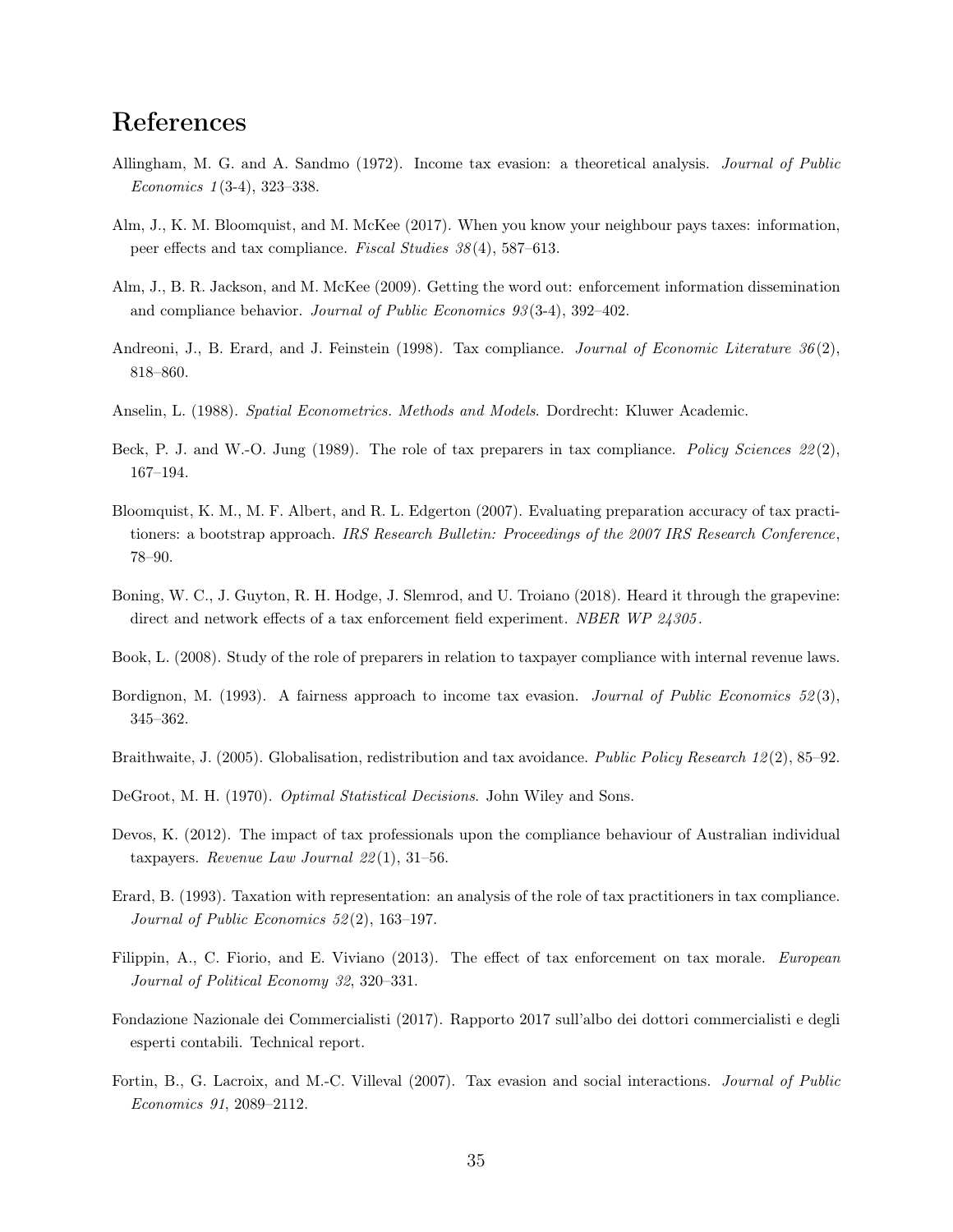# References

Allingham, M. G. and A. Sandmo (1972). Income tax evasion: a theoretical analysis. *Journal of Public Economics 1*(3-4), 323–338.

Alm, J., K. M. Bloomquist, and M. McKee (2017). When you know your neighbour pays taxes: information, peer effects and tax compliance. *Fiscal Studies 38*(4), 587–613.

Alm, J., B. R. Jackson, and M. McKee (2009). Getting the word out: enforcement information dissemination and compliance behavior. *Journal of Public Economics 93*(3-4), 392–402.

Andreoni, J., B. Erard, and J. Feinstein (1998). Tax compliance. *Journal of Economic Literature 36*(2), 818–860.

Anselin, L. (1988). *Spatial Econometrics. Methods and Models*. Dordrecht: Kluwer Academic.

Beck, P. J. and W.-O. Jung (1989). The role of tax preparers in tax compliance. *Policy Sciences 22*(2), 167–194.

Bloomquist, K. M., M. F. Albert, and R. L. Edgerton (2007). Evaluating preparation accuracy of tax practitioners: a bootstrap approach. *IRS Research Bulletin: Proceedings of the 2007 IRS Research Conference*, 78–90.

Boning, W. C., J. Guyton, R. H. Hodge, J. Slemrod, and U. Troiano (2018). Heard it through the grapevine: direct and network effects of a tax enforcement field experiment. *NBER WP 24305*.

Book, L. (2008). Study of the role of preparers in relation to taxpayer compliance with internal revenue laws.

Bordignon, M. (1993). A fairness approach to income tax evasion. *Journal of Public Economics 52*(3), 345–362.

Braithwaite, J. (2005). Globalisation, redistribution and tax avoidance. *Public Policy Research 12*(2), 85–92.

DeGroot, M. H. (1970). *Optimal Statistical Decisions*. John Wiley and Sons.

Devos, K. (2012). The impact of tax professionals upon the compliance behaviour of Australian individual taxpayers. *Revenue Law Journal 22*(1), 31–56.

Erard, B. (1993). Taxation with representation: an analysis of the role of tax practitioners in tax compliance. *Journal of Public Economics 52*(2), 163–197.

Filippin, A., C. Fiorio, and E. Viviano (2013). The effect of tax enforcement on tax morale. *European Journal of Political Economy 32*, 320–331.

Fondazione Nazionale dei Commercialisti (2017). Rapporto 2017 sull'albo dei dottori commercialisti e degli esperti contabili. Technical report.

Fortin, B., G. Lacroix, and M.-C. Villeval (2007). Tax evasion and social interactions. *Journal of Public Economics 91*, 2089–2112.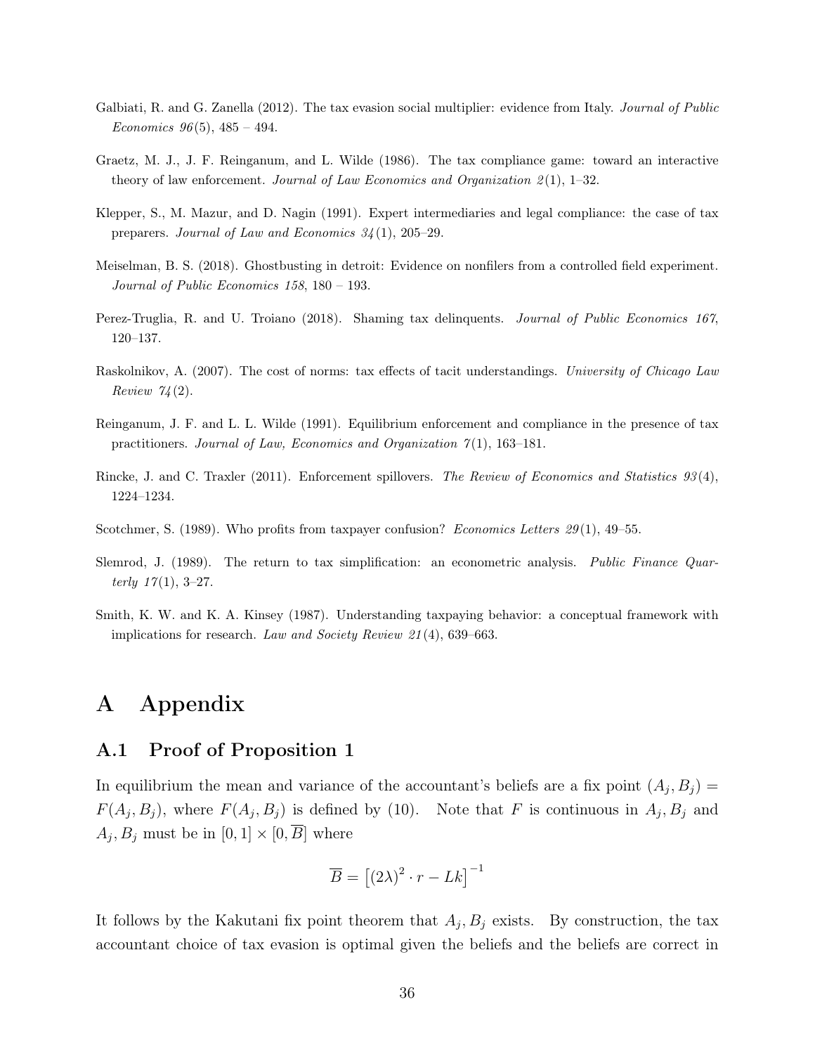Galbiati, R. and G. Zanella (2012). The tax evasion social multiplier: evidence from Italy. *Journal of Public Economics 96*(5), 485 – 494.

Graetz, M. J., J. F. Reinganum, and L. Wilde (1986). The tax compliance game: toward an interactive theory of law enforcement. *Journal of Law Economics and Organization 2*(1), 1–32.

Klepper, S., M. Mazur, and D. Nagin (1991). Expert intermediaries and legal compliance: the case of tax preparers. *Journal of Law and Economics 34*(1), 205–29.

Meiselman, B. S. (2018). Ghostbusting in detroit: Evidence on nonfilers from a controlled field experiment. *Journal of Public Economics 158*, 180 – 193.

Perez-Truglia, R. and U. Troiano (2018). Shaming tax delinquents. *Journal of Public Economics 167*, 120–137.

Raskolnikov, A. (2007). The cost of norms: tax effects of tacit understandings. *University of Chicago Law Review 74*(2).

Reinganum, J. F. and L. L. Wilde (1991). Equilibrium enforcement and compliance in the presence of tax practitioners. *Journal of Law, Economics and Organization 7*(1), 163–181.

Rincke, J. and C. Traxler (2011). Enforcement spillovers. *The Review of Economics and Statistics 93*(4), 1224–1234.

Scotchmer, S. (1989). Who profits from taxpayer confusion? *Economics Letters 29*(1), 49–55.

Slemrod, J. (1989). The return to tax simplification: an econometric analysis. *Public Finance Quarterly 17*(1), 3–27.

Smith, K. W. and K. A. Kinsey (1987). Understanding taxpaying behavior: a conceptual framework with implications for research. *Law and Society Review 21*(4), 639–663.

# A Appendix

## A.1 Proof of Proposition 1

In equilibrium the mean and variance of the accountant's beliefs are a fix point $(A_j, B_j) = F(A_j, B_j)$, where $F(A_j, B_j)$ is defined by (10). Note that $F$ is continuous in $A_j, B_j$ and $A_j, B_j$ must be in $[0, 1] \times [0, \overline{B}]$ where

$$\overline{B} = \left[(2\lambda)^2 \cdot r - Lk\right]^{-1}$$

It follows by the Kakutani fix point theorem that $A_j, B_j$ exists. By construction, the tax accountant choice of tax evasion is optimal given the beliefs and the beliefs are correct in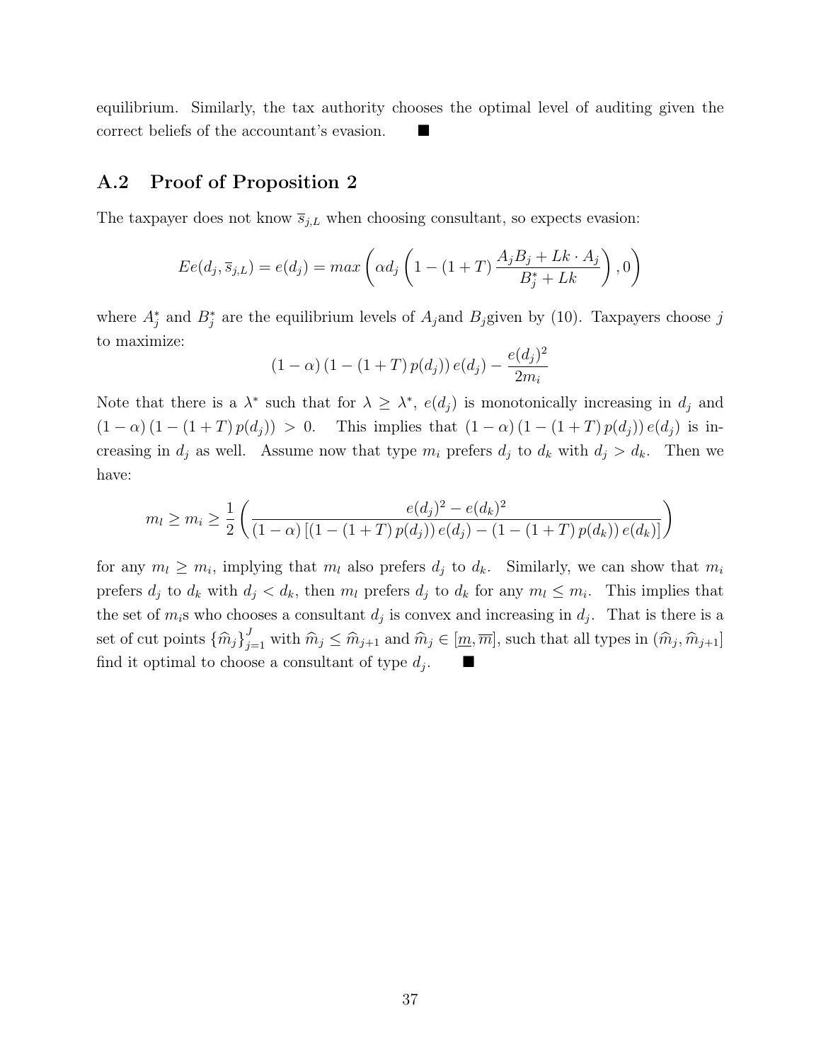equilibrium. Similarly, the tax authority chooses the optimal level of auditing given the correct beliefs of the accountant's evasion. ■

## A.2 Proof of Proposition 2

The taxpayer does not know $\overline{s}_{j,L}$ when choosing consultant, so expects evasion:

$$Ee(d_j, \overline{s}_{j,L}) = e(d_j) = max\left(\alpha d_j \left(1 - (1+T)\frac{A_j B_j + Lk \cdot A_j}{B_j^* + Lk}\right), 0\right)$$

where $A_j^*$ and $B_j^*$ are the equilibrium levels of $A_j$and $B_j$given by (10). Taxpayers choose $j$ to maximize:

$$(1-\alpha)\left(1-(1+T)\,p(d_j)\right)e(d_j) - \frac{e(d_j)^2}{2m_i}$$

Note that there is a $\lambda^*$ such that for $\lambda \geq \lambda^*$, $e(d_j)$ is monotonically increasing in $d_j$ and $(1-\alpha)\left(1-(1+T)\,p(d_j)\right) > 0$. This implies that $(1-\alpha)\left(1-(1+T)\,p(d_j)\right)e(d_j)$ is increasing in $d_j$ as well. Assume now that type $m_i$ prefers $d_j$ to $d_k$ with $d_j > d_k$. Then we have:

$$m_l \geq m_i \geq \frac{1}{2}\left(\frac{e(d_j)^2 - e(d_k)^2}{(1-\alpha)\left[\left(1-(1+T)\,p(d_j)\right)e(d_j) - \left(1-(1+T)\,p(d_k)\right)e(d_k)\right]}\right)$$

for any $m_l \geq m_i$, implying that $m_l$ also prefers $d_j$ to $d_k$. Similarly, we can show that $m_i$ prefers $d_j$ to $d_k$ with $d_j < d_k$, then $m_l$ prefers $d_j$ to $d_k$ for any $m_l \leq m_i$. This implies that the set of $m_i$s who chooses a consultant $d_j$ is convex and increasing in $d_j$. That is there is a set of cut points $\{\widehat{m}_j\}_{j=1}^J$ with $\widehat{m}_j \leq \widehat{m}_{j+1}$ and $\widehat{m}_j \in [\underline{m}, \overline{m}]$, such that all types in $(\widehat{m}_j, \widehat{m}_{j+1}]$ find it optimal to choose a consultant of type $d_j$. ■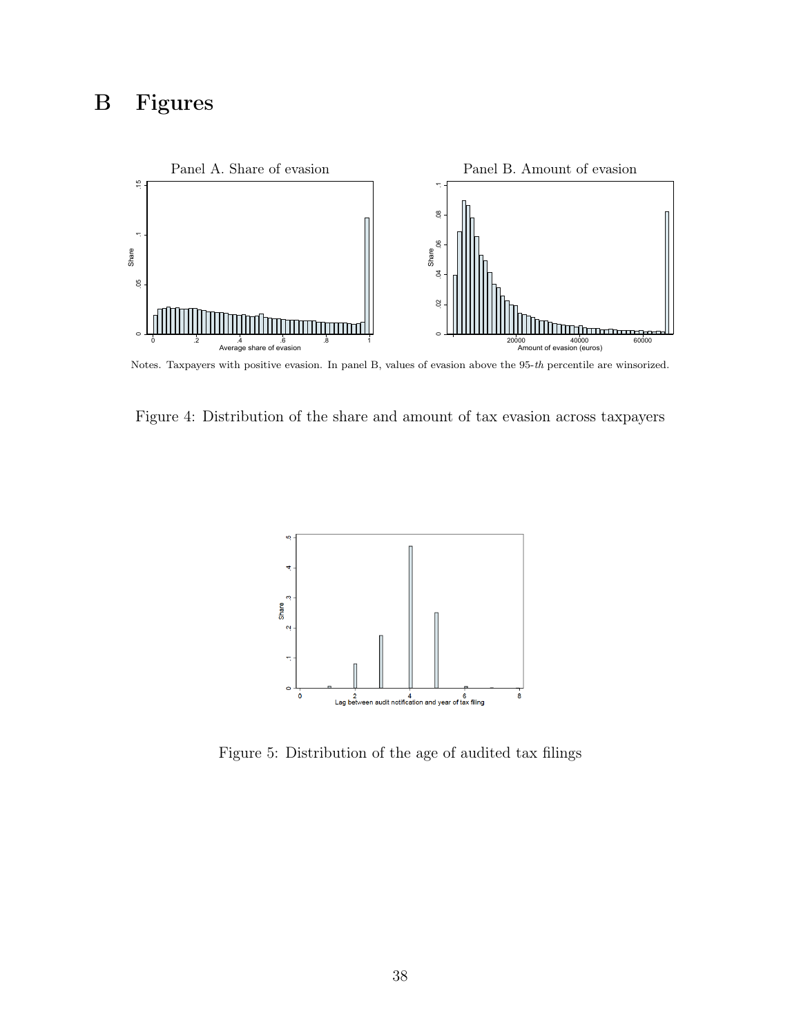# B Figures

Panel A. Share of evasion

Panel B. Amount of evasion

Notes. Taxpayers with positive evasion. In panel B, values of evasion above the 95-*th* percentile are winsorized.

Figure 4: Distribution of the share and amount of tax evasion across taxpayers

Figure 5: Distribution of the age of audited tax filings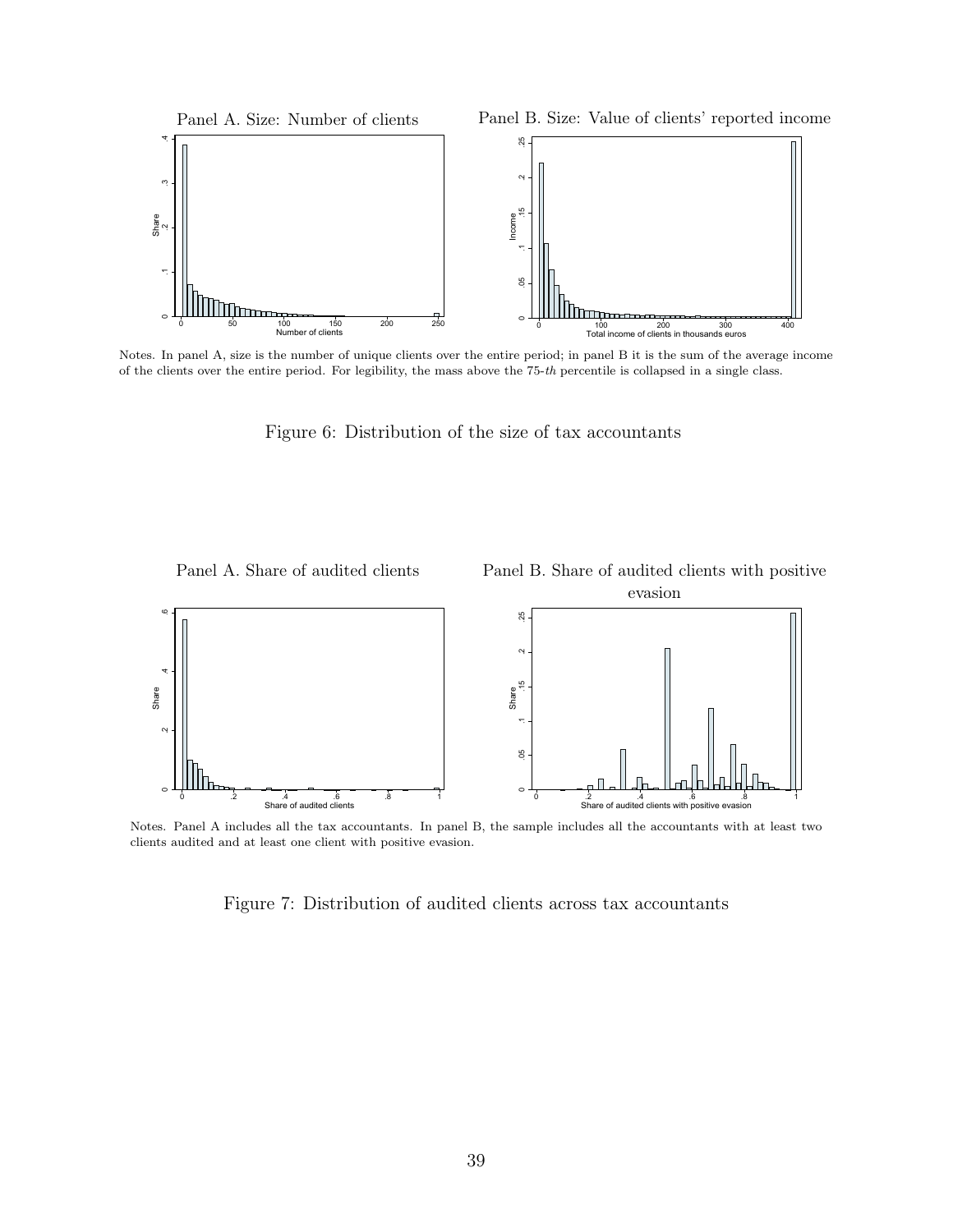Panel A. Size: Number of clients

Panel B. Size: Value of clients' reported income

Notes. In panel A, size is the number of unique clients over the entire period; in panel B it is the sum of the average income of the clients over the entire period. For legibility, the mass above the 75-*th* percentile is collapsed in a single class.

Figure 6: Distribution of the size of tax accountants

Panel A. Share of audited clients

Panel B. Share of audited clients with positive evasion

Notes. Panel A includes all the tax accountants. In panel B, the sample includes all the accountants with at least two clients audited and at least one client with positive evasion.

Figure 7: Distribution of audited clients across tax accountants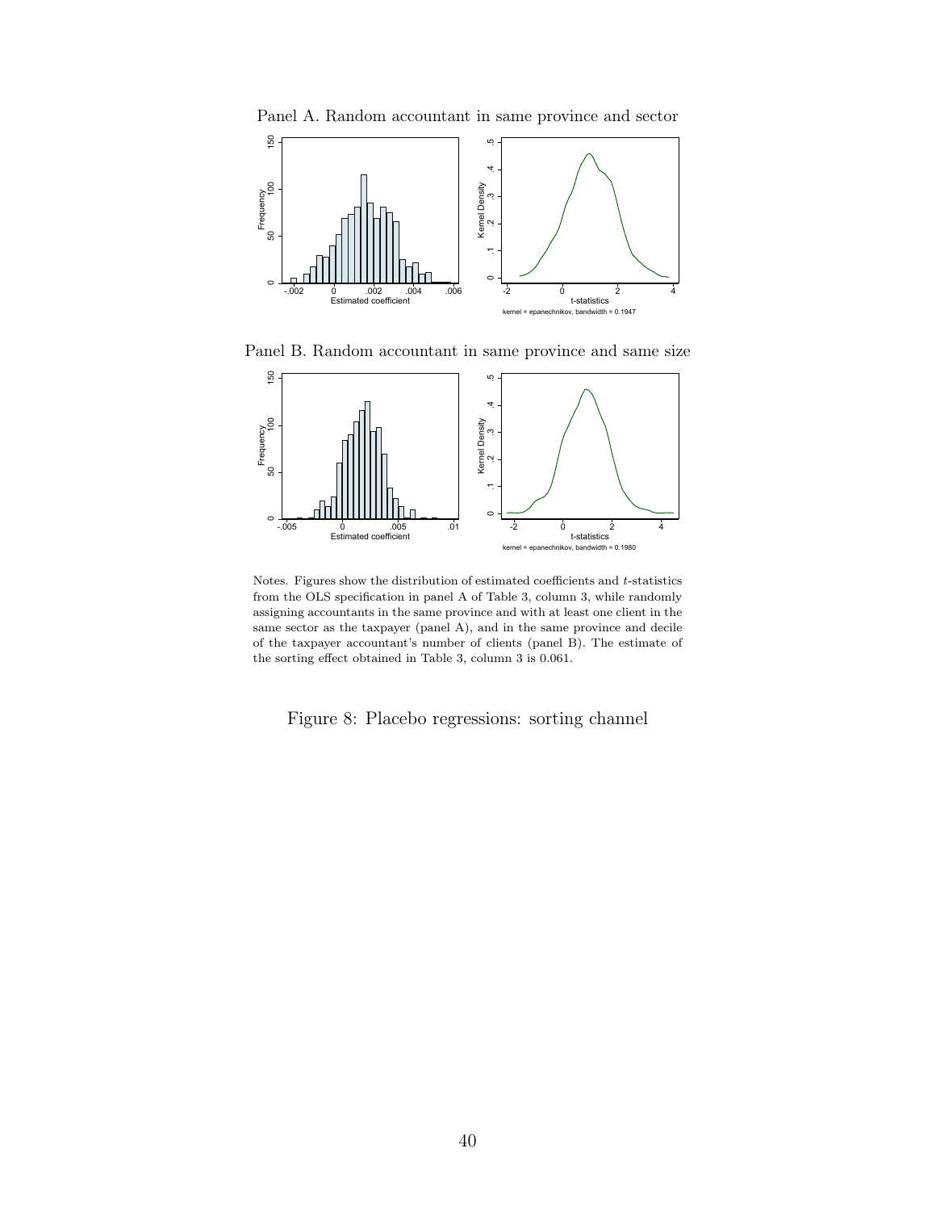Panel A. Random accountant in same province and sector

Panel B. Random accountant in same province and same size

Notes. Figures show the distribution of estimated coefficients and $t$-statistics from the OLS specification in panel A of Table 3, column 3, while randomly assigning accountants in the same province and with at least one client in the same sector as the taxpayer (panel A), and in the same province and decile of the taxpayer accountant's number of clients (panel B). The estimate of the sorting effect obtained in Table 3, column 3 is 0.061.

Figure 8: Placebo regressions: sorting channel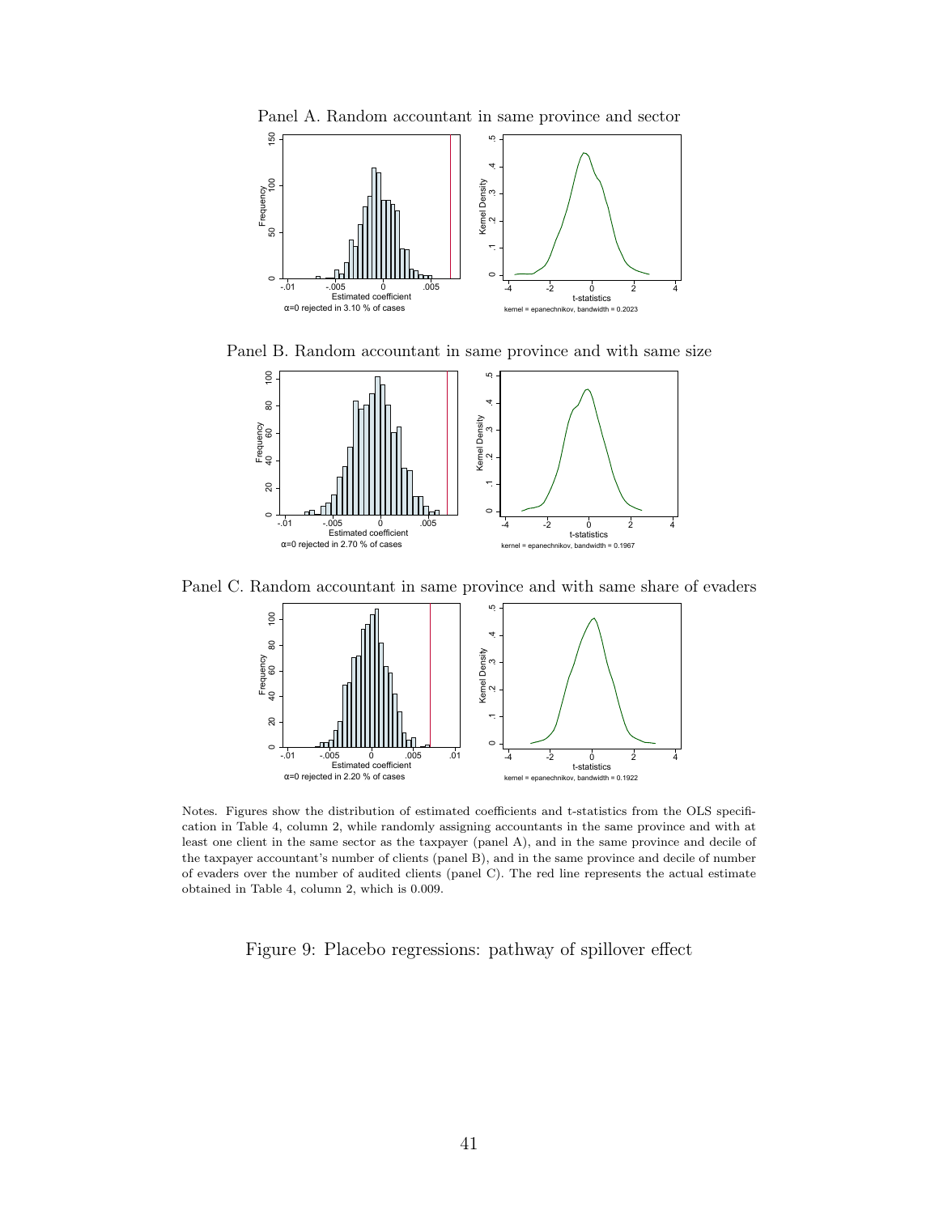Panel A. Random accountant in same province and sector

α=0 rejected in 3.10 % of cases

Panel B. Random accountant in same province and with same size

α=0 rejected in 2.70 % of cases

Panel C. Random accountant in same province and with same share of evaders

α=0 rejected in 2.20 % of cases

Notes. Figures show the distribution of estimated coefficients and t-statistics from the OLS specification in Table 4, column 2, while randomly assigning accountants in the same province and with at least one client in the same sector as the taxpayer (panel A), and in the same province and decile of the taxpayer accountant's number of clients (panel B), and in the same province and decile of number of evaders over the number of audited clients (panel C). The red line represents the actual estimate obtained in Table 4, column 2, which is 0.009.

Figure 9: Placebo regressions: pathway of spillover effect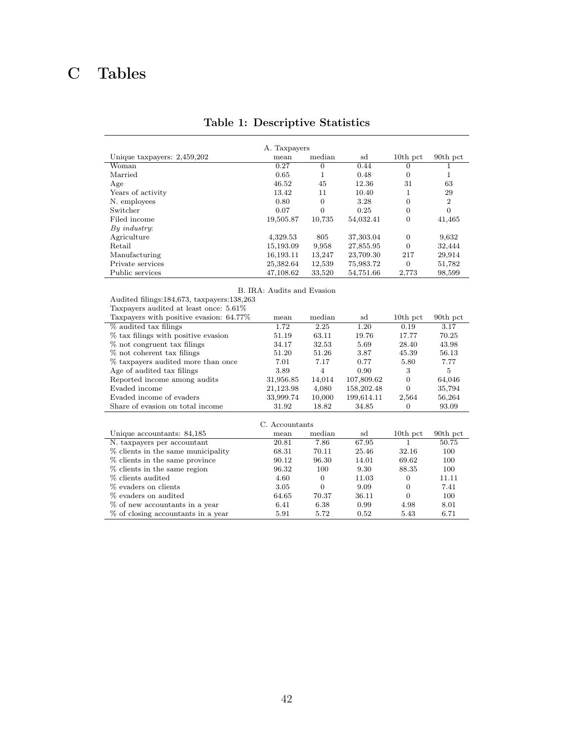# C Tables

**Table 1: Descriptive Statistics**

| A. Taxpayers | | | | | |
|---|---|---|---|---|---|
| Unique taxpayers: 2,459,202 | mean | median | sd | 10th pct | 90th pct |
| Woman | 0.27 | 0 | 0.44 | 0 | 1 |
| Married | 0.65 | 1 | 0.48 | 0 | 1 |
| Age | 46.52 | 45 | 12.36 | 31 | 63 |
| Years of activity | 13.42 | 11 | 10.40 | 1 | 29 |
| N. employees | 0.80 | 0 | 3.28 | 0 | 2 |
| Switcher | 0.07 | 0 | 0.25 | 0 | 0 |
| Filed income | 19,505.87 | 10,735 | 54,032.41 | 0 | 41,465 |
| *By industry*: | | | | | |
| Agriculture | 4,329.53 | 805 | 37,303.04 | 0 | 9,632 |
| Retail | 15,193.09 | 9,958 | 27,855.95 | 0 | 32,444 |
| Manufacturing | 16,193.11 | 13,247 | 23,709.30 | 217 | 29,914 |
| Private services | 25,382.64 | 12,539 | 75,983.72 | 0 | 51,782 |
| Public services | 47,108.62 | 33,520 | 54,751.66 | 2,773 | 98,599 |

| B. IRA: Audits and Evasion | | | | | |
|---|---|---|---|---|---|
| Audited filings:184,673, taxpayers:138,263 | | | | | |
| Taxpayers audited at least once: 5.61% | | | | | |
| Taxpayers with positive evasion: 64.77% | mean | median | sd | 10th pct | 90th pct |
| % audited tax filings | 1.72 | 2.25 | 1.20 | 0.19 | 3.17 |
| % tax filings with positive evasion | 51.19 | 63.11 | 19.76 | 17.77 | 70.25 |
| % not congruent tax filings | 34.17 | 32.53 | 5.69 | 28.40 | 43.98 |
| % not coherent tax filings | 51.20 | 51.26 | 3.87 | 45.39 | 56.13 |
| % taxpayers audited more than once | 7.01 | 7.17 | 0.77 | 5.80 | 7.77 |
| Age of audited tax filings | 3.89 | 4 | 0.90 | 3 | 5 |
| Reported income among audits | 31,956.85 | 14,014 | 107,809.62 | 0 | 64,046 |
| Evaded income | 21,123.98 | 4,080 | 158,202.48 | 0 | 35,794 |
| Evaded income of evaders | 33,999.74 | 10,000 | 199,614.11 | 2,564 | 56,264 |
| Share of evasion on total income | 31.92 | 18.82 | 34.85 | 0 | 93.09 |

| C. Accountants | | | | | |
|---|---|---|---|---|---|
| Unique accountants: 84,185 | mean | median | sd | 10th pct | 90th pct |
| N. taxpayers per accountant | 20.81 | 7.86 | 67.95 | 1 | 50.75 |
| % clients in the same municipality | 68.31 | 70.11 | 25.46 | 32.16 | 100 |
| % clients in the same province | 90.12 | 96.30 | 14.01 | 69.62 | 100 |
| % clients in the same region | 96.32 | 100 | 9.30 | 88.35 | 100 |
| % clients audited | 4.60 | 0 | 11.03 | 0 | 11.11 |
| % evaders on clients | 3.05 | 0 | 9.09 | 0 | 7.41 |
| % evaders on audited | 64.65 | 70.37 | 36.11 | 0 | 100 |
| % of new accountants in a year | 6.41 | 6.38 | 0.99 | 4.98 | 8.01 |
| % of closing accountants in a year | 5.91 | 5.72 | 0.52 | 5.43 | 6.71 |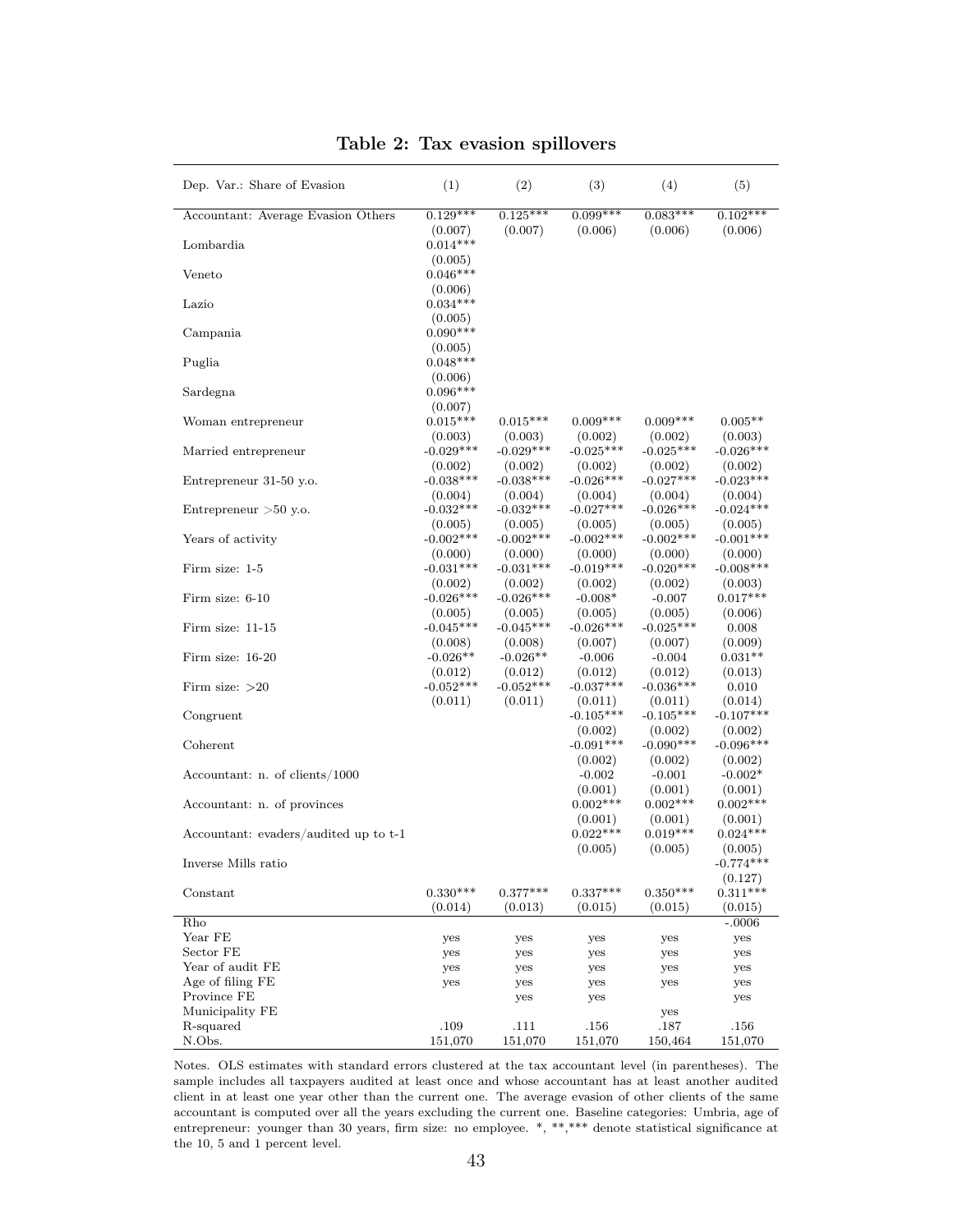**Table 2: Tax evasion spillovers**

| Dep. Var.: Share of Evasion | (1) | (2) | (3) | (4) | (5) |
|---|---|---|---|---|---|
| Accountant: Average Evasion Others | 0.129*** | 0.125*** | 0.099*** | 0.083*** | 0.102*** |
| | (0.007) | (0.007) | (0.006) | (0.006) | (0.006) |
| Lombardia | 0.014*** | | | | |
| | (0.005) | | | | |
| Veneto | 0.046*** | | | | |
| | (0.006) | | | | |
| Lazio | 0.034*** | | | | |
| | (0.005) | | | | |
| Campania | 0.090*** | | | | |
| | (0.005) | | | | |
| Puglia | 0.048*** | | | | |
| | (0.006) | | | | |
| Sardegna | 0.096*** | | | | |
| | (0.007) | | | | |
| Woman entrepreneur | 0.015*** | 0.015*** | 0.009*** | 0.009*** | 0.005** |
| | (0.003) | (0.003) | (0.002) | (0.002) | (0.003) |
| Married entrepreneur | -0.029*** | -0.029*** | -0.025*** | -0.025*** | -0.026*** |
| | (0.002) | (0.002) | (0.002) | (0.002) | (0.002) |
| Entrepreneur 31-50 y.o. | -0.038*** | -0.038*** | -0.026*** | -0.027*** | -0.023*** |
| | (0.004) | (0.004) | (0.004) | (0.004) | (0.004) |
| Entrepreneur >50 y.o. | -0.032*** | -0.032*** | -0.027*** | -0.026*** | -0.024*** |
| | (0.005) | (0.005) | (0.005) | (0.005) | (0.005) |
| Years of activity | -0.002*** | -0.002*** | -0.002*** | -0.002*** | -0.001*** |
| | (0.000) | (0.000) | (0.000) | (0.000) | (0.000) |
| Firm size: 1-5 | -0.031*** | -0.031*** | -0.019*** | -0.020*** | -0.008*** |
| | (0.002) | (0.002) | (0.002) | (0.002) | (0.003) |
| Firm size: 6-10 | -0.026*** | -0.026*** | -0.008* | -0.007 | 0.017*** |
| | (0.005) | (0.005) | (0.005) | (0.005) | (0.006) |
| Firm size: 11-15 | -0.045*** | -0.045*** | -0.026*** | -0.025*** | 0.008 |
| | (0.008) | (0.008) | (0.007) | (0.007) | (0.009) |
| Firm size: 16-20 | -0.026** | -0.026** | -0.006 | -0.004 | 0.031** |
| | (0.012) | (0.012) | (0.012) | (0.012) | (0.013) |
| Firm size: >20 | -0.052*** | -0.052*** | -0.037*** | -0.036*** | 0.010 |
| | (0.011) | (0.011) | (0.011) | (0.011) | (0.014) |
| Congruent | | | -0.105*** | -0.105*** | -0.107*** |
| | | | (0.002) | (0.002) | (0.002) |
| Coherent | | | -0.091*** | -0.090*** | -0.096*** |
| | | | (0.002) | (0.002) | (0.002) |
| Accountant: n. of clients/1000 | | | -0.002 | -0.001 | -0.002* |
| | | | (0.001) | (0.001) | (0.001) |
| Accountant: n. of provinces | | | 0.002*** | 0.002*** | 0.002*** |
| | | | (0.001) | (0.001) | (0.001) |
| Accountant: evaders/audited up to t-1 | | | 0.022*** | 0.019*** | 0.024*** |
| | | | (0.005) | (0.005) | (0.005) |
| Inverse Mills ratio | | | | | -0.774*** |
| | | | | | (0.127) |
| Constant | 0.330*** | 0.377*** | 0.337*** | 0.350*** | 0.311*** |
| | (0.014) | (0.013) | (0.015) | (0.015) | (0.015) |
| Rho | | | | | -.0006 |
| Year FE | yes | yes | yes | yes | yes |
| Sector FE | yes | yes | yes | yes | yes |
| Year of audit FE | yes | yes | yes | yes | yes |
| Age of filing FE | yes | yes | yes | yes | yes |
| Province FE | | yes | yes | | yes |
| Municipality FE | | | | yes | |
| R-squared | .109 | .111 | .156 | .187 | .156 |
| N.Obs. | 151,070 | 151,070 | 151,070 | 150,464 | 151,070 |

Notes. OLS estimates with standard errors clustered at the tax accountant level (in parentheses). The sample includes all taxpayers audited at least once and whose accountant has at least another audited client in at least one year other than the current one. The average evasion of other clients of the same accountant is computed over all the years excluding the current one. Baseline categories: Umbria, age of entrepreneur: younger than 30 years, firm size: no employee. *, **,*** denote statistical significance at the 10, 5 and 1 percent level.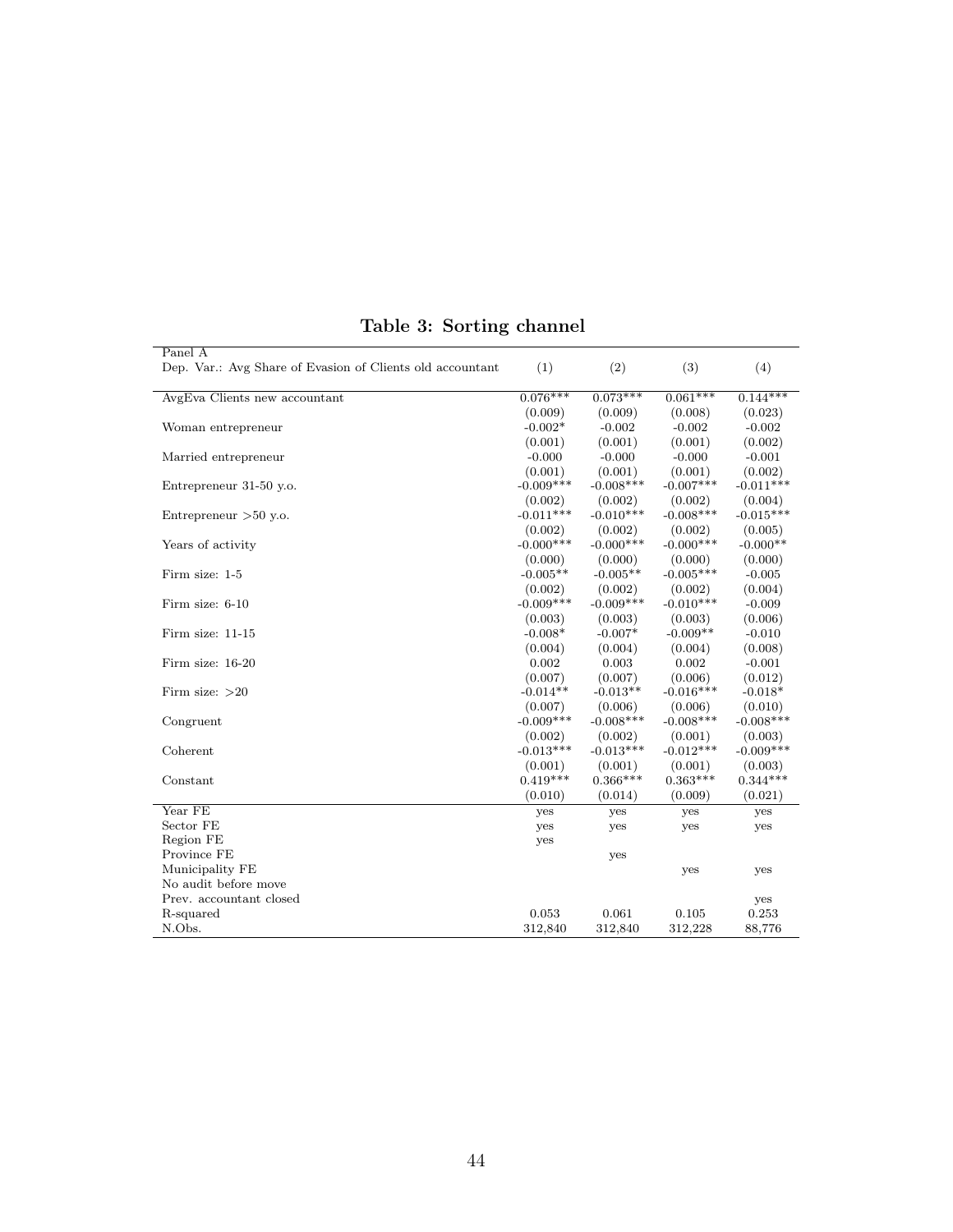# Table 3: Sorting channel

| Panel A<br>Dep. Var.: Avg Share of Evasion of Clients old accountant | (1) | (2) | (3) | (4) |
|---|---|---|---|---|
| AvgEva Clients new accountant | 0.076*** | 0.073*** | 0.061*** | 0.144*** |
| | (0.009) | (0.009) | (0.008) | (0.023) |
| Woman entrepreneur | -0.002* | -0.002 | -0.002 | -0.002 |
| | (0.001) | (0.001) | (0.001) | (0.002) |
| Married entrepreneur | -0.000 | -0.000 | -0.000 | -0.001 |
| | (0.001) | (0.001) | (0.001) | (0.002) |
| Entrepreneur 31-50 y.o. | -0.009*** | -0.008*** | -0.007*** | -0.011*** |
| | (0.002) | (0.002) | (0.002) | (0.004) |
| Entrepreneur >50 y.o. | -0.011*** | -0.010*** | -0.008*** | -0.015*** |
| | (0.002) | (0.002) | (0.002) | (0.005) |
| Years of activity | -0.000*** | -0.000*** | -0.000*** | -0.000** |
| | (0.000) | (0.000) | (0.000) | (0.000) |
| Firm size: 1-5 | -0.005** | -0.005** | -0.005*** | -0.005 |
| | (0.002) | (0.002) | (0.002) | (0.004) |
| Firm size: 6-10 | -0.009*** | -0.009*** | -0.010*** | -0.009 |
| | (0.003) | (0.003) | (0.003) | (0.006) |
| Firm size: 11-15 | -0.008* | -0.007* | -0.009** | -0.010 |
| | (0.004) | (0.004) | (0.004) | (0.008) |
| Firm size: 16-20 | 0.002 | 0.003 | 0.002 | -0.001 |
| | (0.007) | (0.007) | (0.006) | (0.012) |
| Firm size: >20 | -0.014** | -0.013** | -0.016*** | -0.018* |
| | (0.007) | (0.006) | (0.006) | (0.010) |
| Congruent | -0.009*** | -0.008*** | -0.008*** | -0.008*** |
| | (0.002) | (0.002) | (0.001) | (0.003) |
| Coherent | -0.013*** | -0.013*** | -0.012*** | -0.009*** |
| | (0.001) | (0.001) | (0.001) | (0.003) |
| Constant | 0.419*** | 0.366*** | 0.363*** | 0.344*** |
| | (0.010) | (0.014) | (0.009) | (0.021) |
| Year FE | yes | yes | yes | yes |
| Sector FE | yes | yes | yes | yes |
| Region FE | yes | | | |
| Province FE | | yes | | |
| Municipality FE | | | yes | yes |
| No audit before move | | | | |
| Prev. accountant closed | | | | yes |
| R-squared | 0.053 | 0.061 | 0.105 | 0.253 |
| N.Obs. | 312,840 | 312,840 | 312,228 | 88,776 |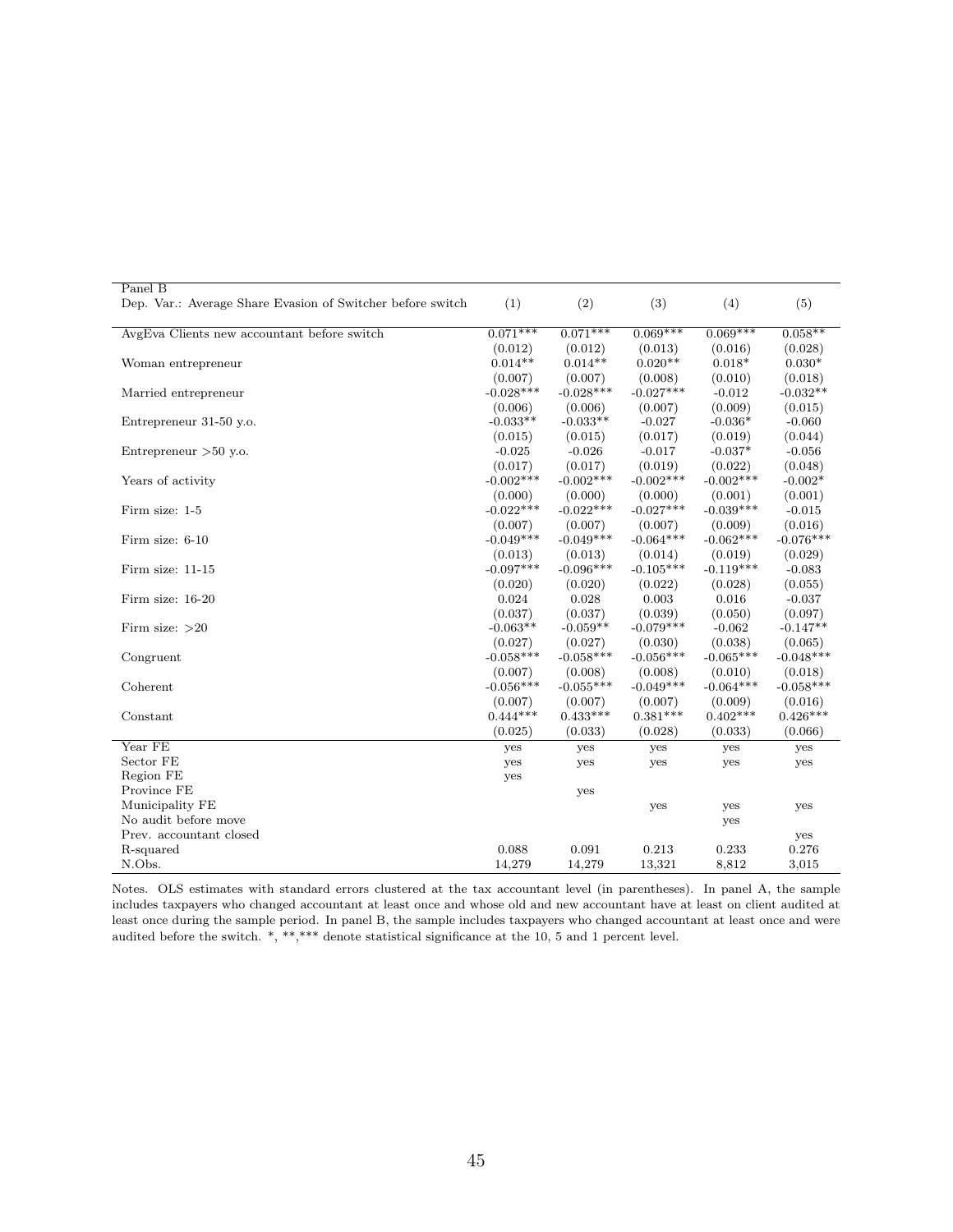| Panel B<br>Dep. Var.: Average Share Evasion of Switcher before switch | (1) | (2) | (3) | (4) | (5) |
|---|---|---|---|---|---|
| AvgEva Clients new accountant before switch | 0.071*** | 0.071*** | 0.069*** | 0.069*** | 0.058** |
| | (0.012) | (0.012) | (0.013) | (0.016) | (0.028) |
| Woman entrepreneur | 0.014** | 0.014** | 0.020** | 0.018* | 0.030* |
| | (0.007) | (0.007) | (0.008) | (0.010) | (0.018) |
| Married entrepreneur | -0.028*** | -0.028*** | -0.027*** | -0.012 | -0.032** |
| | (0.006) | (0.006) | (0.007) | (0.009) | (0.015) |
| Entrepreneur 31-50 y.o. | -0.033** | -0.033** | -0.027 | -0.036* | -0.060 |
| | (0.015) | (0.015) | (0.017) | (0.019) | (0.044) |
| Entrepreneur >50 y.o. | -0.025 | -0.026 | -0.017 | -0.037* | -0.056 |
| | (0.017) | (0.017) | (0.019) | (0.022) | (0.048) |
| Years of activity | -0.002*** | -0.002*** | -0.002*** | -0.002*** | -0.002* |
| | (0.000) | (0.000) | (0.000) | (0.001) | (0.001) |
| Firm size: 1-5 | -0.022*** | -0.022*** | -0.027*** | -0.039*** | -0.015 |
| | (0.007) | (0.007) | (0.007) | (0.009) | (0.016) |
| Firm size: 6-10 | -0.049*** | -0.049*** | -0.064*** | -0.062*** | -0.076*** |
| | (0.013) | (0.013) | (0.014) | (0.019) | (0.029) |
| Firm size: 11-15 | -0.097*** | -0.096*** | -0.105*** | -0.119*** | -0.083 |
| | (0.020) | (0.020) | (0.022) | (0.028) | (0.055) |
| Firm size: 16-20 | 0.024 | 0.028 | 0.003 | 0.016 | -0.037 |
| | (0.037) | (0.037) | (0.039) | (0.050) | (0.097) |
| Firm size: >20 | -0.063** | -0.059** | -0.079*** | -0.062 | -0.147** |
| | (0.027) | (0.027) | (0.030) | (0.038) | (0.065) |
| Congruent | -0.058*** | -0.058*** | -0.056*** | -0.065*** | -0.048*** |
| | (0.007) | (0.008) | (0.008) | (0.010) | (0.018) |
| Coherent | -0.056*** | -0.055*** | -0.049*** | -0.064*** | -0.058*** |
| | (0.007) | (0.007) | (0.007) | (0.009) | (0.016) |
| Constant | 0.444*** | 0.433*** | 0.381*** | 0.402*** | 0.426*** |
| | (0.025) | (0.033) | (0.028) | (0.033) | (0.066) |
| Year FE | yes | yes | yes | yes | yes |
| Sector FE | yes | yes | yes | yes | yes |
| Region FE | yes | | | | |
| Province FE | | yes | | | |
| Municipality FE | | | yes | yes | yes |
| No audit before move | | | | yes | |
| Prev. accountant closed | | | | | yes |
| R-squared | 0.088 | 0.091 | 0.213 | 0.233 | 0.276 |
| N.Obs. | 14,279 | 14,279 | 13,321 | 8,812 | 3,015 |

Notes. OLS estimates with standard errors clustered at the tax accountant level (in parentheses). In panel A, the sample includes taxpayers who changed accountant at least once and whose old and new accountant have at least on client audited at least once during the sample period. In panel B, the sample includes taxpayers who changed accountant at least once and were audited before the switch. *, **,*** denote statistical significance at the 10, 5 and 1 percent level.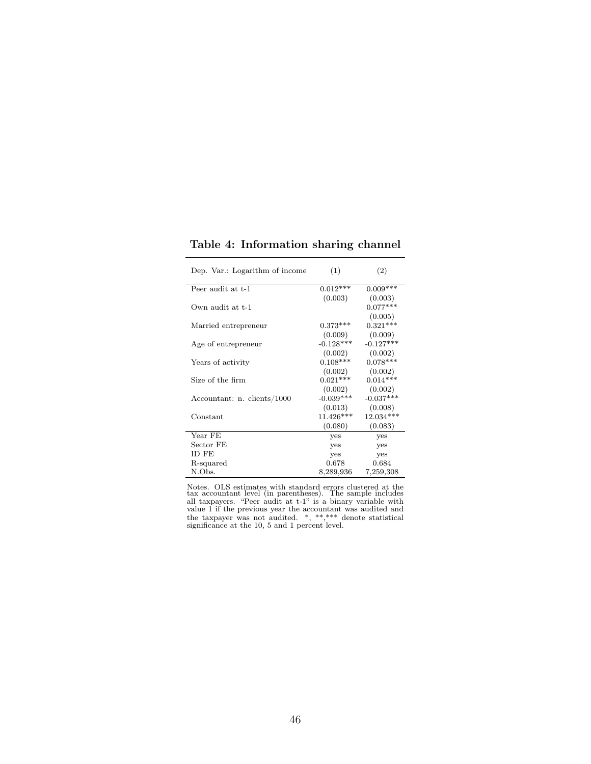**Table 4: Information sharing channel**

| Dep. Var.: Logarithm of income | (1) | (2) |
|---|---|---|
| Peer audit at t-1 | 0.012*** | 0.009*** |
| | (0.003) | (0.003) |
| Own audit at t-1 | | 0.077*** |
| | | (0.005) |
| Married entrepreneur | 0.373*** | 0.321*** |
| | (0.009) | (0.009) |
| Age of entrepreneur | -0.128*** | -0.127*** |
| | (0.002) | (0.002) |
| Years of activity | 0.108*** | 0.078*** |
| | (0.002) | (0.002) |
| Size of the firm | 0.021*** | 0.014*** |
| | (0.002) | (0.002) |
| Accountant: n. clients/1000 | -0.039*** | -0.037*** |
| | (0.013) | (0.008) |
| Constant | 11.426*** | 12.034*** |
| | (0.080) | (0.083) |
| Year FE | yes | yes |
| Sector FE | yes | yes |
| ID FE | yes | yes |
| R-squared | 0.678 | 0.684 |
| N.Obs. | 8,289,936 | 7,259,308 |

Notes. OLS estimates with standard errors clustered at the tax accountant level (in parentheses). The sample includes all taxpayers. "Peer audit at t-1" is a binary variable with value 1 if the previous year the accountant was audited and the taxpayer was not audited. *, **,*** denote statistical significance at the 10, 5 and 1 percent level.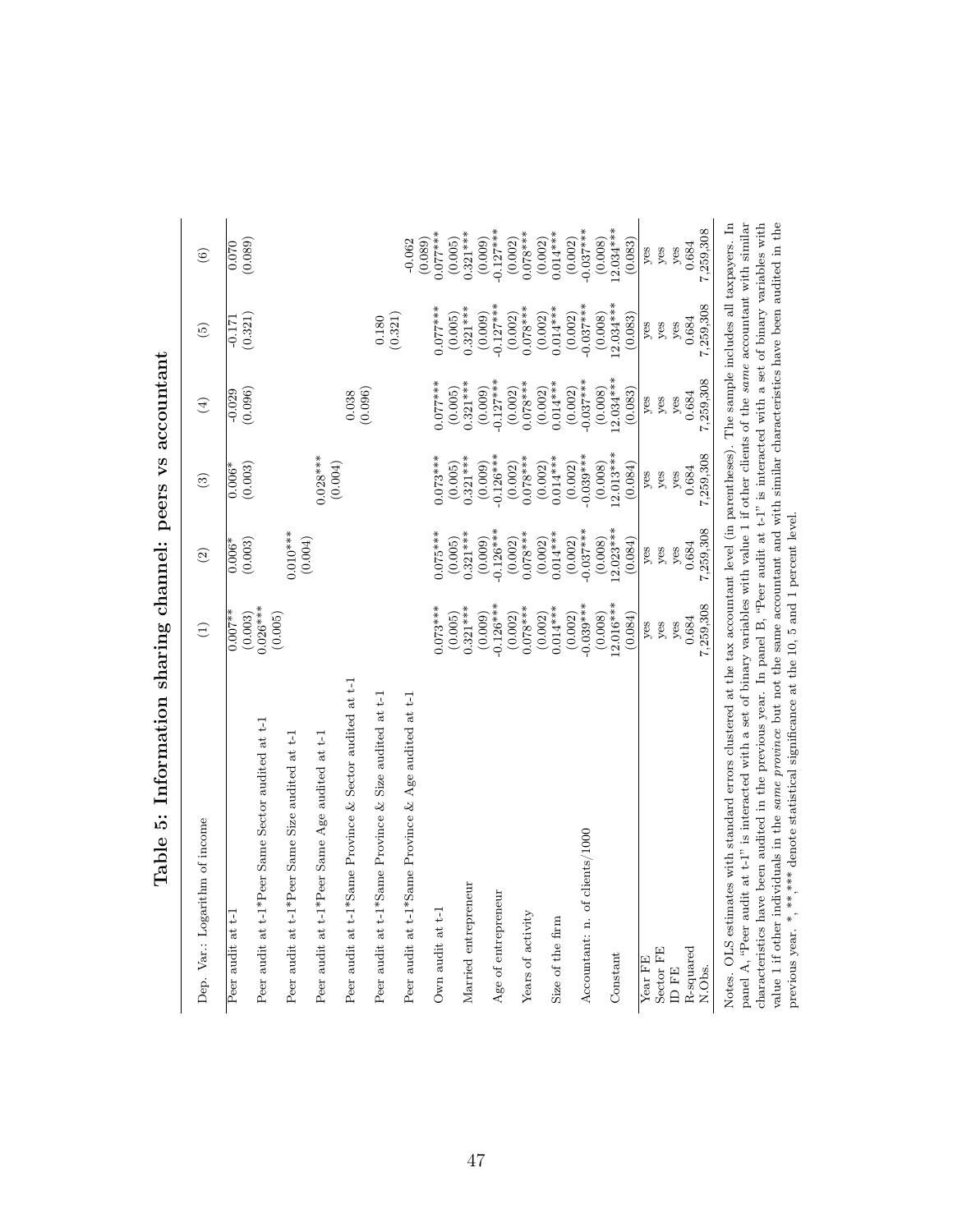# Table 5: Information sharing channel: peers vs accountant

| Dep. Var.: Logarithm of income | (1) | (2) | (3) | (4) | (5) | (6) |
|---|---|---|---|---|---|---|
| Peer audit at t-1 | 0.007** | 0.006* | 0.006* | -0.029 | -0.171 | 0.070 |
| | (0.003) | (0.003) | (0.003) | (0.096) | (0.321) | (0.089) |
| Peer audit at t-1*Peer Same Sector audited at t-1 | 0.026*** | | | | | |
| | (0.005) | | | | | |
| Peer audit at t-1*Peer Same Size audited at t-1 | | 0.010*** | | | | |
| | | (0.004) | | | | |
| Peer audit at t-1*Peer Same Age audited at t-1 | | | 0.028*** | | | |
| | | | (0.004) | | | |
| Peer audit at t-1*Same Province & Sector audited at t-1 | | | | 0.038 | | |
| | | | | (0.096) | | |
| Peer audit at t-1*Same Province & Size audited at t-1 | | | | | 0.180 | |
| | | | | | (0.321) | |
| Peer audit at t-1*Same Province & Age audited at t-1 | | | | | | -0.062 |
| | | | | | | (0.089) |
| Own audit at t-1 | 0.073*** | 0.075*** | 0.073*** | 0.077*** | 0.077*** | 0.077*** |
| | (0.005) | (0.005) | (0.005) | (0.005) | (0.005) | (0.005) |
| Married entrepreneur | 0.321*** | 0.321*** | 0.321*** | 0.321*** | 0.321*** | 0.321*** |
| | (0.009) | (0.009) | (0.009) | (0.009) | (0.009) | (0.009) |
| Age of entrepreneur | -0.126*** | -0.126*** | -0.126*** | -0.127*** | -0.127*** | -0.127*** |
| | (0.002) | (0.002) | (0.002) | (0.002) | (0.002) | (0.002) |
| Years of activity | 0.078*** | 0.078*** | 0.078*** | 0.078*** | 0.078*** | 0.078*** |
| | (0.002) | (0.002) | (0.002) | (0.002) | (0.002) | (0.002) |
| Size of the firm | 0.014*** | 0.014*** | 0.014*** | 0.014*** | 0.014*** | 0.014*** |
| | (0.002) | (0.002) | (0.002) | (0.002) | (0.002) | (0.002) |
| Accountant: n. of clients/1000 | -0.039*** | -0.037*** | -0.039*** | -0.037*** | -0.037*** | -0.037*** |
| | (0.008) | (0.008) | (0.008) | (0.008) | (0.008) | (0.008) |
| Constant | 12.016*** | 12.023*** | 12.013*** | 12.034*** | 12.034*** | 12.034*** |
| | (0.084) | (0.084) | (0.084) | (0.083) | (0.083) | (0.083) |
| Year FE | yes | yes | yes | yes | yes | yes |
| Sector FE | yes | yes | yes | yes | yes | yes |
| ID FE | yes | yes | yes | yes | yes | yes |
| R-squared | 0.684 | 0.684 | 0.684 | 0.684 | 0.684 | 0.684 |
| N.Obs. | 7,259,308 | 7,259,308 | 7,259,308 | 7,259,308 | 7,259,308 | 7,259,308 |

Notes. OLS estimates with standard errors clustered at the tax accountant level (in parentheses). The sample includes all taxpayers. In panel A, "Peer audit at t-1" is interacted with a set of binary variables with value 1 if other clients of the *same* accountant with similar characteristics have been audited in the previous year. In panel B, "Peer audit at t-1" is interacted with a set of binary variables with value 1 if other individuals in the *same province* but not the same accountant and with similar characteristics have been audited in the previous year. *, **,*** denote statistical significance at the 10, 5 and 1 percent level.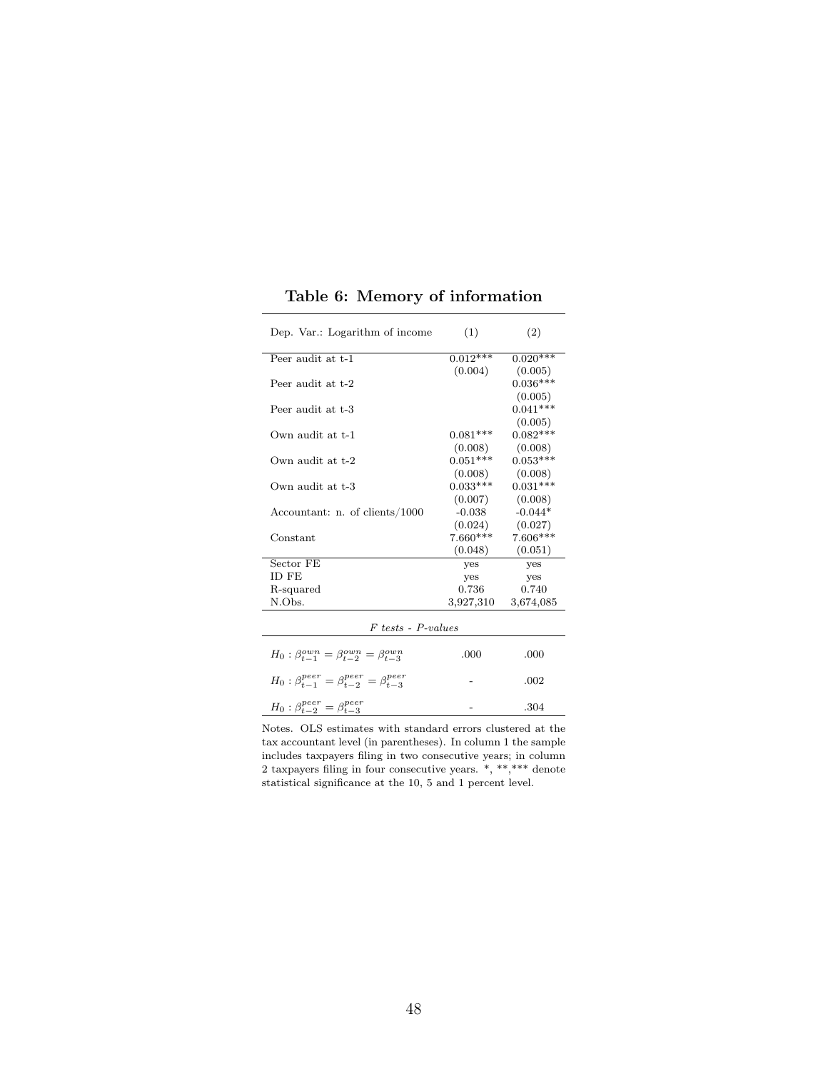## Table 6: Memory of information

| Dep. Var.: Logarithm of income | (1) | (2) |
|---|---|---|
| Peer audit at t-1 | 0.012*** | 0.020*** |
| | (0.004) | (0.005) |
| Peer audit at t-2 | | 0.036*** |
| | | (0.005) |
| Peer audit at t-3 | | 0.041*** |
| | | (0.005) |
| Own audit at t-1 | 0.081*** | 0.082*** |
| | (0.008) | (0.008) |
| Own audit at t-2 | 0.051*** | 0.053*** |
| | (0.008) | (0.008) |
| Own audit at t-3 | 0.033*** | 0.031*** |
| | (0.007) | (0.008) |
| Accountant: n. of clients/1000 | -0.038 | -0.044* |
| | (0.024) | (0.027) |
| Constant | 7.660*** | 7.606*** |
| | (0.048) | (0.051) |
| Sector FE | yes | yes |
| ID FE | yes | yes |
| R-squared | 0.736 | 0.740 |
| N.Obs. | 3,927,310 | 3,674,085 |
| *F tests - P-values* | | |
| $H_0 : \beta^{own}_{t-1} = \beta^{own}_{t-2} = \beta^{own}_{t-3}$ | .000 | .000 |
| $H_0 : \beta^{peer}_{t-1} = \beta^{peer}_{t-2} = \beta^{peer}_{t-3}$ | - | .002 |
| $H_0 : \beta^{peer}_{t-2} = \beta^{peer}_{t-3}$ | - | .304 |

Notes. OLS estimates with standard errors clustered at the tax accountant level (in parentheses). In column 1 the sample includes taxpayers filing in two consecutive years; in column 2 taxpayers filing in four consecutive years. *, **,*** denote statistical significance at the 10, 5 and 1 percent level.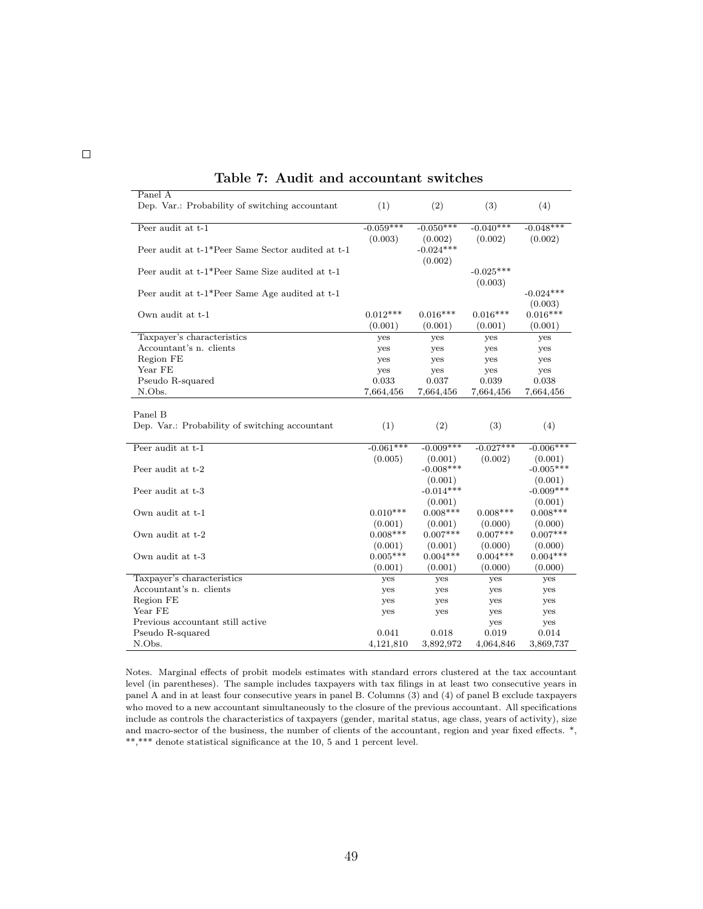## Table 7: Audit and accountant switches

| Panel A<br>Dep. Var.: Probability of switching accountant | (1) | (2) | (3) | (4) |
|---|---|---|---|---|
| Peer audit at t-1 | -0.059*** | -0.050*** | -0.040*** | -0.048*** |
| | (0.003) | (0.002) | (0.002) | (0.002) |
| Peer audit at t-1*Peer Same Sector audited at t-1 | | -0.024*** | | |
| | | (0.002) | | |
| Peer audit at t-1*Peer Same Size audited at t-1 | | | -0.025*** | |
| | | | (0.003) | |
| Peer audit at t-1*Peer Same Age audited at t-1 | | | | -0.024*** |
| | | | | (0.003) |
| Own audit at t-1 | 0.012*** | 0.016*** | 0.016*** | 0.016*** |
| | (0.001) | (0.001) | (0.001) | (0.001) |
| Taxpayer's characteristics | yes | yes | yes | yes |
| Accountant's n. clients | yes | yes | yes | yes |
| Region FE | yes | yes | yes | yes |
| Year FE | yes | yes | yes | yes |
| Pseudo R-squared | 0.033 | 0.037 | 0.039 | 0.038 |
| N.Obs. | 7,664,456 | 7,664,456 | 7,664,456 | 7,664,456 |

| Panel B<br>Dep. Var.: Probability of switching accountant | (1) | (2) | (3) | (4) |
|---|---|---|---|---|
| Peer audit at t-1 | -0.061*** | -0.009*** | -0.027*** | -0.006*** |
| | (0.005) | (0.001) | (0.002) | (0.001) |
| Peer audit at t-2 | | -0.008*** | | -0.005*** |
| | | (0.001) | | (0.001) |
| Peer audit at t-3 | | -0.014*** | | -0.009*** |
| | | (0.001) | | (0.001) |
| Own audit at t-1 | 0.010*** | 0.008*** | 0.008*** | 0.008*** |
| | (0.001) | (0.001) | (0.000) | (0.000) |
| Own audit at t-2 | 0.008*** | 0.007*** | 0.007*** | 0.007*** |
| | (0.001) | (0.001) | (0.000) | (0.000) |
| Own audit at t-3 | 0.005*** | 0.004*** | 0.004*** | 0.004*** |
| | (0.001) | (0.001) | (0.000) | (0.000) |
| Taxpayer's characteristics | yes | yes | yes | yes |
| Accountant's n. clients | yes | yes | yes | yes |
| Region FE | yes | yes | yes | yes |
| Year FE | yes | yes | yes | yes |
| Previous accountant still active | | | yes | yes |
| Pseudo R-squared | 0.041 | 0.018 | 0.019 | 0.014 |
| N.Obs. | 4,121,810 | 3,892,972 | 4,064,846 | 3,869,737 |

Notes. Marginal effects of probit models estimates with standard errors clustered at the tax accountant level (in parentheses). The sample includes taxpayers with tax filings in at least two consecutive years in panel A and in at least four consecutive years in panel B. Columns (3) and (4) of panel B exclude taxpayers who moved to a new accountant simultaneously to the closure of the previous accountant. All specifications include as controls the characteristics of taxpayers (gender, marital status, age class, years of activity), size and macro-sector of the business, the number of clients of the accountant, region and year fixed effects. *, **,*** denote statistical significance at the 10, 5 and 1 percent level.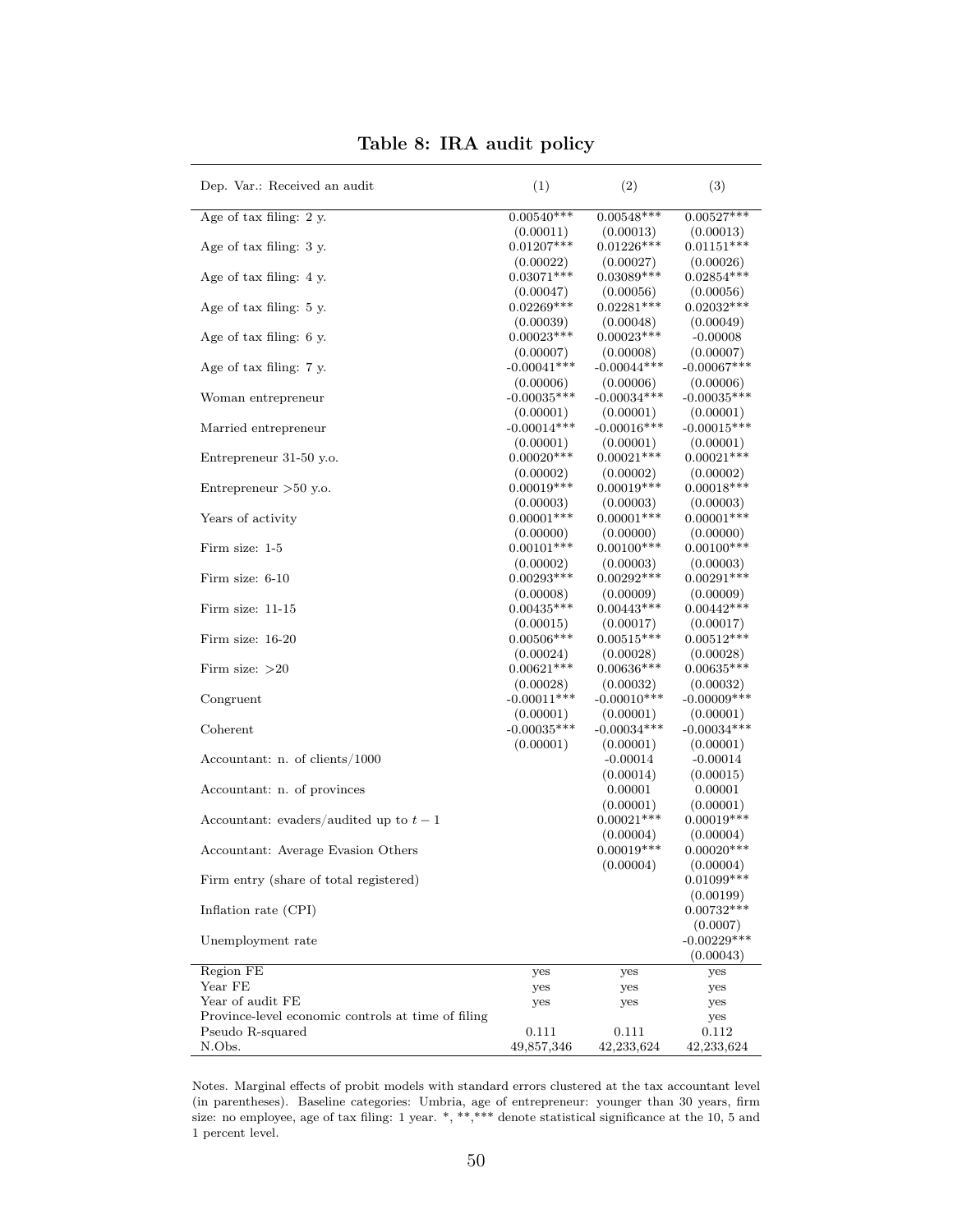**Table 8: IRA audit policy**

| Dep. Var.: Received an audit | (1) | (2) | (3) |
|---|---|---|---|
| Age of tax filing: 2 y. | 0.00540*** | 0.00548*** | 0.00527*** |
| | (0.00011) | (0.00013) | (0.00013) |
| Age of tax filing: 3 y. | 0.01207*** | 0.01226*** | 0.01151*** |
| | (0.00022) | (0.00027) | (0.00026) |
| Age of tax filing: 4 y. | 0.03071*** | 0.03089*** | 0.02854*** |
| | (0.00047) | (0.00056) | (0.00056) |
| Age of tax filing: 5 y. | 0.02269*** | 0.02281*** | 0.02032*** |
| | (0.00039) | (0.00048) | (0.00049) |
| Age of tax filing: 6 y. | 0.00023*** | 0.00023*** | -0.00008 |
| | (0.00007) | (0.00008) | (0.00007) |
| Age of tax filing: 7 y. | -0.00041*** | -0.00044*** | -0.00067*** |
| | (0.00006) | (0.00006) | (0.00006) |
| Woman entrepreneur | -0.00035*** | -0.00034*** | -0.00035*** |
| | (0.00001) | (0.00001) | (0.00001) |
| Married entrepreneur | -0.00014*** | -0.00016*** | -0.00015*** |
| | (0.00001) | (0.00001) | (0.00001) |
| Entrepreneur 31-50 y.o. | 0.00020*** | 0.00021*** | 0.00021*** |
| | (0.00002) | (0.00002) | (0.00002) |
| Entrepreneur >50 y.o. | 0.00019*** | 0.00019*** | 0.00018*** |
| | (0.00003) | (0.00003) | (0.00003) |
| Years of activity | 0.00001*** | 0.00001*** | 0.00001*** |
| | (0.00000) | (0.00000) | (0.00000) |
| Firm size: 1-5 | 0.00101*** | 0.00100*** | 0.00100*** |
| | (0.00002) | (0.00003) | (0.00003) |
| Firm size: 6-10 | 0.00293*** | 0.00292*** | 0.00291*** |
| | (0.00008) | (0.00009) | (0.00009) |
| Firm size: 11-15 | 0.00435*** | 0.00443*** | 0.00442*** |
| | (0.00015) | (0.00017) | (0.00017) |
| Firm size: 16-20 | 0.00506*** | 0.00515*** | 0.00512*** |
| | (0.00024) | (0.00028) | (0.00028) |
| Firm size: >20 | 0.00621*** | 0.00636*** | 0.00635*** |
| | (0.00028) | (0.00032) | (0.00032) |
| Congruent | -0.00011*** | -0.00010*** | -0.00009*** |
| | (0.00001) | (0.00001) | (0.00001) |
| Coherent | -0.00035*** | -0.00034*** | -0.00034*** |
| | (0.00001) | (0.00001) | (0.00001) |
| Accountant: n. of clients/1000 | | -0.00014 | -0.00014 |
| | | (0.00014) | (0.00015) |
| Accountant: n. of provinces | | 0.00001 | 0.00001 |
| | | (0.00001) | (0.00001) |
| Accountant: evaders/audited up to $t-1$ | | 0.00021*** | 0.00019*** |
| | | (0.00004) | (0.00004) |
| Accountant: Average Evasion Others | | 0.00019*** | 0.00020*** |
| | | (0.00004) | (0.00004) |
| Firm entry (share of total registered) | | | 0.01099*** |
| | | | (0.00199) |
| Inflation rate (CPI) | | | 0.00732*** |
| | | | (0.0007) |
| Unemployment rate | | | -0.00229*** |
| | | | (0.00043) |
| Region FE | yes | yes | yes |
| Year FE | yes | yes | yes |
| Year of audit FE | yes | yes | yes |
| Province-level economic controls at time of filing | | | yes |
| Pseudo R-squared | 0.111 | 0.111 | 0.112 |
| N.Obs. | 49,857,346 | 42,233,624 | 42,233,624 |

Notes. Marginal effects of probit models with standard errors clustered at the tax accountant level (in parentheses). Baseline categories: Umbria, age of entrepreneur: younger than 30 years, firm size: no employee, age of tax filing: 1 year. *, **,*** denote statistical significance at the 10, 5 and 1 percent level.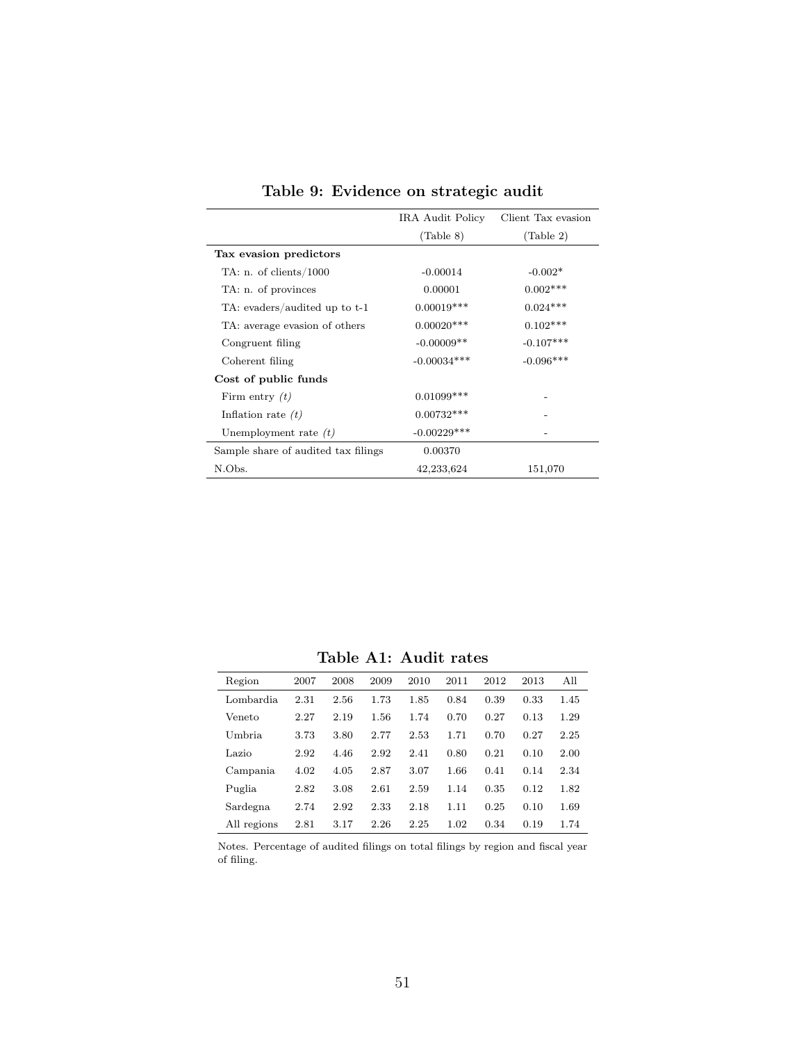**Table 9: Evidence on strategic audit**

| | IRA Audit Policy (Table 8) | Client Tax evasion (Table 2) |
|---|---|---|
| **Tax evasion predictors** | | |
| TA: n. of clients/1000 | -0.00014 | -0.002* |
| TA: n. of provinces | 0.00001 | 0.002*** |
| TA: evaders/audited up to t-1 | 0.00019*** | 0.024*** |
| TA: average evasion of others | 0.00020*** | 0.102*** |
| Congruent filing | -0.00009** | -0.107*** |
| Coherent filing | -0.00034*** | -0.096*** |
| **Cost of public funds** | | |
| Firm entry *(t)* | 0.01099*** | - |
| Inflation rate *(t)* | 0.00732*** | - |
| Unemployment rate *(t)* | -0.00229*** | - |
| Sample share of audited tax filings | 0.00370 | |
| N.Obs. | 42,233,624 | 151,070 |

**Table A1: Audit rates**

| Region | 2007 | 2008 | 2009 | 2010 | 2011 | 2012 | 2013 | All |
|---|---|---|---|---|---|---|---|---|
| Lombardia | 2.31 | 2.56 | 1.73 | 1.85 | 0.84 | 0.39 | 0.33 | 1.45 |
| Veneto | 2.27 | 2.19 | 1.56 | 1.74 | 0.70 | 0.27 | 0.13 | 1.29 |
| Umbria | 3.73 | 3.80 | 2.77 | 2.53 | 1.71 | 0.70 | 0.27 | 2.25 |
| Lazio | 2.92 | 4.46 | 2.92 | 2.41 | 0.80 | 0.21 | 0.10 | 2.00 |
| Campania | 4.02 | 4.05 | 2.87 | 3.07 | 1.66 | 0.41 | 0.14 | 2.34 |
| Puglia | 2.82 | 3.08 | 2.61 | 2.59 | 1.14 | 0.35 | 0.12 | 1.82 |
| Sardegna | 2.74 | 2.92 | 2.33 | 2.18 | 1.11 | 0.25 | 0.10 | 1.69 |
| All regions | 2.81 | 3.17 | 2.26 | 2.25 | 1.02 | 0.34 | 0.19 | 1.74 |

Notes. Percentage of audited filings on total filings by region and fiscal year of filing.